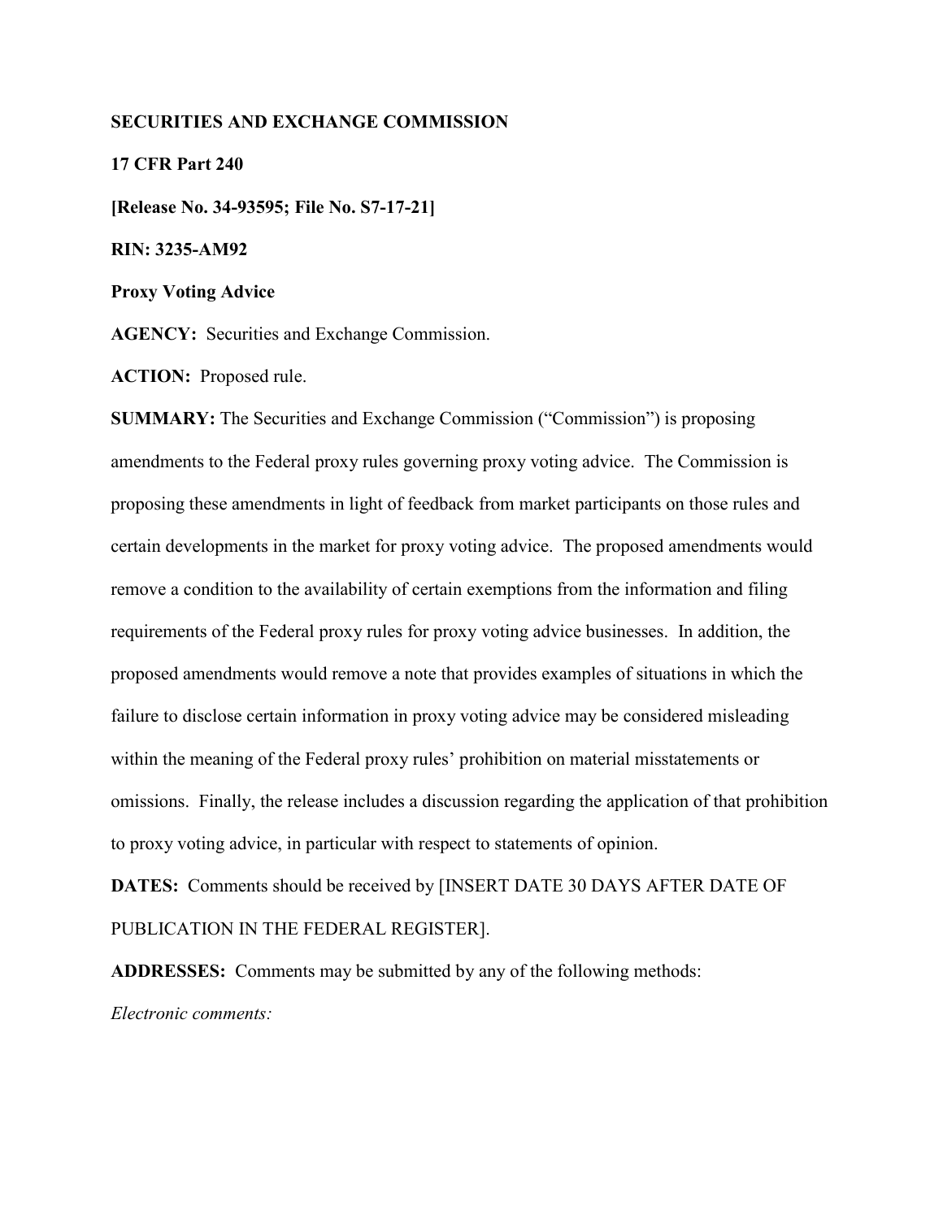**SECURITIES AND EXCHANGE COMMISSION**

**17 CFR Part 240**

**[Release No. 34-93595; File No. S7-17-21]**

**RIN: 3235-AM92**

**Proxy Voting Advice**

**AGENCY:** Securities and Exchange Commission.

**ACTION:** Proposed rule.

**SUMMARY:** The Securities and Exchange Commission ("Commission") is proposing amendments to the Federal proxy rules governing proxy voting advice. The Commission is proposing these amendments in light of feedback from market participants on those rules and certain developments in the market for proxy voting advice. The proposed amendments would remove a condition to the availability of certain exemptions from the information and filing requirements of the Federal proxy rules for proxy voting advice businesses. In addition, the proposed amendments would remove a note that provides examples of situations in which the failure to disclose certain information in proxy voting advice may be considered misleading within the meaning of the Federal proxy rules' prohibition on material misstatements or omissions. Finally, the release includes a discussion regarding the application of that prohibition to proxy voting advice, in particular with respect to statements of opinion.

**DATES:** Comments should be received by [INSERT DATE 30 DAYS AFTER DATE OF PUBLICATION IN THE FEDERAL REGISTER].

**ADDRESSES:** Comments may be submitted by any of the following methods:

*Electronic comments:*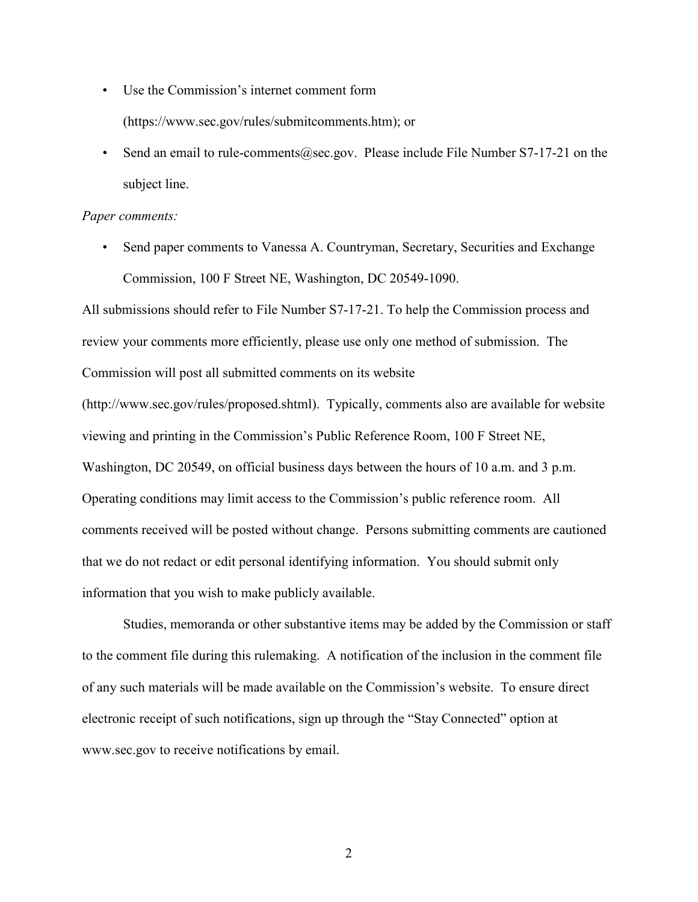- Use the Commission's internet comment form (https://www.sec.gov/rules/submitcomments.htm); or
- Send an email to rule-comments@sec.gov. Please include File Number S7-17-21 on the subject line.

*Paper comments:*

- Send paper comments to Vanessa A. Countryman, Secretary, Securities and Exchange Commission, 100 F Street NE, Washington, DC 20549-1090.

All submissions should refer to File Number S7-17-21. To help the Commission process and review your comments more efficiently, please use only one method of submission. The Commission will post all submitted comments on its website (http://www.sec.gov/rules/proposed.shtml). Typically, comments also are available for website viewing and printing in the Commission's Public Reference Room, 100 F Street NE, Washington, DC 20549, on official business days between the hours of 10 a.m. and 3 p.m. Operating conditions may limit access to the Commission's public reference room. All comments received will be posted without change. Persons submitting comments are cautioned that we do not redact or edit personal identifying information. You should submit only information that you wish to make publicly available.

Studies, memoranda or other substantive items may be added by the Commission or staff to the comment file during this rulemaking. A notification of the inclusion in the comment file of any such materials will be made available on the Commission's website. To ensure direct electronic receipt of such notifications, sign up through the "Stay Connected" option at www.sec.gov to receive notifications by email.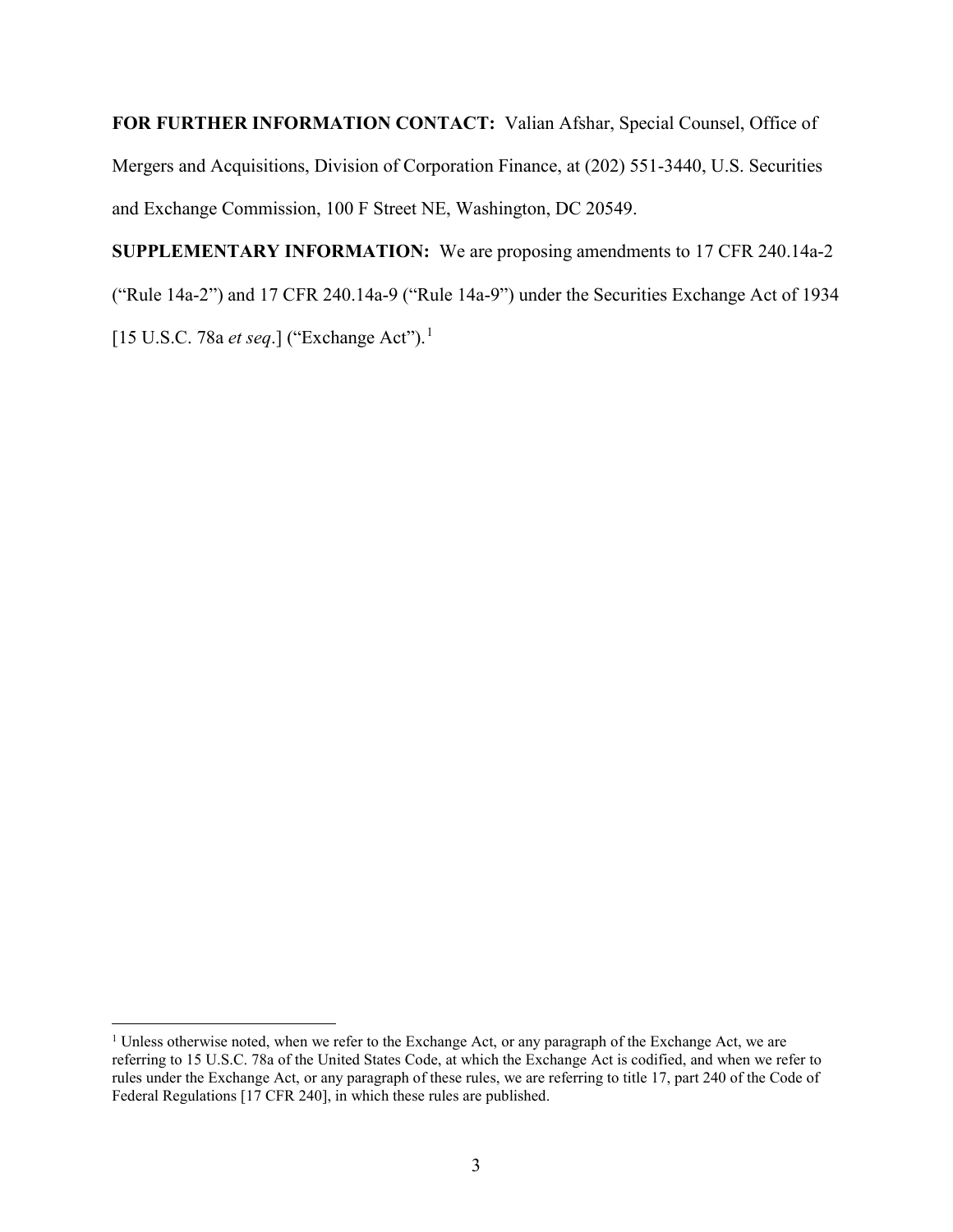**FOR FURTHER INFORMATION CONTACT:** Valian Afshar, Special Counsel, Office of Mergers and Acquisitions, Division of Corporation Finance, at (202) 551-3440, U.S. Securities and Exchange Commission, 100 F Street NE, Washington, DC 20549.

**SUPPLEMENTARY INFORMATION:** We are proposing amendments to 17 CFR 240.14a-2 ("Rule 14a-2") and 17 CFR 240.14a-9 ("Rule 14a-9") under the Securities Exchange Act of 1934 [15 U.S.C. 78a *et seq*.] ("Exchange Act").[1]

---

[1] Unless otherwise noted, when we refer to the Exchange Act, or any paragraph of the Exchange Act, we are referring to 15 U.S.C. 78a of the United States Code, at which the Exchange Act is codified, and when we refer to rules under the Exchange Act, or any paragraph of these rules, we are referring to title 17, part 240 of the Code of Federal Regulations [17 CFR 240], in which these rules are published.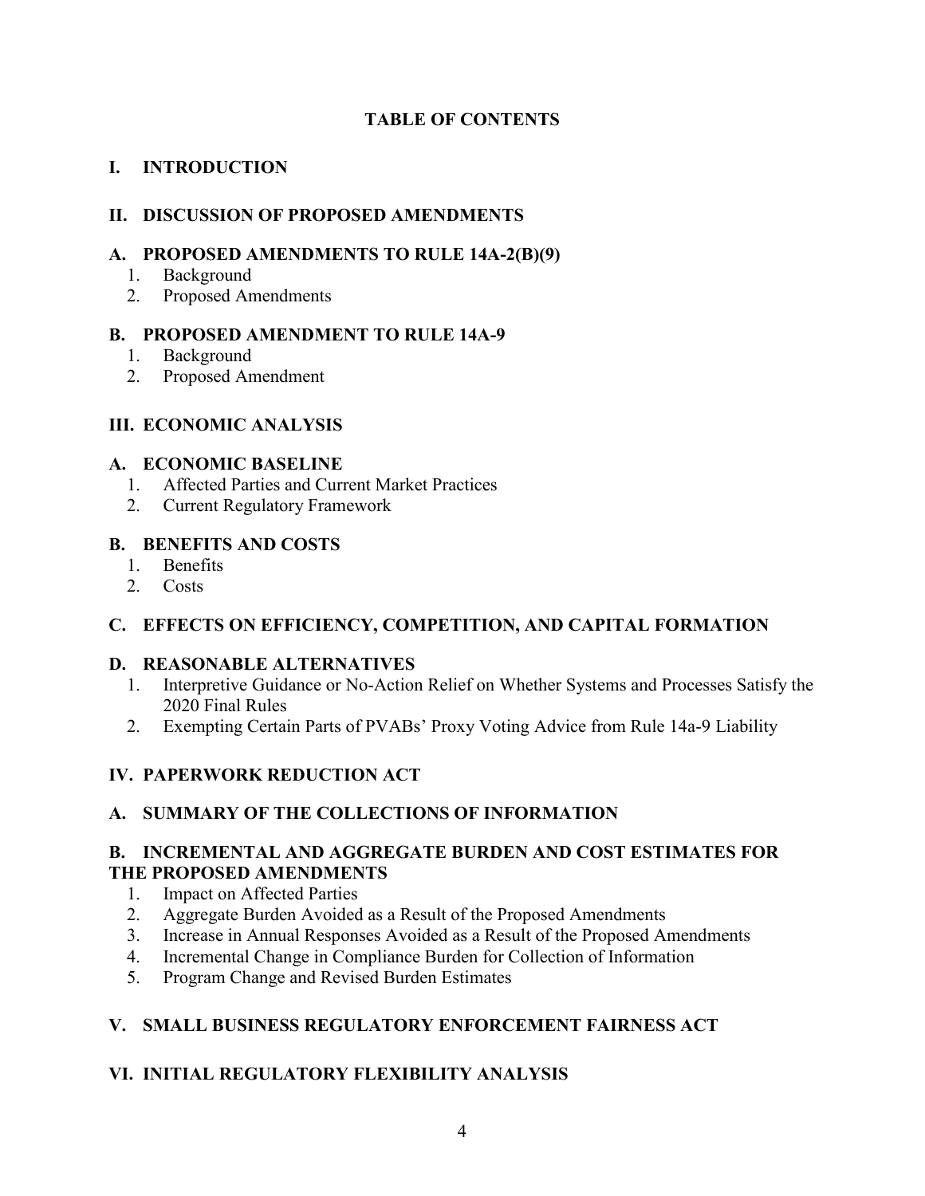# TABLE OF CONTENTS

## I. INTRODUCTION

## II. DISCUSSION OF PROPOSED AMENDMENTS

### A. PROPOSED AMENDMENTS TO RULE 14A-2(B)(9)

1. Background
2. Proposed Amendments

### B. PROPOSED AMENDMENT TO RULE 14A-9

1. Background
2. Proposed Amendment

## III. ECONOMIC ANALYSIS

### A. ECONOMIC BASELINE

1. Affected Parties and Current Market Practices
2. Current Regulatory Framework

### B. BENEFITS AND COSTS

1. Benefits
2. Costs

### C. EFFECTS ON EFFICIENCY, COMPETITION, AND CAPITAL FORMATION

### D. REASONABLE ALTERNATIVES

1. Interpretive Guidance or No-Action Relief on Whether Systems and Processes Satisfy the 2020 Final Rules
2. Exempting Certain Parts of PVABs' Proxy Voting Advice from Rule 14a-9 Liability

## IV. PAPERWORK REDUCTION ACT

### A. SUMMARY OF THE COLLECTIONS OF INFORMATION

### B. INCREMENTAL AND AGGREGATE BURDEN AND COST ESTIMATES FOR THE PROPOSED AMENDMENTS

1. Impact on Affected Parties
2. Aggregate Burden Avoided as a Result of the Proposed Amendments
3. Increase in Annual Responses Avoided as a Result of the Proposed Amendments
4. Incremental Change in Compliance Burden for Collection of Information
5. Program Change and Revised Burden Estimates

## V. SMALL BUSINESS REGULATORY ENFORCEMENT FAIRNESS ACT

## VI. INITIAL REGULATORY FLEXIBILITY ANALYSIS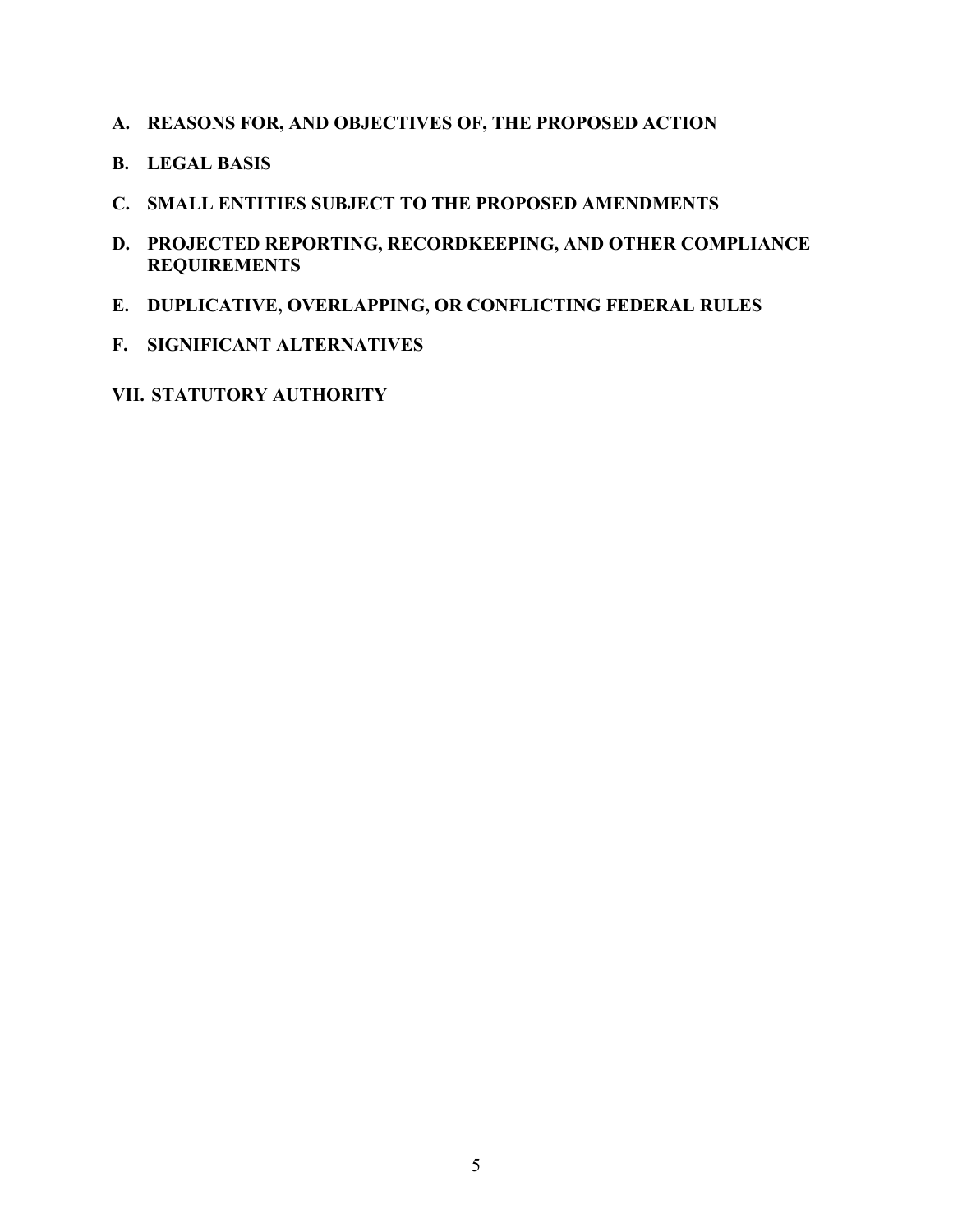- **A. REASONS FOR, AND OBJECTIVES OF, THE PROPOSED ACTION**
- **B. LEGAL BASIS**
- **C. SMALL ENTITIES SUBJECT TO THE PROPOSED AMENDMENTS**
- **D. PROJECTED REPORTING, RECORDKEEPING, AND OTHER COMPLIANCE REQUIREMENTS**
- **E. DUPLICATIVE, OVERLAPPING, OR CONFLICTING FEDERAL RULES**
- **F. SIGNIFICANT ALTERNATIVES**

**VII. STATUTORY AUTHORITY**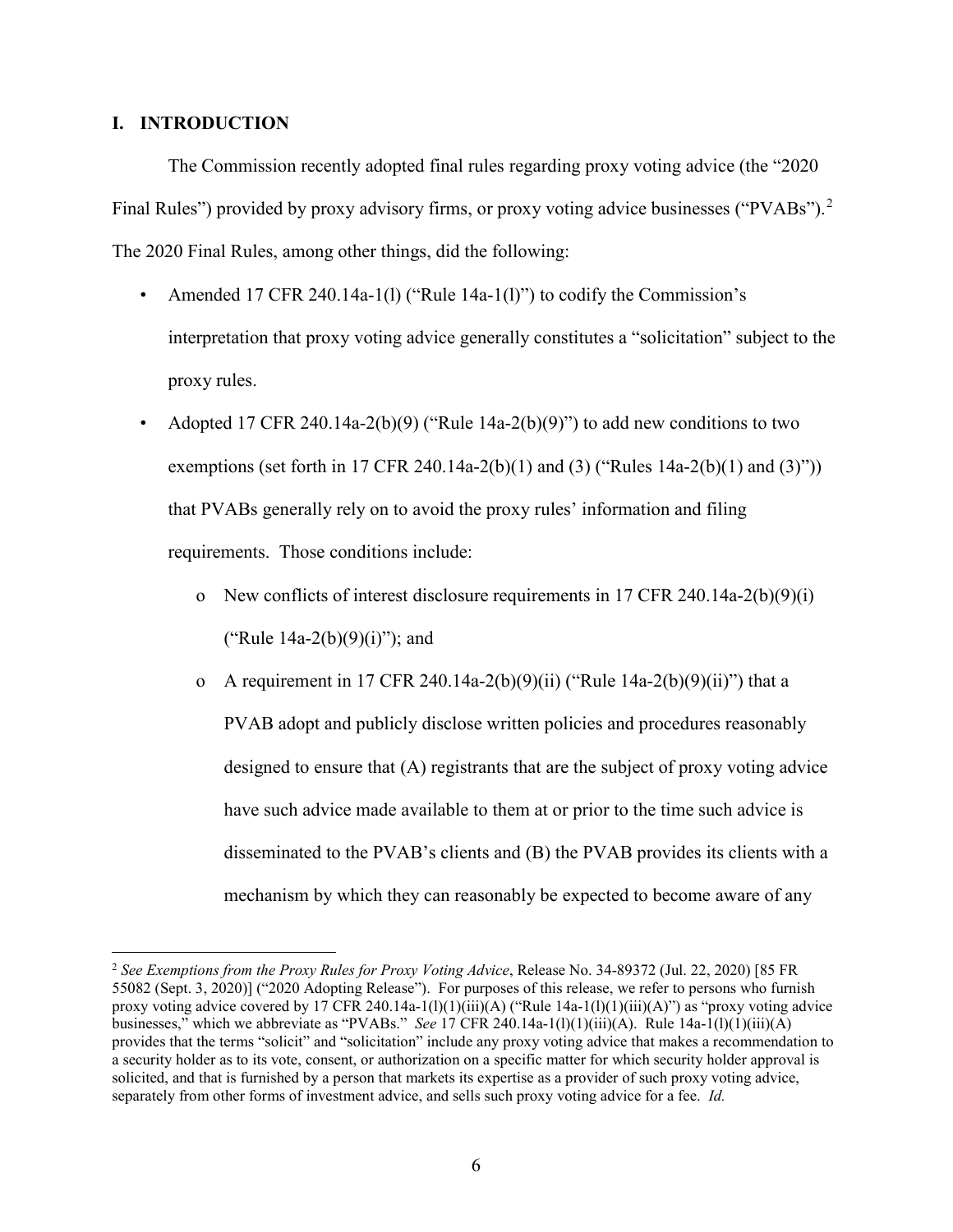## I. INTRODUCTION

The Commission recently adopted final rules regarding proxy voting advice (the "2020 Final Rules") provided by proxy advisory firms, or proxy voting advice businesses ("PVABs").[2] The 2020 Final Rules, among other things, did the following:

- Amended 17 CFR 240.14a-1(l) ("Rule 14a-1(l)") to codify the Commission's interpretation that proxy voting advice generally constitutes a "solicitation" subject to the proxy rules.
- Adopted 17 CFR 240.14a-2(b)(9) ("Rule 14a-2(b)(9)") to add new conditions to two exemptions (set forth in 17 CFR 240.14a-2(b)(1) and (3) ("Rules 14a-2(b)(1) and (3)")) that PVABs generally rely on to avoid the proxy rules' information and filing requirements. Those conditions include:
    - New conflicts of interest disclosure requirements in 17 CFR 240.14a-2(b)(9)(i) ("Rule 14a-2(b)(9)(i)"); and
    - A requirement in 17 CFR 240.14a-2(b)(9)(ii) ("Rule 14a-2(b)(9)(ii)") that a PVAB adopt and publicly disclose written policies and procedures reasonably designed to ensure that (A) registrants that are the subject of proxy voting advice have such advice made available to them at or prior to the time such advice is disseminated to the PVAB's clients and (B) the PVAB provides its clients with a mechanism by which they can reasonably be expected to become aware of any

---

[2] *See Exemptions from the Proxy Rules for Proxy Voting Advice*, Release No. 34-89372 (Jul. 22, 2020) [85 FR 55082 (Sept. 3, 2020)] ("2020 Adopting Release"). For purposes of this release, we refer to persons who furnish proxy voting advice covered by 17 CFR 240.14a-1(l)(1)(iii)(A) ("Rule 14a-1(l)(1)(iii)(A)") as "proxy voting advice businesses," which we abbreviate as "PVABs." *See* 17 CFR 240.14a-1(l)(1)(iii)(A). Rule 14a-1(l)(1)(iii)(A) provides that the terms "solicit" and "solicitation" include any proxy voting advice that makes a recommendation to a security holder as to its vote, consent, or authorization on a specific matter for which security holder approval is solicited, and that is furnished by a person that markets its expertise as a provider of such proxy voting advice, separately from other forms of investment advice, and sells such proxy voting advice for a fee. *Id.*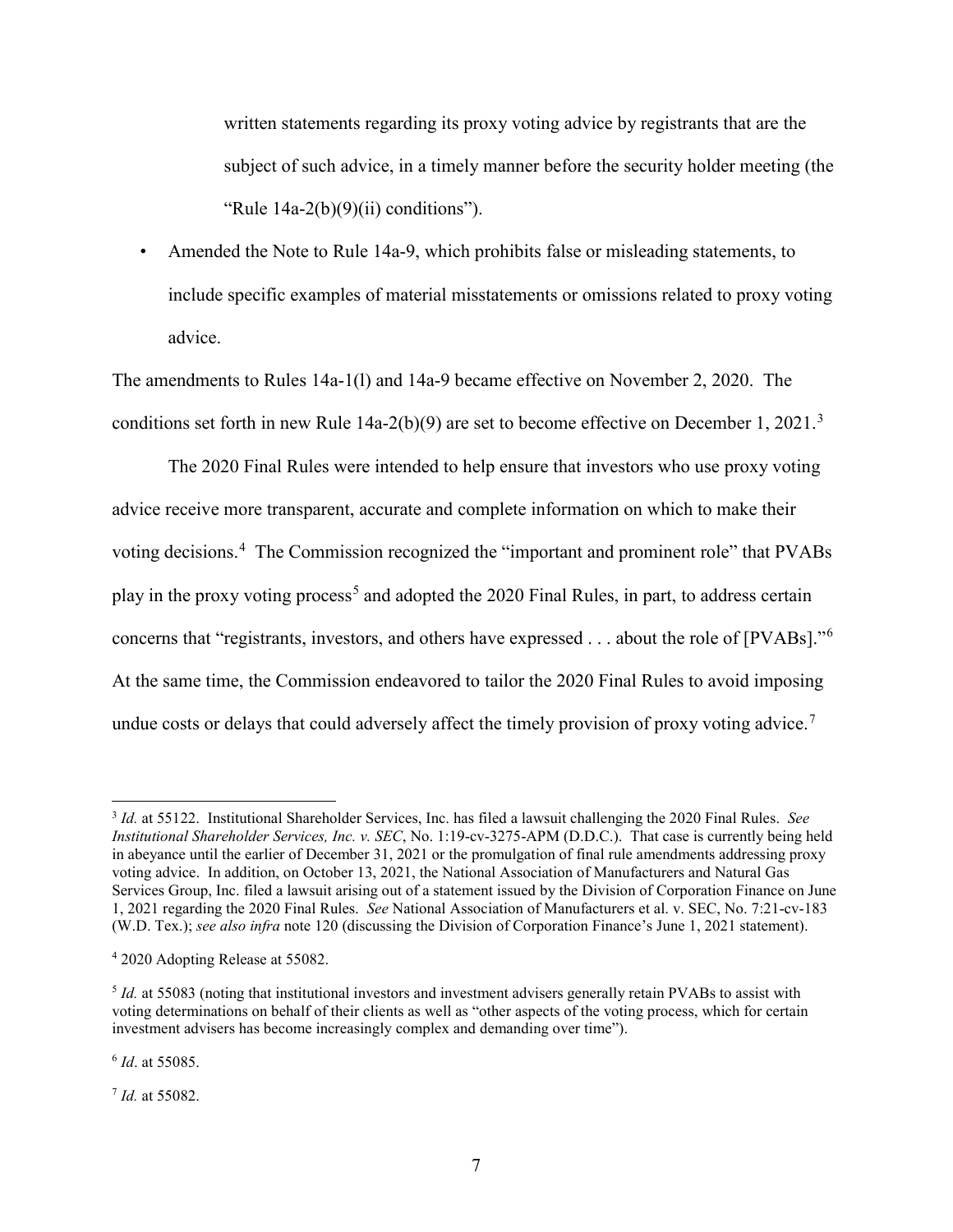written statements regarding its proxy voting advice by registrants that are the subject of such advice, in a timely manner before the security holder meeting (the "Rule 14a-2(b)(9)(ii) conditions").

- Amended the Note to Rule 14a-9, which prohibits false or misleading statements, to include specific examples of material misstatements or omissions related to proxy voting advice.

The amendments to Rules 14a-1(l) and 14a-9 became effective on November 2, 2020. The conditions set forth in new Rule 14a-2(b)(9) are set to become effective on December 1, 2021.[3]

The 2020 Final Rules were intended to help ensure that investors who use proxy voting advice receive more transparent, accurate and complete information on which to make their voting decisions.[4] The Commission recognized the "important and prominent role" that PVABs play in the proxy voting process[5] and adopted the 2020 Final Rules, in part, to address certain concerns that "registrants, investors, and others have expressed . . . about the role of [PVABs]."[6] At the same time, the Commission endeavored to tailor the 2020 Final Rules to avoid imposing undue costs or delays that could adversely affect the timely provision of proxy voting advice.[7]

---

[3] *Id.* at 55122. Institutional Shareholder Services, Inc. has filed a lawsuit challenging the 2020 Final Rules. *See Institutional Shareholder Services, Inc. v. SEC*, No. 1:19-cv-3275-APM (D.D.C.). That case is currently being held in abeyance until the earlier of December 31, 2021 or the promulgation of final rule amendments addressing proxy voting advice. In addition, on October 13, 2021, the National Association of Manufacturers and Natural Gas Services Group, Inc. filed a lawsuit arising out of a statement issued by the Division of Corporation Finance on June 1, 2021 regarding the 2020 Final Rules. *See* National Association of Manufacturers et al. v. SEC, No. 7:21-cv-183 (W.D. Tex.); *see also infra* note 120 (discussing the Division of Corporation Finance's June 1, 2021 statement).

[4] 2020 Adopting Release at 55082.

[5] *Id.* at 55083 (noting that institutional investors and investment advisers generally retain PVABs to assist with voting determinations on behalf of their clients as well as "other aspects of the voting process, which for certain investment advisers has become increasingly complex and demanding over time").

[6] *Id*. at 55085.

[7] *Id.* at 55082.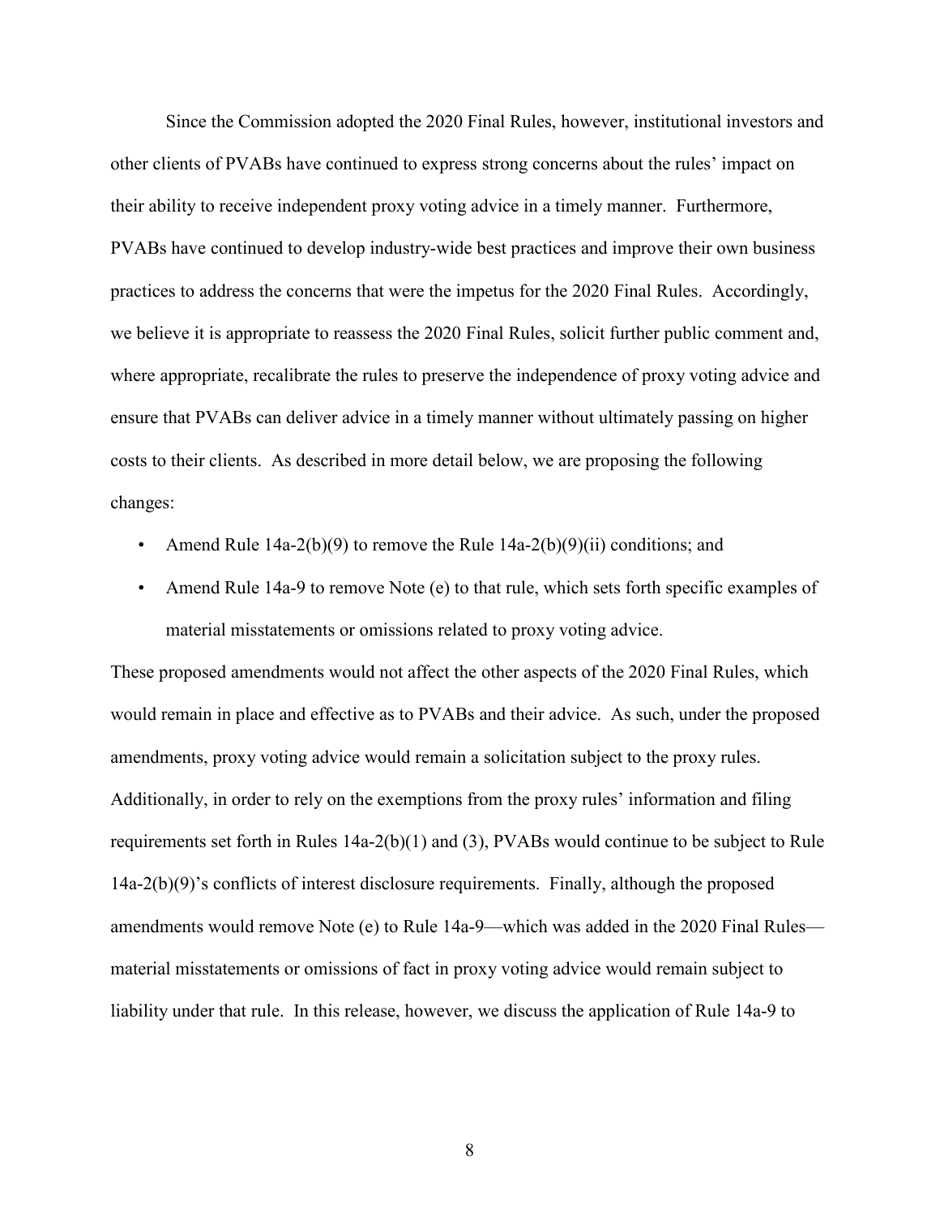Since the Commission adopted the 2020 Final Rules, however, institutional investors and other clients of PVABs have continued to express strong concerns about the rules' impact on their ability to receive independent proxy voting advice in a timely manner. Furthermore, PVABs have continued to develop industry-wide best practices and improve their own business practices to address the concerns that were the impetus for the 2020 Final Rules. Accordingly, we believe it is appropriate to reassess the 2020 Final Rules, solicit further public comment and, where appropriate, recalibrate the rules to preserve the independence of proxy voting advice and ensure that PVABs can deliver advice in a timely manner without ultimately passing on higher costs to their clients. As described in more detail below, we are proposing the following changes:

- Amend Rule 14a-2(b)(9) to remove the Rule 14a-2(b)(9)(ii) conditions; and
- Amend Rule 14a-9 to remove Note (e) to that rule, which sets forth specific examples of material misstatements or omissions related to proxy voting advice.

These proposed amendments would not affect the other aspects of the 2020 Final Rules, which would remain in place and effective as to PVABs and their advice. As such, under the proposed amendments, proxy voting advice would remain a solicitation subject to the proxy rules. Additionally, in order to rely on the exemptions from the proxy rules' information and filing requirements set forth in Rules 14a-2(b)(1) and (3), PVABs would continue to be subject to Rule 14a-2(b)(9)'s conflicts of interest disclosure requirements. Finally, although the proposed amendments would remove Note (e) to Rule 14a-9—which was added in the 2020 Final Rules—material misstatements or omissions of fact in proxy voting advice would remain subject to liability under that rule. In this release, however, we discuss the application of Rule 14a-9 to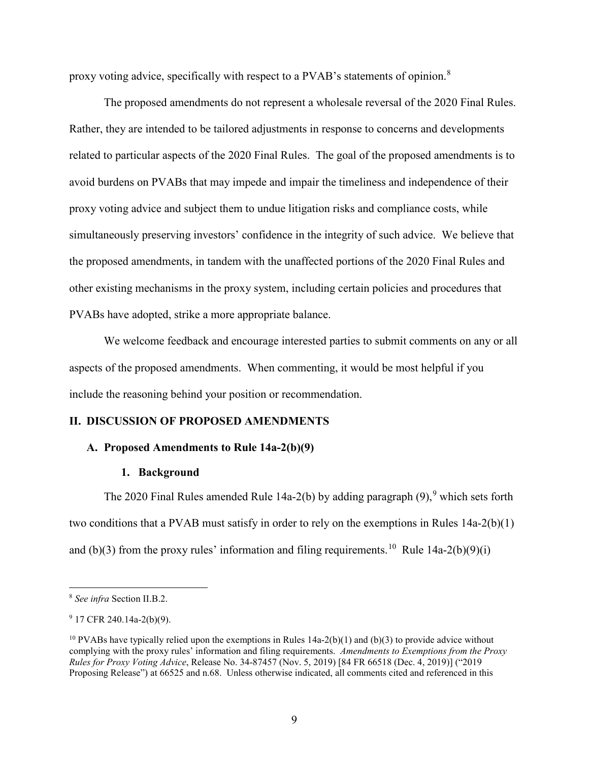proxy voting advice, specifically with respect to a PVAB's statements of opinion.[8]

The proposed amendments do not represent a wholesale reversal of the 2020 Final Rules. Rather, they are intended to be tailored adjustments in response to concerns and developments related to particular aspects of the 2020 Final Rules. The goal of the proposed amendments is to avoid burdens on PVABs that may impede and impair the timeliness and independence of their proxy voting advice and subject them to undue litigation risks and compliance costs, while simultaneously preserving investors' confidence in the integrity of such advice. We believe that the proposed amendments, in tandem with the unaffected portions of the 2020 Final Rules and other existing mechanisms in the proxy system, including certain policies and procedures that PVABs have adopted, strike a more appropriate balance.

We welcome feedback and encourage interested parties to submit comments on any or all aspects of the proposed amendments. When commenting, it would be most helpful if you include the reasoning behind your position or recommendation.

## II. DISCUSSION OF PROPOSED AMENDMENTS

### A. Proposed Amendments to Rule 14a-2(b)(9)

#### 1. Background

The 2020 Final Rules amended Rule 14a-2(b) by adding paragraph (9),[9] which sets forth two conditions that a PVAB must satisfy in order to rely on the exemptions in Rules 14a-2(b)(1) and (b)(3) from the proxy rules' information and filing requirements.[10] Rule 14a-2(b)(9)(i)

---

[8] *See infra* Section II.B.2.

[9] 17 CFR 240.14a-2(b)(9).

[10] PVABs have typically relied upon the exemptions in Rules 14a-2(b)(1) and (b)(3) to provide advice without complying with the proxy rules' information and filing requirements. *Amendments to Exemptions from the Proxy Rules for Proxy Voting Advice*, Release No. 34-87457 (Nov. 5, 2019) [84 FR 66518 (Dec. 4, 2019)] ("2019 Proposing Release") at 66525 and n.68. Unless otherwise indicated, all comments cited and referenced in this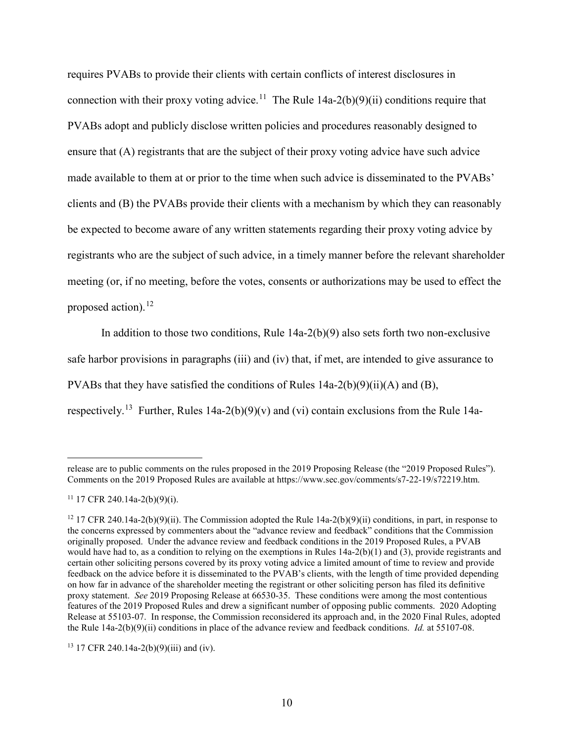requires PVABs to provide their clients with certain conflicts of interest disclosures in connection with their proxy voting advice.[11] The Rule 14a-2(b)(9)(ii) conditions require that PVABs adopt and publicly disclose written policies and procedures reasonably designed to ensure that (A) registrants that are the subject of their proxy voting advice have such advice made available to them at or prior to the time when such advice is disseminated to the PVABs' clients and (B) the PVABs provide their clients with a mechanism by which they can reasonably be expected to become aware of any written statements regarding their proxy voting advice by registrants who are the subject of such advice, in a timely manner before the relevant shareholder meeting (or, if no meeting, before the votes, consents or authorizations may be used to effect the proposed action).[12]

In addition to those two conditions, Rule 14a-2(b)(9) also sets forth two non-exclusive safe harbor provisions in paragraphs (iii) and (iv) that, if met, are intended to give assurance to PVABs that they have satisfied the conditions of Rules 14a-2(b)(9)(ii)(A) and (B), respectively.[13] Further, Rules 14a-2(b)(9)(v) and (vi) contain exclusions from the Rule 14a-

---

release are to public comments on the rules proposed in the 2019 Proposing Release (the "2019 Proposed Rules"). Comments on the 2019 Proposed Rules are available at https://www.sec.gov/comments/s7-22-19/s72219.htm.

[11] 17 CFR 240.14a-2(b)(9)(i).

[12] 17 CFR 240.14a-2(b)(9)(ii). The Commission adopted the Rule 14a-2(b)(9)(ii) conditions, in part, in response to the concerns expressed by commenters about the "advance review and feedback" conditions that the Commission originally proposed. Under the advance review and feedback conditions in the 2019 Proposed Rules, a PVAB would have had to, as a condition to relying on the exemptions in Rules 14a-2(b)(1) and (3), provide registrants and certain other soliciting persons covered by its proxy voting advice a limited amount of time to review and provide feedback on the advice before it is disseminated to the PVAB's clients, with the length of time provided depending on how far in advance of the shareholder meeting the registrant or other soliciting person has filed its definitive proxy statement. *See* 2019 Proposing Release at 66530-35. These conditions were among the most contentious features of the 2019 Proposed Rules and drew a significant number of opposing public comments. 2020 Adopting Release at 55103-07. In response, the Commission reconsidered its approach and, in the 2020 Final Rules, adopted the Rule 14a-2(b)(9)(ii) conditions in place of the advance review and feedback conditions. *Id.* at 55107-08.

[13] 17 CFR 240.14a-2(b)(9)(iii) and (iv).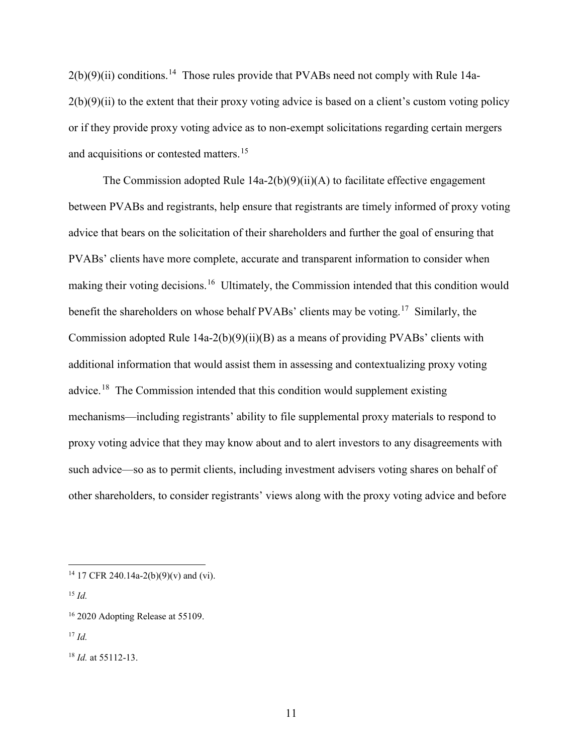2(b)(9)(ii) conditions.[14] Those rules provide that PVABs need not comply with Rule 14a-2(b)(9)(ii) to the extent that their proxy voting advice is based on a client's custom voting policy or if they provide proxy voting advice as to non-exempt solicitations regarding certain mergers and acquisitions or contested matters.[15]

The Commission adopted Rule 14a-2(b)(9)(ii)(A) to facilitate effective engagement between PVABs and registrants, help ensure that registrants are timely informed of proxy voting advice that bears on the solicitation of their shareholders and further the goal of ensuring that PVABs' clients have more complete, accurate and transparent information to consider when making their voting decisions.[16] Ultimately, the Commission intended that this condition would benefit the shareholders on whose behalf PVABs' clients may be voting.[17] Similarly, the Commission adopted Rule 14a-2(b)(9)(ii)(B) as a means of providing PVABs' clients with additional information that would assist them in assessing and contextualizing proxy voting advice.[18] The Commission intended that this condition would supplement existing mechanisms—including registrants' ability to file supplemental proxy materials to respond to proxy voting advice that they may know about and to alert investors to any disagreements with such advice—so as to permit clients, including investment advisers voting shares on behalf of other shareholders, to consider registrants' views along with the proxy voting advice and before

---

[14] 17 CFR 240.14a-2(b)(9)(v) and (vi).

[15] *Id.*

[16] 2020 Adopting Release at 55109.

[17] *Id.*

[18] *Id.* at 55112-13.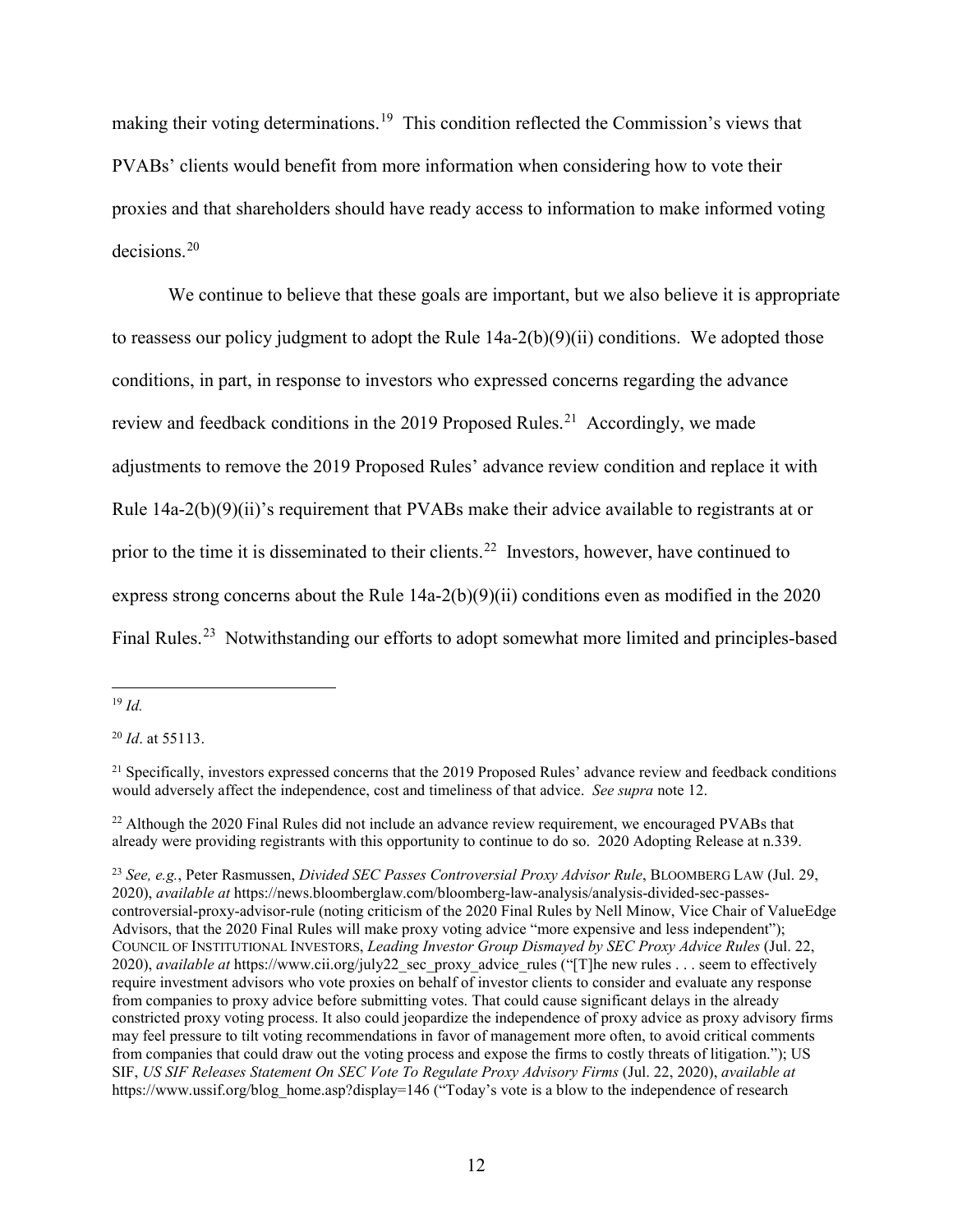making their voting determinations.[19] This condition reflected the Commission's views that PVABs' clients would benefit from more information when considering how to vote their proxies and that shareholders should have ready access to information to make informed voting decisions.[20]

We continue to believe that these goals are important, but we also believe it is appropriate to reassess our policy judgment to adopt the Rule 14a-2(b)(9)(ii) conditions. We adopted those conditions, in part, in response to investors who expressed concerns regarding the advance review and feedback conditions in the 2019 Proposed Rules.[21] Accordingly, we made adjustments to remove the 2019 Proposed Rules' advance review condition and replace it with Rule 14a-2(b)(9)(ii)'s requirement that PVABs make their advice available to registrants at or prior to the time it is disseminated to their clients.[22] Investors, however, have continued to express strong concerns about the Rule 14a-2(b)(9)(ii) conditions even as modified in the 2020 Final Rules.[23] Notwithstanding our efforts to adopt somewhat more limited and principles-based

---

[19] *Id.*

[20] *Id*. at 55113.

[21] Specifically, investors expressed concerns that the 2019 Proposed Rules' advance review and feedback conditions would adversely affect the independence, cost and timeliness of that advice. *See supra* note 12.

[22] Although the 2020 Final Rules did not include an advance review requirement, we encouraged PVABs that already were providing registrants with this opportunity to continue to do so. 2020 Adopting Release at n.339.

[23] *See, e.g.*, Peter Rasmussen, *Divided SEC Passes Controversial Proxy Advisor Rule*, BLOOMBERG LAW (Jul. 29, 2020), *available at* https://news.bloomberglaw.com/bloomberg-law-analysis/analysis-divided-sec-passes-controversial-proxy-advisor-rule (noting criticism of the 2020 Final Rules by Nell Minow, Vice Chair of ValueEdge Advisors, that the 2020 Final Rules will make proxy voting advice "more expensive and less independent"); COUNCIL OF INSTITUTIONAL INVESTORS, *Leading Investor Group Dismayed by SEC Proxy Advice Rules* (Jul. 22, 2020), *available at* https://www.cii.org/july22_sec_proxy_advice_rules ("[T]he new rules . . . seem to effectively require investment advisors who vote proxies on behalf of investor clients to consider and evaluate any response from companies to proxy advice before submitting votes. That could cause significant delays in the already constricted proxy voting process. It also could jeopardize the independence of proxy advice as proxy advisory firms may feel pressure to tilt voting recommendations in favor of management more often, to avoid critical comments from companies that could draw out the voting process and expose the firms to costly threats of litigation."); US SIF, *US SIF Releases Statement On SEC Vote To Regulate Proxy Advisory Firms* (Jul. 22, 2020), *available at* https://www.ussif.org/blog_home.asp?display=146 ("Today's vote is a blow to the independence of research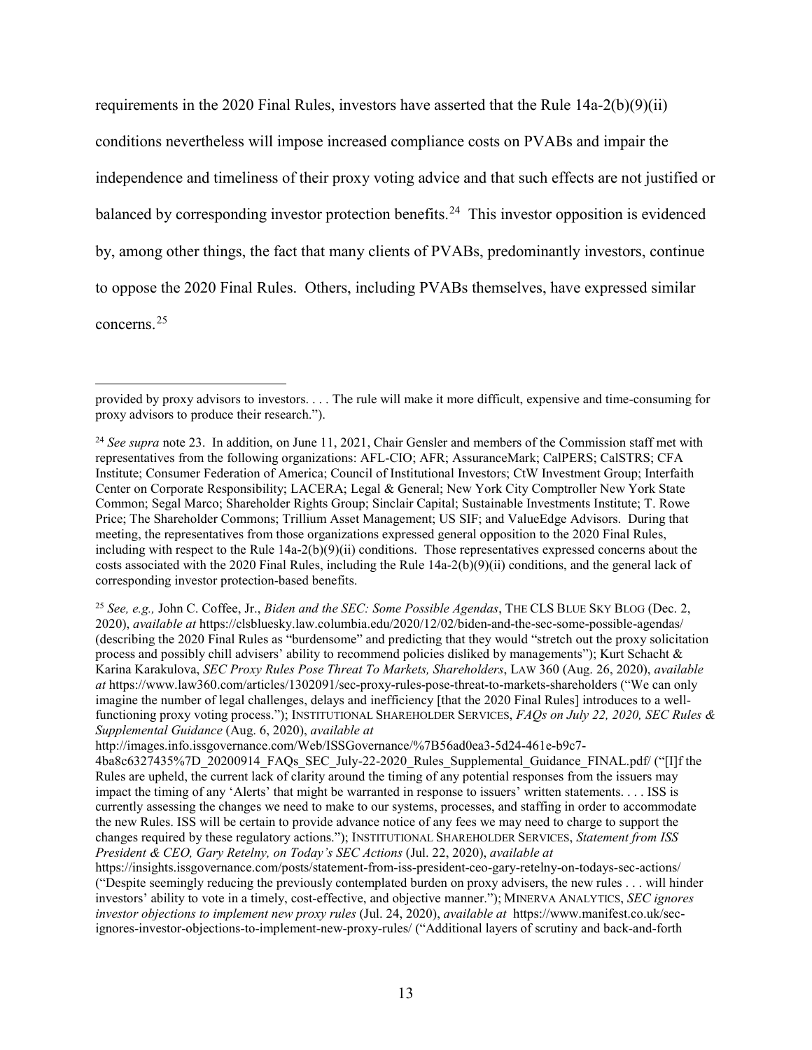requirements in the 2020 Final Rules, investors have asserted that the Rule 14a-2(b)(9)(ii) conditions nevertheless will impose increased compliance costs on PVABs and impair the independence and timeliness of their proxy voting advice and that such effects are not justified or balanced by corresponding investor protection benefits.[24] This investor opposition is evidenced by, among other things, the fact that many clients of PVABs, predominantly investors, continue to oppose the 2020 Final Rules. Others, including PVABs themselves, have expressed similar concerns.[25]

---

provided by proxy advisors to investors. . . . The rule will make it more difficult, expensive and time-consuming for proxy advisors to produce their research.").

[24] *See supra* note 23. In addition, on June 11, 2021, Chair Gensler and members of the Commission staff met with representatives from the following organizations: AFL-CIO; AFR; AssuranceMark; CalPERS; CalSTRS; CFA Institute; Consumer Federation of America; Council of Institutional Investors; CtW Investment Group; Interfaith Center on Corporate Responsibility; LACERA; Legal & General; New York City Comptroller New York State Common; Segal Marco; Shareholder Rights Group; Sinclair Capital; Sustainable Investments Institute; T. Rowe Price; The Shareholder Commons; Trillium Asset Management; US SIF; and ValueEdge Advisors. During that meeting, the representatives from those organizations expressed general opposition to the 2020 Final Rules, including with respect to the Rule 14a-2(b)(9)(ii) conditions. Those representatives expressed concerns about the costs associated with the 2020 Final Rules, including the Rule 14a-2(b)(9)(ii) conditions, and the general lack of corresponding investor protection-based benefits.

[25] *See, e.g.,* John C. Coffee, Jr., *Biden and the SEC: Some Possible Agendas*, THE CLS BLUE SKY BLOG (Dec. 2, 2020), *available at* https://clsbluesky.law.columbia.edu/2020/12/02/biden-and-the-sec-some-possible-agendas/ (describing the 2020 Final Rules as "burdensome" and predicting that they would "stretch out the proxy solicitation process and possibly chill advisers' ability to recommend policies disliked by managements"); Kurt Schacht & Karina Karakulova, *SEC Proxy Rules Pose Threat To Markets, Shareholders*, LAW 360 (Aug. 26, 2020), *available at* https://www.law360.com/articles/1302091/sec-proxy-rules-pose-threat-to-markets-shareholders ("We can only imagine the number of legal challenges, delays and inefficiency [that the 2020 Final Rules] introduces to a well-functioning proxy voting process."); INSTITUTIONAL SHAREHOLDER SERVICES, *FAQs on July 22, 2020, SEC Rules & Supplemental Guidance* (Aug. 6, 2020), *available at* http://images.info.issgovernance.com/Web/ISSGovernance/%7B56ad0ea3-5d24-461e-b9c7-4ba8c6327435%7D_20200914_FAQs_SEC_July-22-2020_Rules_Supplemental_Guidance_FINAL.pdf/ ("[I]f the Rules are upheld, the current lack of clarity around the timing of any potential responses from the issuers may impact the timing of any 'Alerts' that might be warranted in response to issuers' written statements. . . . ISS is currently assessing the changes we need to make to our systems, processes, and staffing in order to accommodate the new Rules. ISS will be certain to provide advance notice of any fees we may need to charge to support the changes required by these regulatory actions."); INSTITUTIONAL SHAREHOLDER SERVICES, *Statement from ISS President & CEO, Gary Retelny, on Today's SEC Actions* (Jul. 22, 2020), *available at* https://insights.issgovernance.com/posts/statement-from-iss-president-ceo-gary-retelny-on-todays-sec-actions/ ("Despite seemingly reducing the previously contemplated burden on proxy advisers, the new rules . . . will hinder investors' ability to vote in a timely, cost-effective, and objective manner."); MINERVA ANALYTICS, *SEC ignores investor objections to implement new proxy rules* (Jul. 24, 2020), *available at* https://www.manifest.co.uk/sec-ignores-investor-objections-to-implement-new-proxy-rules/ ("Additional layers of scrutiny and back-and-forth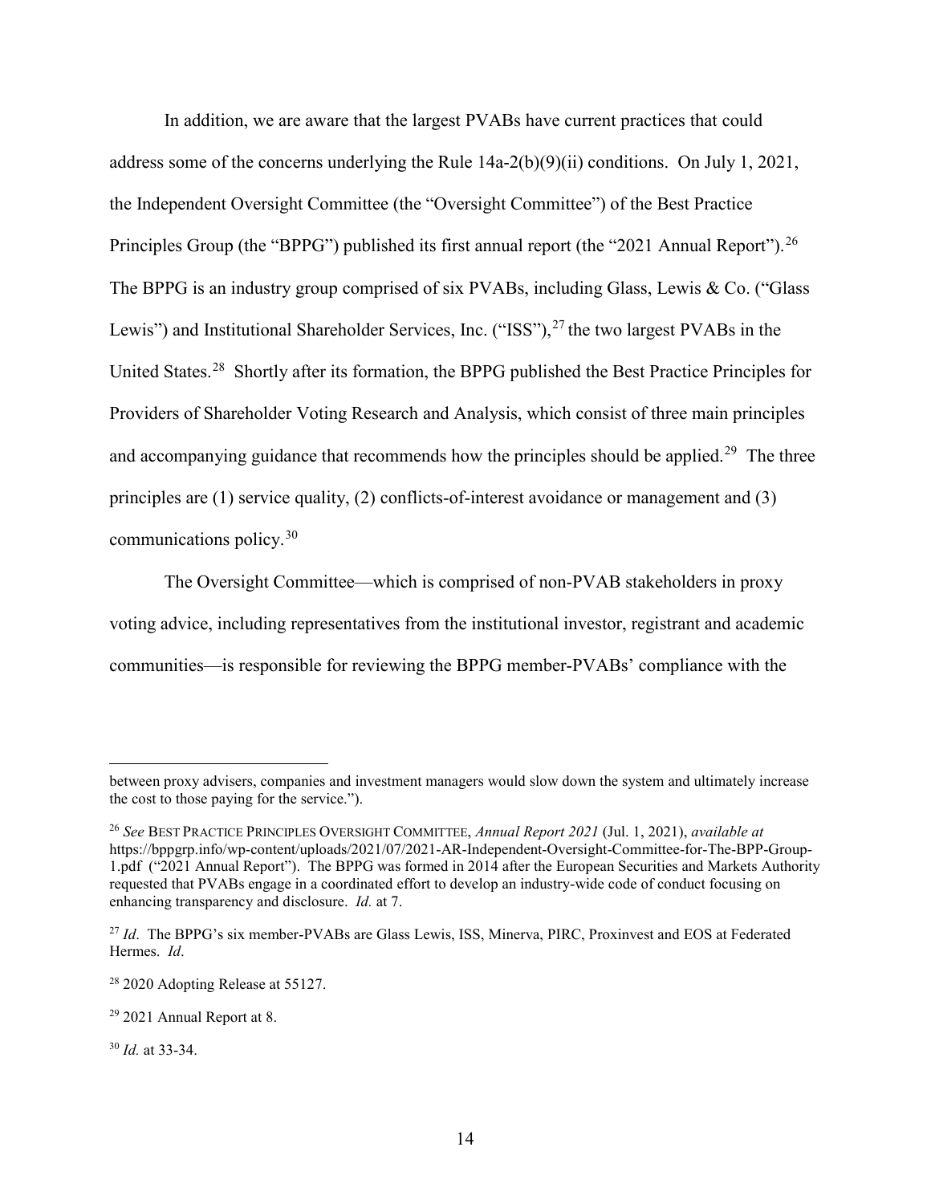In addition, we are aware that the largest PVABs have current practices that could address some of the concerns underlying the Rule 14a-2(b)(9)(ii) conditions. On July 1, 2021, the Independent Oversight Committee (the "Oversight Committee") of the Best Practice Principles Group (the "BPPG") published its first annual report (the "2021 Annual Report").[26] The BPPG is an industry group comprised of six PVABs, including Glass, Lewis & Co. ("Glass Lewis") and Institutional Shareholder Services, Inc. ("ISS"),[27] the two largest PVABs in the United States.[28] Shortly after its formation, the BPPG published the Best Practice Principles for Providers of Shareholder Voting Research and Analysis, which consist of three main principles and accompanying guidance that recommends how the principles should be applied.[29] The three principles are (1) service quality, (2) conflicts-of-interest avoidance or management and (3) communications policy.[30]

The Oversight Committee—which is comprised of non-PVAB stakeholders in proxy voting advice, including representatives from the institutional investor, registrant and academic communities—is responsible for reviewing the BPPG member-PVABs' compliance with the

---

between proxy advisers, companies and investment managers would slow down the system and ultimately increase the cost to those paying for the service.").

[26] *See* Best Practice Principles Oversight Committee, *Annual Report 2021* (Jul. 1, 2021), *available at* https://bppgrp.info/wp-content/uploads/2021/07/2021-AR-Independent-Oversight-Committee-for-The-BPP-Group-1.pdf ("2021 Annual Report"). The BPPG was formed in 2014 after the European Securities and Markets Authority requested that PVABs engage in a coordinated effort to develop an industry-wide code of conduct focusing on enhancing transparency and disclosure. *Id.* at 7.

[27] *Id*. The BPPG's six member-PVABs are Glass Lewis, ISS, Minerva, PIRC, Proxinvest and EOS at Federated Hermes. *Id*.

[28] 2020 Adopting Release at 55127.

[29] 2021 Annual Report at 8.

[30] *Id.* at 33-34.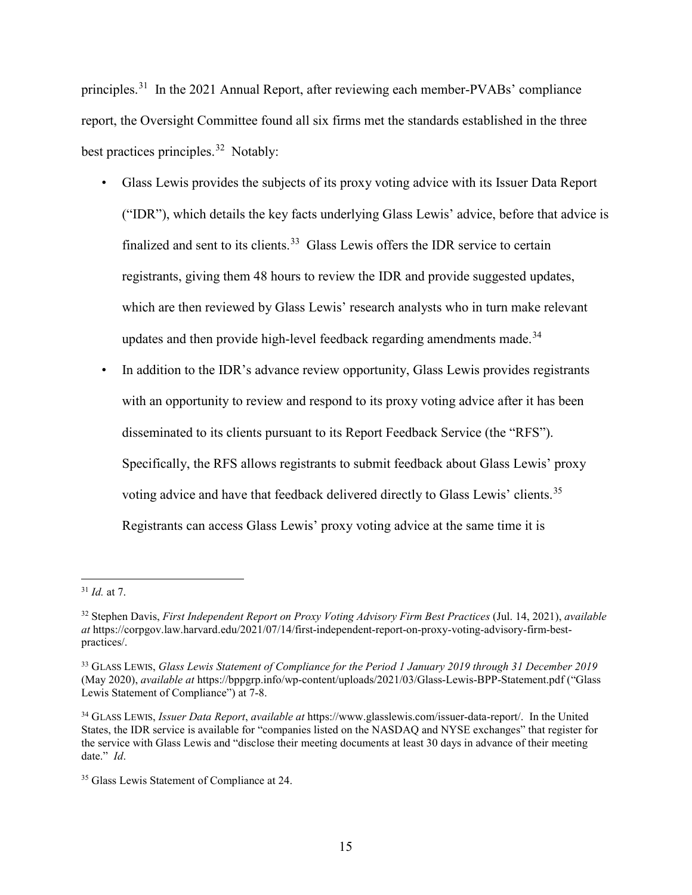principles.[31] In the 2021 Annual Report, after reviewing each member-PVABs' compliance report, the Oversight Committee found all six firms met the standards established in the three best practices principles.[32] Notably:

- Glass Lewis provides the subjects of its proxy voting advice with its Issuer Data Report ("IDR"), which details the key facts underlying Glass Lewis' advice, before that advice is finalized and sent to its clients.[33] Glass Lewis offers the IDR service to certain registrants, giving them 48 hours to review the IDR and provide suggested updates, which are then reviewed by Glass Lewis' research analysts who in turn make relevant updates and then provide high-level feedback regarding amendments made.[34]
- In addition to the IDR's advance review opportunity, Glass Lewis provides registrants with an opportunity to review and respond to its proxy voting advice after it has been disseminated to its clients pursuant to its Report Feedback Service (the "RFS"). Specifically, the RFS allows registrants to submit feedback about Glass Lewis' proxy voting advice and have that feedback delivered directly to Glass Lewis' clients.[35] Registrants can access Glass Lewis' proxy voting advice at the same time it is

---

[31] *Id.* at 7.

[32] Stephen Davis, *First Independent Report on Proxy Voting Advisory Firm Best Practices* (Jul. 14, 2021), *available at* https://corpgov.law.harvard.edu/2021/07/14/first-independent-report-on-proxy-voting-advisory-firm-best-practices/.

[33] GLASS LEWIS, *Glass Lewis Statement of Compliance for the Period 1 January 2019 through 31 December 2019* (May 2020), *available at* https://bppgrp.info/wp-content/uploads/2021/03/Glass-Lewis-BPP-Statement.pdf ("Glass Lewis Statement of Compliance") at 7-8.

[34] GLASS LEWIS, *Issuer Data Report*, *available at* https://www.glasslewis.com/issuer-data-report/. In the United States, the IDR service is available for "companies listed on the NASDAQ and NYSE exchanges" that register for the service with Glass Lewis and "disclose their meeting documents at least 30 days in advance of their meeting date." *Id*.

[35] Glass Lewis Statement of Compliance at 24.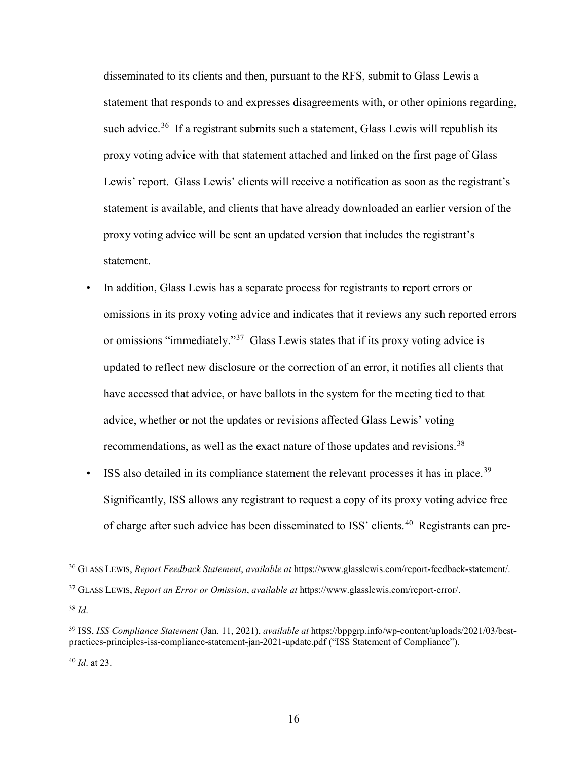disseminated to its clients and then, pursuant to the RFS, submit to Glass Lewis a statement that responds to and expresses disagreements with, or other opinions regarding, such advice.[36] If a registrant submits such a statement, Glass Lewis will republish its proxy voting advice with that statement attached and linked on the first page of Glass Lewis' report. Glass Lewis' clients will receive a notification as soon as the registrant's statement is available, and clients that have already downloaded an earlier version of the proxy voting advice will be sent an updated version that includes the registrant's statement.

- In addition, Glass Lewis has a separate process for registrants to report errors or omissions in its proxy voting advice and indicates that it reviews any such reported errors or omissions "immediately."[37] Glass Lewis states that if its proxy voting advice is updated to reflect new disclosure or the correction of an error, it notifies all clients that have accessed that advice, or have ballots in the system for the meeting tied to that advice, whether or not the updates or revisions affected Glass Lewis' voting recommendations, as well as the exact nature of those updates and revisions.[38]
- ISS also detailed in its compliance statement the relevant processes it has in place.[39] Significantly, ISS allows any registrant to request a copy of its proxy voting advice free of charge after such advice has been disseminated to ISS' clients.[40] Registrants can pre-

---

[36] Glass Lewis, *Report Feedback Statement*, *available at* https://www.glasslewis.com/report-feedback-statement/.

[37] Glass Lewis, *Report an Error or Omission*, *available at* https://www.glasslewis.com/report-error/.

[38] *Id*.

[39] ISS, *ISS Compliance Statement* (Jan. 11, 2021), *available at* https://bppgrp.info/wp-content/uploads/2021/03/best-practices-principles-iss-compliance-statement-jan-2021-update.pdf ("ISS Statement of Compliance").

[40] *Id*. at 23.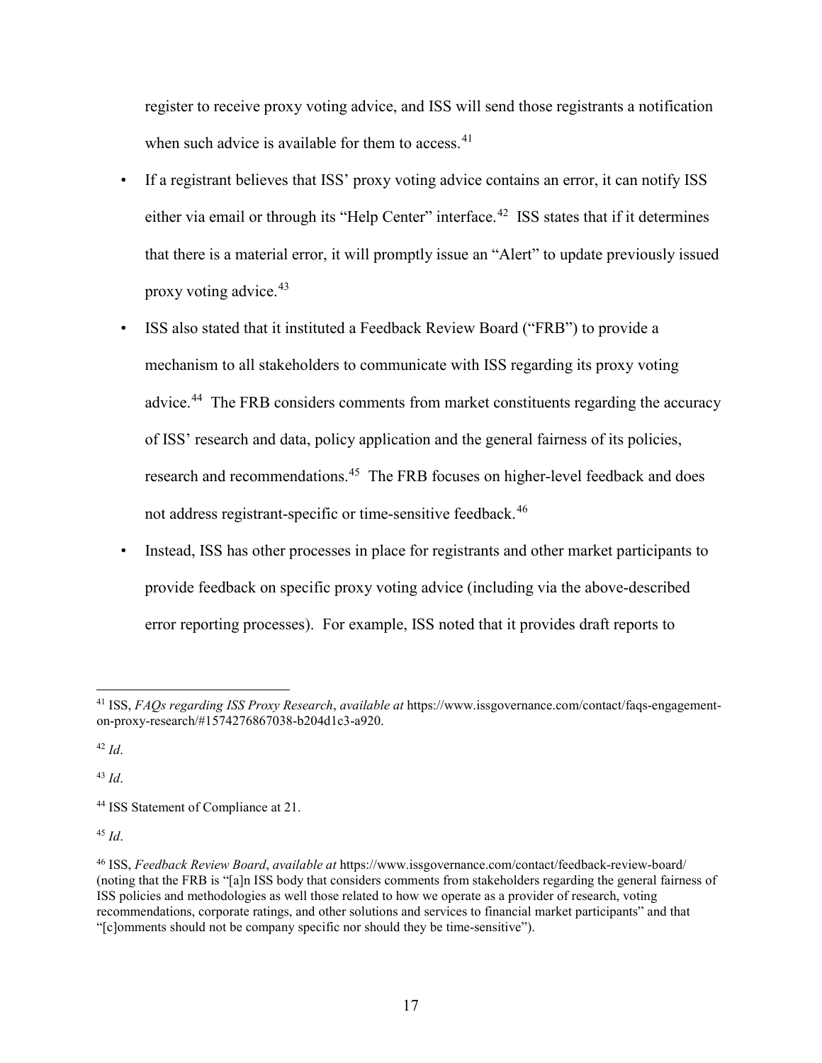register to receive proxy voting advice, and ISS will send those registrants a notification when such advice is available for them to access.[41]

- If a registrant believes that ISS' proxy voting advice contains an error, it can notify ISS either via email or through its "Help Center" interface.[42] ISS states that if it determines that there is a material error, it will promptly issue an "Alert" to update previously issued proxy voting advice.[43]
- ISS also stated that it instituted a Feedback Review Board ("FRB") to provide a mechanism to all stakeholders to communicate with ISS regarding its proxy voting advice.[44] The FRB considers comments from market constituents regarding the accuracy of ISS' research and data, policy application and the general fairness of its policies, research and recommendations.[45] The FRB focuses on higher-level feedback and does not address registrant-specific or time-sensitive feedback.[46]
- Instead, ISS has other processes in place for registrants and other market participants to provide feedback on specific proxy voting advice (including via the above-described error reporting processes). For example, ISS noted that it provides draft reports to

---

[41] ISS, *FAQs regarding ISS Proxy Research*, *available at* https://www.issgovernance.com/contact/faqs-engagement-on-proxy-research/#1574276867038-b204d1c3-a920.

[42] *Id*.

[43] *Id*.

[44] ISS Statement of Compliance at 21.

[45] *Id*.

[46] ISS, *Feedback Review Board*, *available at* https://www.issgovernance.com/contact/feedback-review-board/ (noting that the FRB is "[a]n ISS body that considers comments from stakeholders regarding the general fairness of ISS policies and methodologies as well those related to how we operate as a provider of research, voting recommendations, corporate ratings, and other solutions and services to financial market participants" and that "[c]omments should not be company specific nor should they be time-sensitive").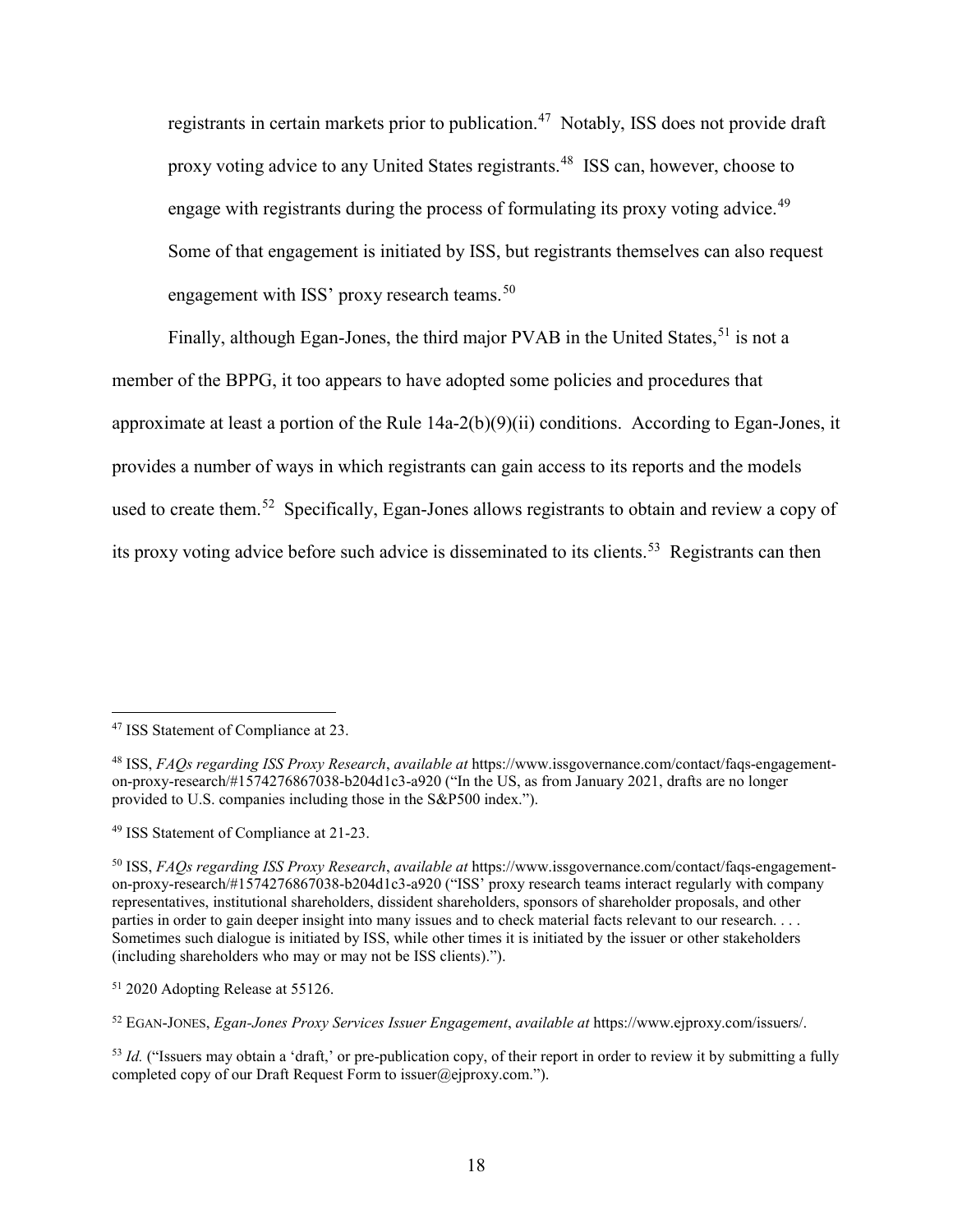registrants in certain markets prior to publication.[47] Notably, ISS does not provide draft proxy voting advice to any United States registrants.[48] ISS can, however, choose to engage with registrants during the process of formulating its proxy voting advice.[49] Some of that engagement is initiated by ISS, but registrants themselves can also request engagement with ISS' proxy research teams.[50]

Finally, although Egan-Jones, the third major PVAB in the United States,[51] is not a member of the BPPG, it too appears to have adopted some policies and procedures that approximate at least a portion of the Rule 14a-2(b)(9)(ii) conditions. According to Egan-Jones, it provides a number of ways in which registrants can gain access to its reports and the models used to create them.[52] Specifically, Egan-Jones allows registrants to obtain and review a copy of its proxy voting advice before such advice is disseminated to its clients.[53] Registrants can then

---

[47] ISS Statement of Compliance at 23.

[48] ISS, *FAQs regarding ISS Proxy Research*, *available at* https://www.issgovernance.com/contact/faqs-engagement-on-proxy-research/#1574276867038-b204d1c3-a920 ("In the US, as from January 2021, drafts are no longer provided to U.S. companies including those in the S&P500 index.").

[49] ISS Statement of Compliance at 21-23.

[50] ISS, *FAQs regarding ISS Proxy Research*, *available at* https://www.issgovernance.com/contact/faqs-engagement-on-proxy-research/#1574276867038-b204d1c3-a920 ("ISS' proxy research teams interact regularly with company representatives, institutional shareholders, dissident shareholders, sponsors of shareholder proposals, and other parties in order to gain deeper insight into many issues and to check material facts relevant to our research. . . . Sometimes such dialogue is initiated by ISS, while other times it is initiated by the issuer or other stakeholders (including shareholders who may or may not be ISS clients).").

[51] 2020 Adopting Release at 55126.

[52] EGAN-JONES, *Egan-Jones Proxy Services Issuer Engagement*, *available at* https://www.ejproxy.com/issuers/.

[53] *Id.* ("Issuers may obtain a 'draft,' or pre-publication copy, of their report in order to review it by submitting a fully completed copy of our Draft Request Form to issuer@ejproxy.com.").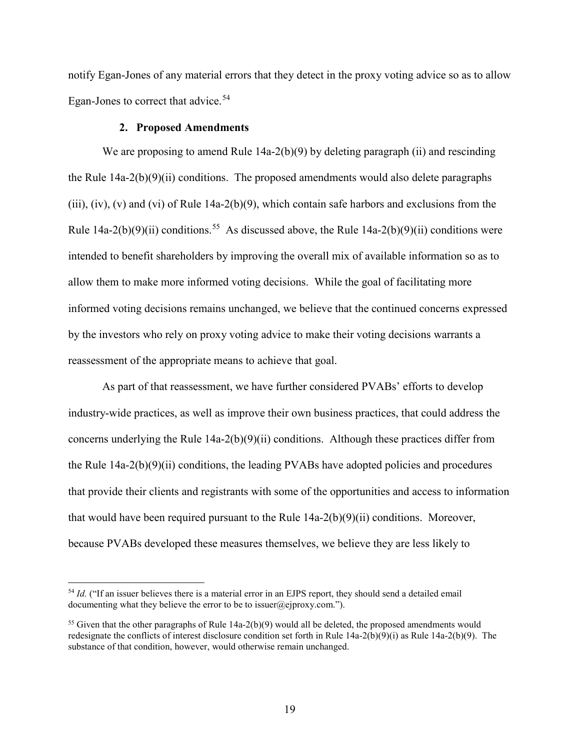notify Egan-Jones of any material errors that they detect in the proxy voting advice so as to allow Egan-Jones to correct that advice.[54]

### 2. Proposed Amendments

We are proposing to amend Rule 14a-2(b)(9) by deleting paragraph (ii) and rescinding the Rule 14a-2(b)(9)(ii) conditions. The proposed amendments would also delete paragraphs (iii), (iv), (v) and (vi) of Rule 14a-2(b)(9), which contain safe harbors and exclusions from the Rule 14a-2(b)(9)(ii) conditions.[55] As discussed above, the Rule 14a-2(b)(9)(ii) conditions were intended to benefit shareholders by improving the overall mix of available information so as to allow them to make more informed voting decisions. While the goal of facilitating more informed voting decisions remains unchanged, we believe that the continued concerns expressed by the investors who rely on proxy voting advice to make their voting decisions warrants a reassessment of the appropriate means to achieve that goal.

As part of that reassessment, we have further considered PVABs' efforts to develop industry-wide practices, as well as improve their own business practices, that could address the concerns underlying the Rule 14a-2(b)(9)(ii) conditions. Although these practices differ from the Rule 14a-2(b)(9)(ii) conditions, the leading PVABs have adopted policies and procedures that provide their clients and registrants with some of the opportunities and access to information that would have been required pursuant to the Rule 14a-2(b)(9)(ii) conditions. Moreover, because PVABs developed these measures themselves, we believe they are less likely to

---

[54] *Id.* ("If an issuer believes there is a material error in an EJPS report, they should send a detailed email documenting what they believe the error to be to issuer@ejproxy.com.").

[55] Given that the other paragraphs of Rule 14a-2(b)(9) would all be deleted, the proposed amendments would redesignate the conflicts of interest disclosure condition set forth in Rule 14a-2(b)(9)(i) as Rule 14a-2(b)(9). The substance of that condition, however, would otherwise remain unchanged.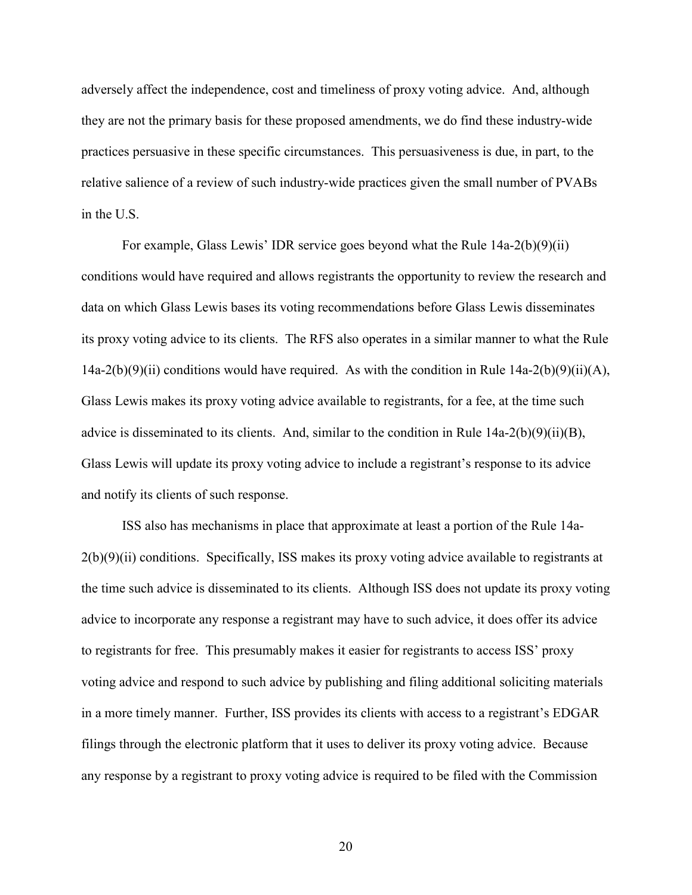adversely affect the independence, cost and timeliness of proxy voting advice. And, although they are not the primary basis for these proposed amendments, we do find these industry-wide practices persuasive in these specific circumstances. This persuasiveness is due, in part, to the relative salience of a review of such industry-wide practices given the small number of PVABs in the U.S.

For example, Glass Lewis' IDR service goes beyond what the Rule 14a-2(b)(9)(ii) conditions would have required and allows registrants the opportunity to review the research and data on which Glass Lewis bases its voting recommendations before Glass Lewis disseminates its proxy voting advice to its clients. The RFS also operates in a similar manner to what the Rule 14a-2(b)(9)(ii) conditions would have required. As with the condition in Rule 14a-2(b)(9)(ii)(A), Glass Lewis makes its proxy voting advice available to registrants, for a fee, at the time such advice is disseminated to its clients. And, similar to the condition in Rule 14a-2(b)(9)(ii)(B), Glass Lewis will update its proxy voting advice to include a registrant's response to its advice and notify its clients of such response.

ISS also has mechanisms in place that approximate at least a portion of the Rule 14a-2(b)(9)(ii) conditions. Specifically, ISS makes its proxy voting advice available to registrants at the time such advice is disseminated to its clients. Although ISS does not update its proxy voting advice to incorporate any response a registrant may have to such advice, it does offer its advice to registrants for free. This presumably makes it easier for registrants to access ISS' proxy voting advice and respond to such advice by publishing and filing additional soliciting materials in a more timely manner. Further, ISS provides its clients with access to a registrant's EDGAR filings through the electronic platform that it uses to deliver its proxy voting advice. Because any response by a registrant to proxy voting advice is required to be filed with the Commission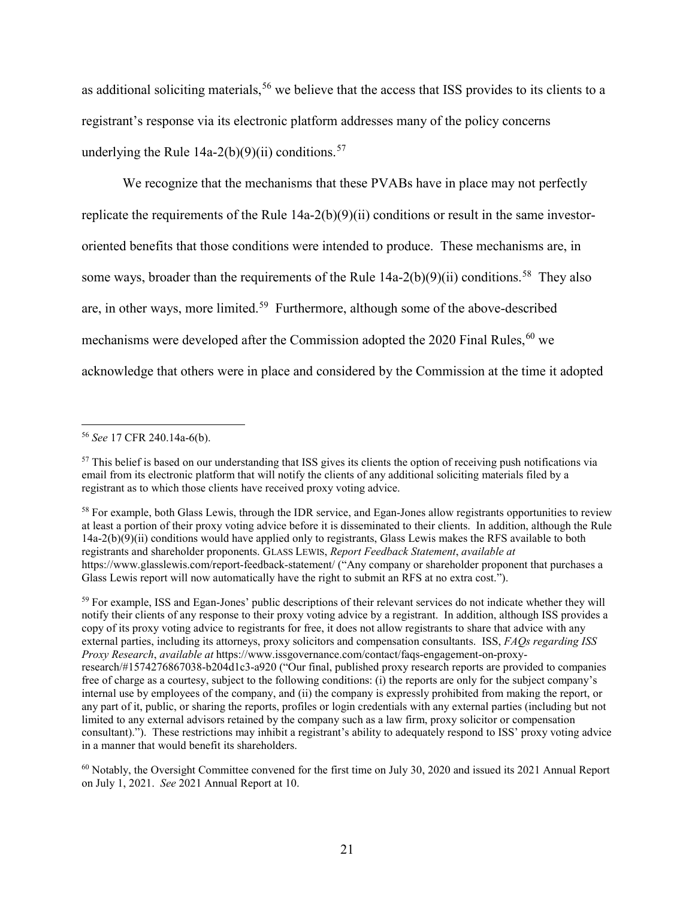as additional soliciting materials,[56] we believe that the access that ISS provides to its clients to a registrant's response via its electronic platform addresses many of the policy concerns underlying the Rule 14a-2(b)(9)(ii) conditions.[57]

We recognize that the mechanisms that these PVABs have in place may not perfectly replicate the requirements of the Rule 14a-2(b)(9)(ii) conditions or result in the same investor-oriented benefits that those conditions were intended to produce. These mechanisms are, in some ways, broader than the requirements of the Rule 14a-2(b)(9)(ii) conditions.[58] They also are, in other ways, more limited.[59] Furthermore, although some of the above-described mechanisms were developed after the Commission adopted the 2020 Final Rules,[60] we acknowledge that others were in place and considered by the Commission at the time it adopted

---

[56] *See* 17 CFR 240.14a-6(b).

[57] This belief is based on our understanding that ISS gives its clients the option of receiving push notifications via email from its electronic platform that will notify the clients of any additional soliciting materials filed by a registrant as to which those clients have received proxy voting advice.

[58] For example, both Glass Lewis, through the IDR service, and Egan-Jones allow registrants opportunities to review at least a portion of their proxy voting advice before it is disseminated to their clients. In addition, although the Rule 14a-2(b)(9)(ii) conditions would have applied only to registrants, Glass Lewis makes the RFS available to both registrants and shareholder proponents. GLASS LEWIS, *Report Feedback Statement*, *available at* https://www.glasslewis.com/report-feedback-statement/ ("Any company or shareholder proponent that purchases a Glass Lewis report will now automatically have the right to submit an RFS at no extra cost.").

[59] For example, ISS and Egan-Jones' public descriptions of their relevant services do not indicate whether they will notify their clients of any response to their proxy voting advice by a registrant. In addition, although ISS provides a copy of its proxy voting advice to registrants for free, it does not allow registrants to share that advice with any external parties, including its attorneys, proxy solicitors and compensation consultants. ISS, *FAQs regarding ISS Proxy Research*, *available at* https://www.issgovernance.com/contact/faqs-engagement-on-proxy-research/#1574276867038-b204d1c3-a920 ("Our final, published proxy research reports are provided to companies free of charge as a courtesy, subject to the following conditions: (i) the reports are only for the subject company's internal use by employees of the company, and (ii) the company is expressly prohibited from making the report, or any part of it, public, or sharing the reports, profiles or login credentials with any external parties (including but not limited to any external advisors retained by the company such as a law firm, proxy solicitor or compensation consultant)."). These restrictions may inhibit a registrant's ability to adequately respond to ISS' proxy voting advice in a manner that would benefit its shareholders.

[60] Notably, the Oversight Committee convened for the first time on July 30, 2020 and issued its 2021 Annual Report on July 1, 2021. *See* 2021 Annual Report at 10.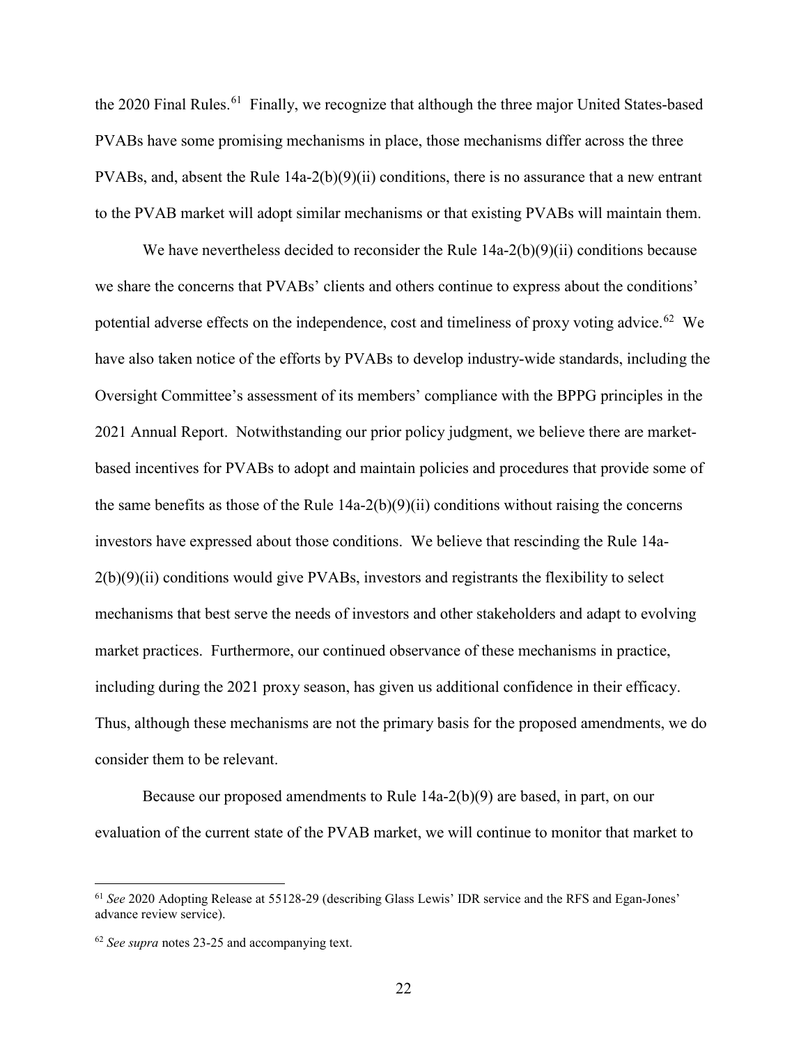the 2020 Final Rules.[61] Finally, we recognize that although the three major United States-based PVABs have some promising mechanisms in place, those mechanisms differ across the three PVABs, and, absent the Rule 14a-2(b)(9)(ii) conditions, there is no assurance that a new entrant to the PVAB market will adopt similar mechanisms or that existing PVABs will maintain them.

We have nevertheless decided to reconsider the Rule 14a-2(b)(9)(ii) conditions because we share the concerns that PVABs' clients and others continue to express about the conditions' potential adverse effects on the independence, cost and timeliness of proxy voting advice.[62] We have also taken notice of the efforts by PVABs to develop industry-wide standards, including the Oversight Committee's assessment of its members' compliance with the BPPG principles in the 2021 Annual Report. Notwithstanding our prior policy judgment, we believe there are market-based incentives for PVABs to adopt and maintain policies and procedures that provide some of the same benefits as those of the Rule 14a-2(b)(9)(ii) conditions without raising the concerns investors have expressed about those conditions. We believe that rescinding the Rule 14a-2(b)(9)(ii) conditions would give PVABs, investors and registrants the flexibility to select mechanisms that best serve the needs of investors and other stakeholders and adapt to evolving market practices. Furthermore, our continued observance of these mechanisms in practice, including during the 2021 proxy season, has given us additional confidence in their efficacy. Thus, although these mechanisms are not the primary basis for the proposed amendments, we do consider them to be relevant.

Because our proposed amendments to Rule 14a-2(b)(9) are based, in part, on our evaluation of the current state of the PVAB market, we will continue to monitor that market to

---

[61] *See* 2020 Adopting Release at 55128-29 (describing Glass Lewis' IDR service and the RFS and Egan-Jones' advance review service).

[62] *See supra* notes 23-25 and accompanying text.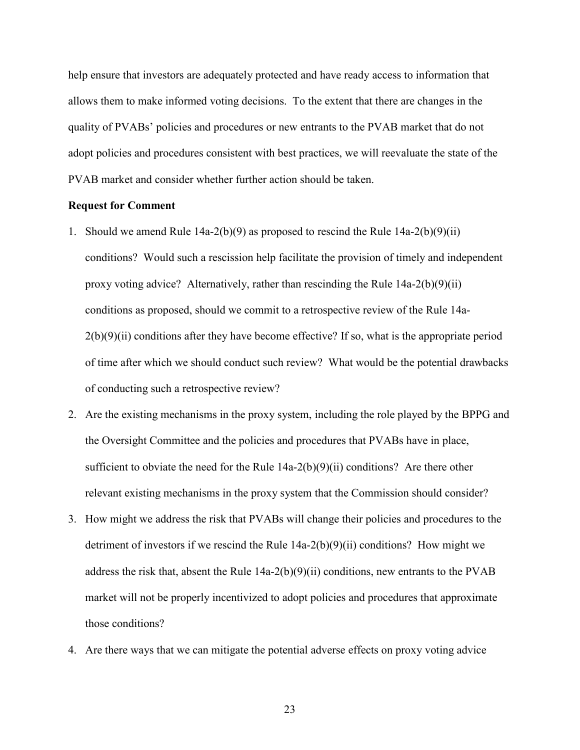help ensure that investors are adequately protected and have ready access to information that allows them to make informed voting decisions. To the extent that there are changes in the quality of PVABs' policies and procedures or new entrants to the PVAB market that do not adopt policies and procedures consistent with best practices, we will reevaluate the state of the PVAB market and consider whether further action should be taken.

**Request for Comment**

1. Should we amend Rule 14a-2(b)(9) as proposed to rescind the Rule 14a-2(b)(9)(ii) conditions? Would such a rescission help facilitate the provision of timely and independent proxy voting advice? Alternatively, rather than rescinding the Rule 14a-2(b)(9)(ii) conditions as proposed, should we commit to a retrospective review of the Rule 14a-2(b)(9)(ii) conditions after they have become effective? If so, what is the appropriate period of time after which we should conduct such review? What would be the potential drawbacks of conducting such a retrospective review?
2. Are the existing mechanisms in the proxy system, including the role played by the BPPG and the Oversight Committee and the policies and procedures that PVABs have in place, sufficient to obviate the need for the Rule 14a-2(b)(9)(ii) conditions? Are there other relevant existing mechanisms in the proxy system that the Commission should consider?
3. How might we address the risk that PVABs will change their policies and procedures to the detriment of investors if we rescind the Rule 14a-2(b)(9)(ii) conditions? How might we address the risk that, absent the Rule 14a-2(b)(9)(ii) conditions, new entrants to the PVAB market will not be properly incentivized to adopt policies and procedures that approximate those conditions?
4. Are there ways that we can mitigate the potential adverse effects on proxy voting advice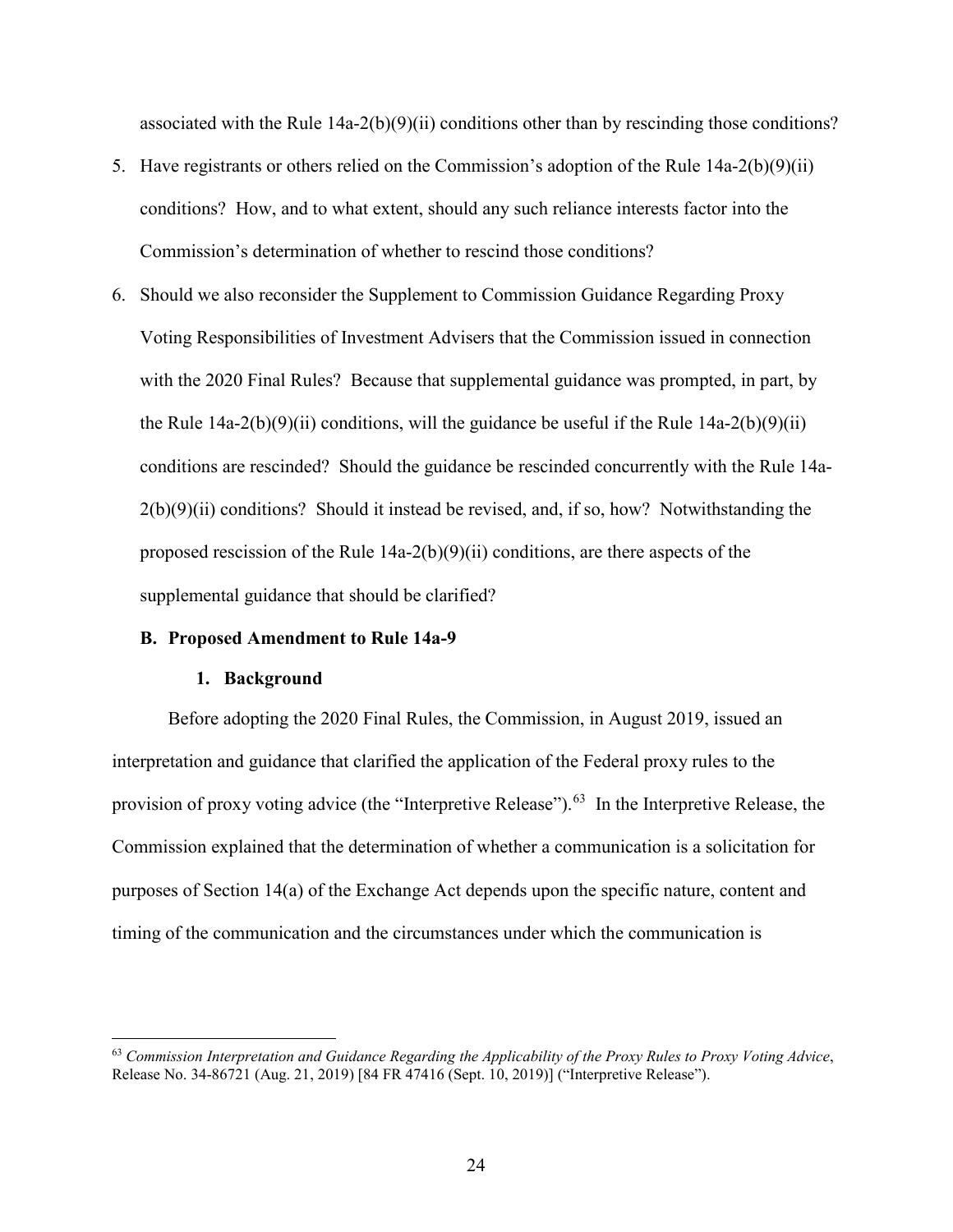associated with the Rule 14a-2(b)(9)(ii) conditions other than by rescinding those conditions?

5. Have registrants or others relied on the Commission's adoption of the Rule 14a-2(b)(9)(ii) conditions? How, and to what extent, should any such reliance interests factor into the Commission's determination of whether to rescind those conditions?
6. Should we also reconsider the Supplement to Commission Guidance Regarding Proxy Voting Responsibilities of Investment Advisers that the Commission issued in connection with the 2020 Final Rules? Because that supplemental guidance was prompted, in part, by the Rule 14a-2(b)(9)(ii) conditions, will the guidance be useful if the Rule 14a-2(b)(9)(ii) conditions are rescinded? Should the guidance be rescinded concurrently with the Rule 14a-2(b)(9)(ii) conditions? Should it instead be revised, and, if so, how? Notwithstanding the proposed rescission of the Rule 14a-2(b)(9)(ii) conditions, are there aspects of the supplemental guidance that should be clarified?

### B. Proposed Amendment to Rule 14a-9

#### 1. Background

Before adopting the 2020 Final Rules, the Commission, in August 2019, issued an interpretation and guidance that clarified the application of the Federal proxy rules to the provision of proxy voting advice (the "Interpretive Release").[63] In the Interpretive Release, the Commission explained that the determination of whether a communication is a solicitation for purposes of Section 14(a) of the Exchange Act depends upon the specific nature, content and timing of the communication and the circumstances under which the communication is

[63] *Commission Interpretation and Guidance Regarding the Applicability of the Proxy Rules to Proxy Voting Advice*, Release No. 34-86721 (Aug. 21, 2019) [84 FR 47416 (Sept. 10, 2019)] ("Interpretive Release").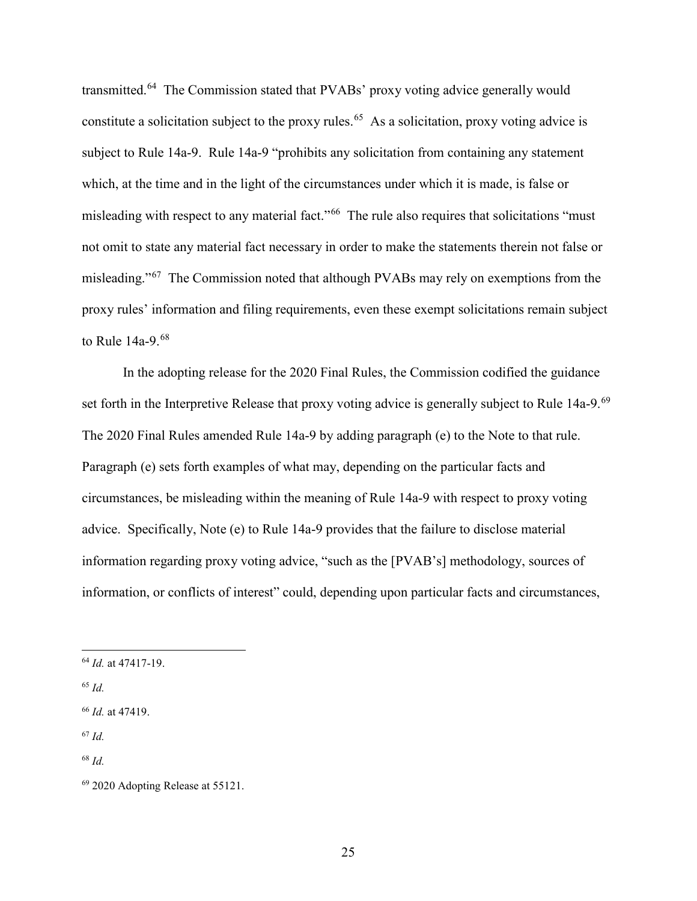transmitted.[64] The Commission stated that PVABs' proxy voting advice generally would constitute a solicitation subject to the proxy rules.[65] As a solicitation, proxy voting advice is subject to Rule 14a-9. Rule 14a-9 "prohibits any solicitation from containing any statement which, at the time and in the light of the circumstances under which it is made, is false or misleading with respect to any material fact."[66] The rule also requires that solicitations "must not omit to state any material fact necessary in order to make the statements therein not false or misleading."[67] The Commission noted that although PVABs may rely on exemptions from the proxy rules' information and filing requirements, even these exempt solicitations remain subject to Rule 14a-9.[68]

In the adopting release for the 2020 Final Rules, the Commission codified the guidance set forth in the Interpretive Release that proxy voting advice is generally subject to Rule 14a-9.[69] The 2020 Final Rules amended Rule 14a-9 by adding paragraph (e) to the Note to that rule. Paragraph (e) sets forth examples of what may, depending on the particular facts and circumstances, be misleading within the meaning of Rule 14a-9 with respect to proxy voting advice. Specifically, Note (e) to Rule 14a-9 provides that the failure to disclose material information regarding proxy voting advice, "such as the [PVAB's] methodology, sources of information, or conflicts of interest" could, depending upon particular facts and circumstances,

---

[64] *Id.* at 47417-19.

[65] *Id.*

[66] *Id.* at 47419.

[67] *Id.*

[68] *Id.*

[69] 2020 Adopting Release at 55121.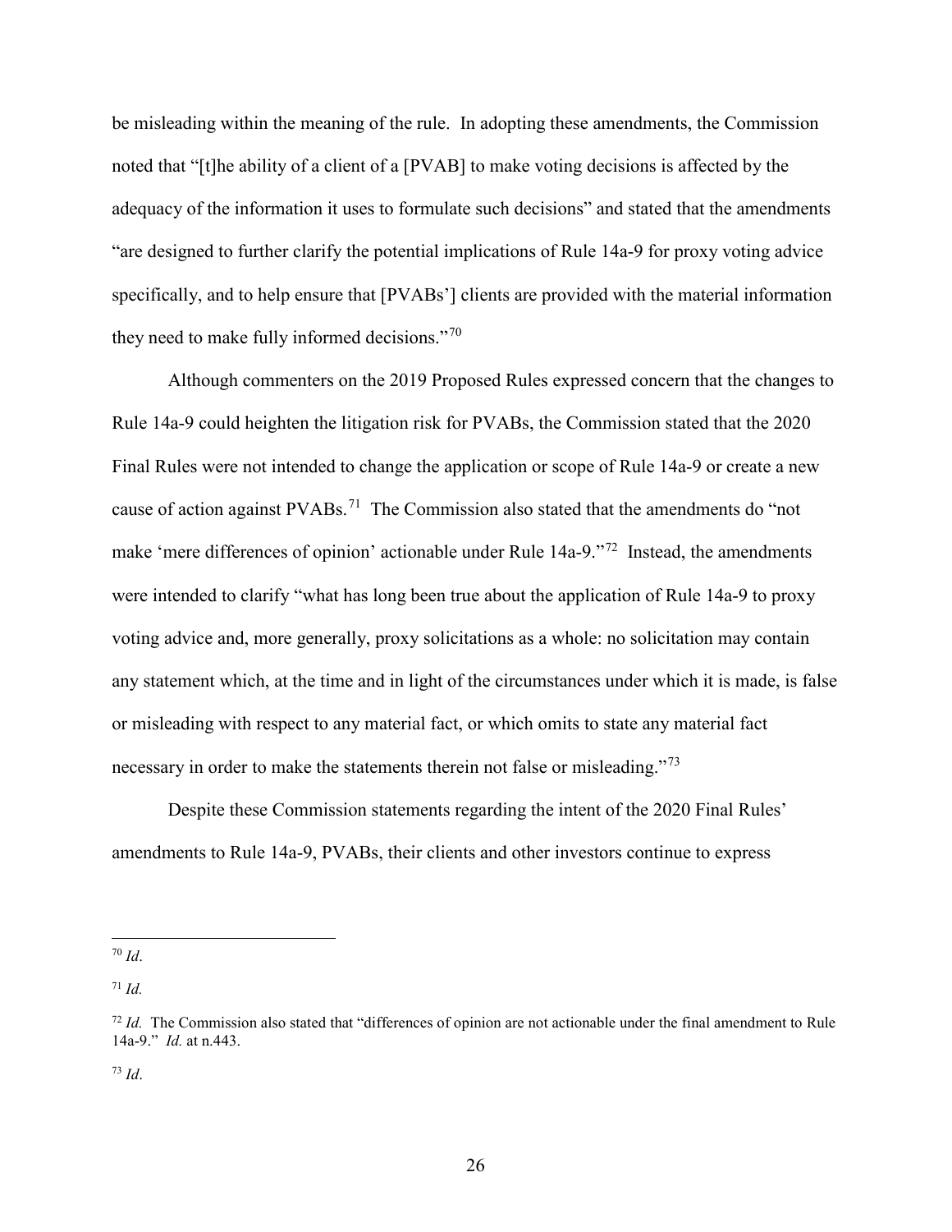be misleading within the meaning of the rule. In adopting these amendments, the Commission noted that "[t]he ability of a client of a [PVAB] to make voting decisions is affected by the adequacy of the information it uses to formulate such decisions" and stated that the amendments "are designed to further clarify the potential implications of Rule 14a-9 for proxy voting advice specifically, and to help ensure that [PVABs'] clients are provided with the material information they need to make fully informed decisions."[70]

Although commenters on the 2019 Proposed Rules expressed concern that the changes to Rule 14a-9 could heighten the litigation risk for PVABs, the Commission stated that the 2020 Final Rules were not intended to change the application or scope of Rule 14a-9 or create a new cause of action against PVABs.[71] The Commission also stated that the amendments do "not make 'mere differences of opinion' actionable under Rule 14a-9."[72] Instead, the amendments were intended to clarify "what has long been true about the application of Rule 14a-9 to proxy voting advice and, more generally, proxy solicitations as a whole: no solicitation may contain any statement which, at the time and in light of the circumstances under which it is made, is false or misleading with respect to any material fact, or which omits to state any material fact necessary in order to make the statements therein not false or misleading."[73]

Despite these Commission statements regarding the intent of the 2020 Final Rules' amendments to Rule 14a-9, PVABs, their clients and other investors continue to express

---

[70] *Id*.

[71] *Id.*

[72] *Id.* The Commission also stated that "differences of opinion are not actionable under the final amendment to Rule 14a-9." *Id.* at n.443.

[73] *Id*.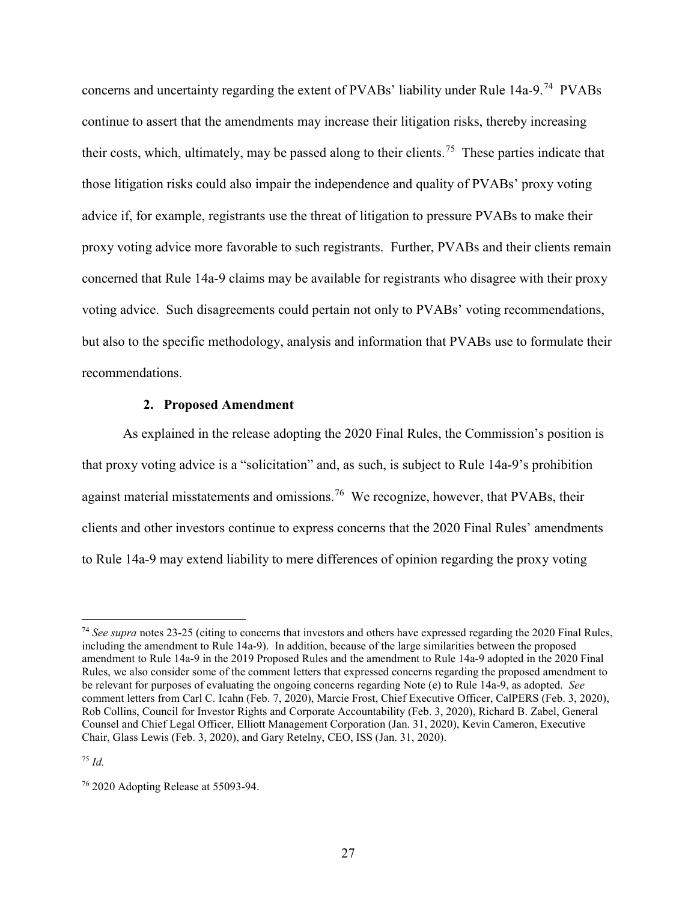concerns and uncertainty regarding the extent of PVABs' liability under Rule 14a-9.[74] PVABs continue to assert that the amendments may increase their litigation risks, thereby increasing their costs, which, ultimately, may be passed along to their clients.[75] These parties indicate that those litigation risks could also impair the independence and quality of PVABs' proxy voting advice if, for example, registrants use the threat of litigation to pressure PVABs to make their proxy voting advice more favorable to such registrants. Further, PVABs and their clients remain concerned that Rule 14a-9 claims may be available for registrants who disagree with their proxy voting advice. Such disagreements could pertain not only to PVABs' voting recommendations, but also to the specific methodology, analysis and information that PVABs use to formulate their recommendations.

### 2. Proposed Amendment

As explained in the release adopting the 2020 Final Rules, the Commission's position is that proxy voting advice is a "solicitation" and, as such, is subject to Rule 14a-9's prohibition against material misstatements and omissions.[76] We recognize, however, that PVABs, their clients and other investors continue to express concerns that the 2020 Final Rules' amendments to Rule 14a-9 may extend liability to mere differences of opinion regarding the proxy voting

---

[74] *See supra* notes 23-25 (citing to concerns that investors and others have expressed regarding the 2020 Final Rules, including the amendment to Rule 14a-9). In addition, because of the large similarities between the proposed amendment to Rule 14a-9 in the 2019 Proposed Rules and the amendment to Rule 14a-9 adopted in the 2020 Final Rules, we also consider some of the comment letters that expressed concerns regarding the proposed amendment to be relevant for purposes of evaluating the ongoing concerns regarding Note (e) to Rule 14a-9, as adopted. *See* comment letters from Carl C. Icahn (Feb. 7, 2020), Marcie Frost, Chief Executive Officer, CalPERS (Feb. 3, 2020), Rob Collins, Council for Investor Rights and Corporate Accountability (Feb. 3, 2020), Richard B. Zabel, General Counsel and Chief Legal Officer, Elliott Management Corporation (Jan. 31, 2020), Kevin Cameron, Executive Chair, Glass Lewis (Feb. 3, 2020), and Gary Retelny, CEO, ISS (Jan. 31, 2020).

[75] *Id.*

[76] 2020 Adopting Release at 55093-94.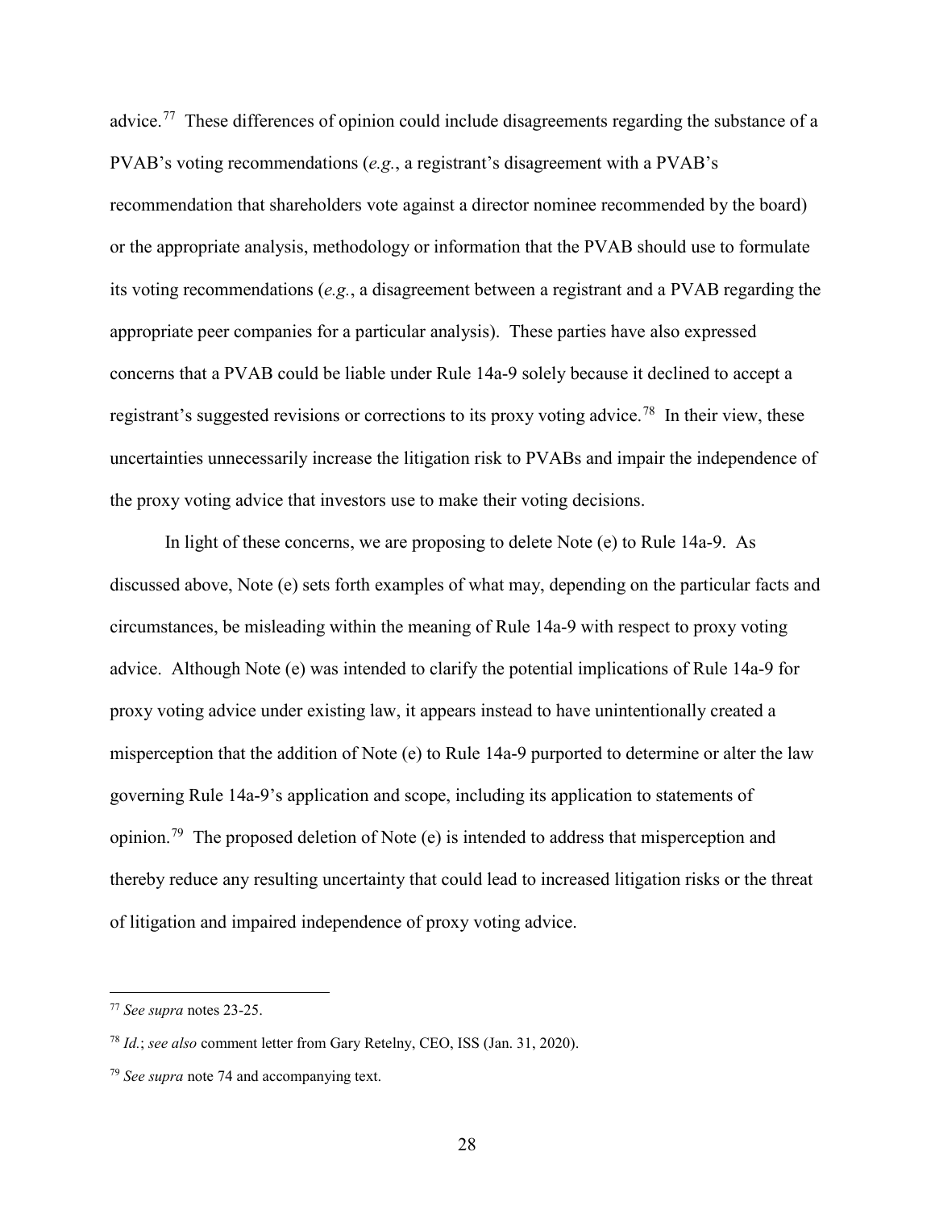advice.[77] These differences of opinion could include disagreements regarding the substance of a PVAB's voting recommendations (*e.g.*, a registrant's disagreement with a PVAB's recommendation that shareholders vote against a director nominee recommended by the board) or the appropriate analysis, methodology or information that the PVAB should use to formulate its voting recommendations (*e.g.*, a disagreement between a registrant and a PVAB regarding the appropriate peer companies for a particular analysis). These parties have also expressed concerns that a PVAB could be liable under Rule 14a-9 solely because it declined to accept a registrant's suggested revisions or corrections to its proxy voting advice.[78] In their view, these uncertainties unnecessarily increase the litigation risk to PVABs and impair the independence of the proxy voting advice that investors use to make their voting decisions.

In light of these concerns, we are proposing to delete Note (e) to Rule 14a-9. As discussed above, Note (e) sets forth examples of what may, depending on the particular facts and circumstances, be misleading within the meaning of Rule 14a-9 with respect to proxy voting advice. Although Note (e) was intended to clarify the potential implications of Rule 14a-9 for proxy voting advice under existing law, it appears instead to have unintentionally created a misperception that the addition of Note (e) to Rule 14a-9 purported to determine or alter the law governing Rule 14a-9's application and scope, including its application to statements of opinion.[79] The proposed deletion of Note (e) is intended to address that misperception and thereby reduce any resulting uncertainty that could lead to increased litigation risks or the threat of litigation and impaired independence of proxy voting advice.

---

[77] *See supra* notes 23-25.

[78] *Id.*; *see also* comment letter from Gary Retelny, CEO, ISS (Jan. 31, 2020).

[79] *See supra* note 74 and accompanying text.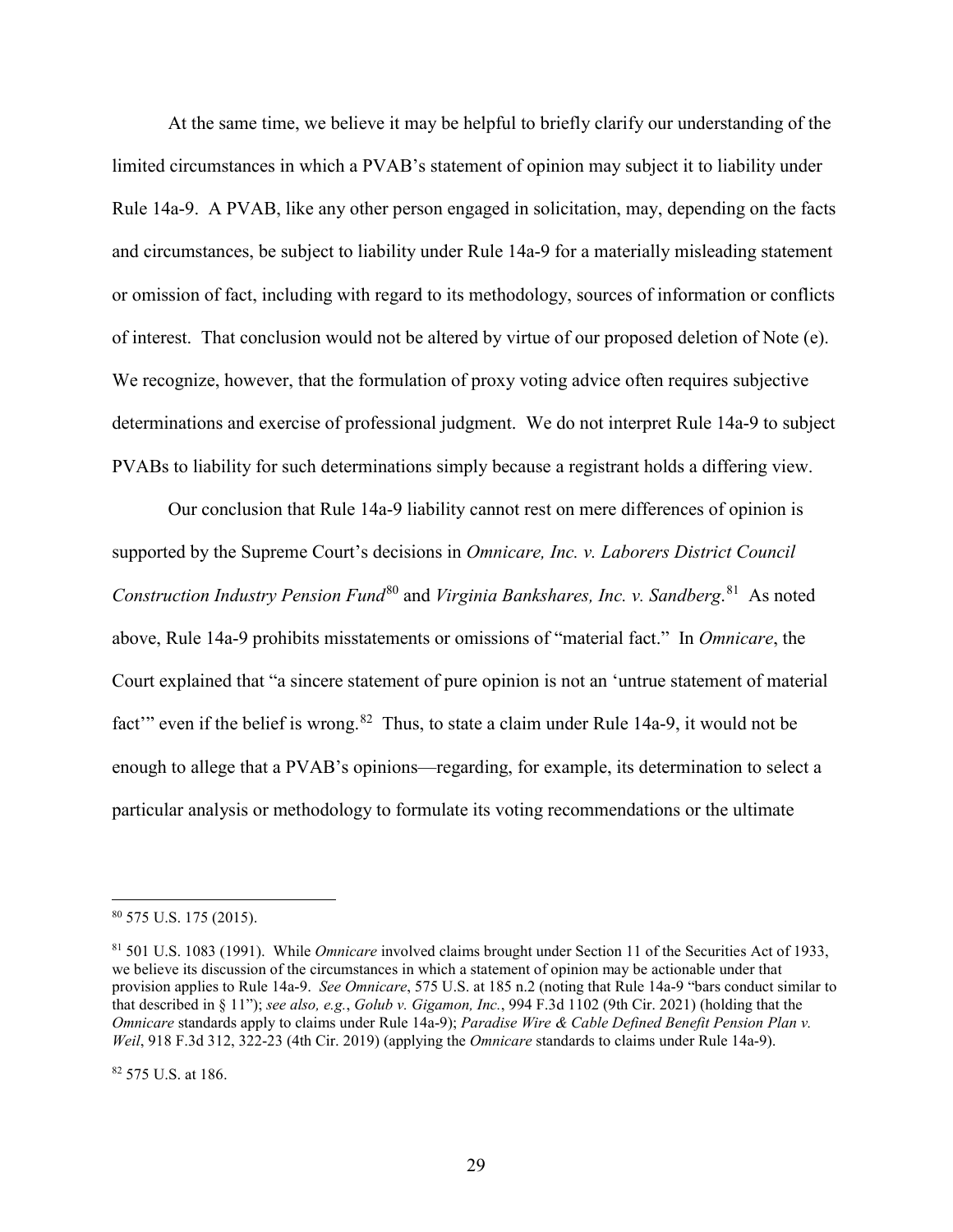At the same time, we believe it may be helpful to briefly clarify our understanding of the limited circumstances in which a PVAB's statement of opinion may subject it to liability under Rule 14a-9. A PVAB, like any other person engaged in solicitation, may, depending on the facts and circumstances, be subject to liability under Rule 14a-9 for a materially misleading statement or omission of fact, including with regard to its methodology, sources of information or conflicts of interest. That conclusion would not be altered by virtue of our proposed deletion of Note (e). We recognize, however, that the formulation of proxy voting advice often requires subjective determinations and exercise of professional judgment. We do not interpret Rule 14a-9 to subject PVABs to liability for such determinations simply because a registrant holds a differing view.

Our conclusion that Rule 14a-9 liability cannot rest on mere differences of opinion is supported by the Supreme Court's decisions in *Omnicare, Inc. v. Laborers District Council Construction Industry Pension Fund*[80] and *Virginia Bankshares, Inc. v. Sandberg*.[81] As noted above, Rule 14a-9 prohibits misstatements or omissions of "material fact." In *Omnicare*, the Court explained that "a sincere statement of pure opinion is not an 'untrue statement of material fact'" even if the belief is wrong.[82] Thus, to state a claim under Rule 14a-9, it would not be enough to allege that a PVAB's opinions—regarding, for example, its determination to select a particular analysis or methodology to formulate its voting recommendations or the ultimate

---

[80] 575 U.S. 175 (2015).

[81] 501 U.S. 1083 (1991). While *Omnicare* involved claims brought under Section 11 of the Securities Act of 1933, we believe its discussion of the circumstances in which a statement of opinion may be actionable under that provision applies to Rule 14a-9. *See Omnicare*, 575 U.S. at 185 n.2 (noting that Rule 14a-9 "bars conduct similar to that described in § 11"); *see also, e.g.*, *Golub v. Gigamon, Inc.*, 994 F.3d 1102 (9th Cir. 2021) (holding that the *Omnicare* standards apply to claims under Rule 14a-9); *Paradise Wire & Cable Defined Benefit Pension Plan v. Weil*, 918 F.3d 312, 322-23 (4th Cir. 2019) (applying the *Omnicare* standards to claims under Rule 14a-9).

[82] 575 U.S. at 186.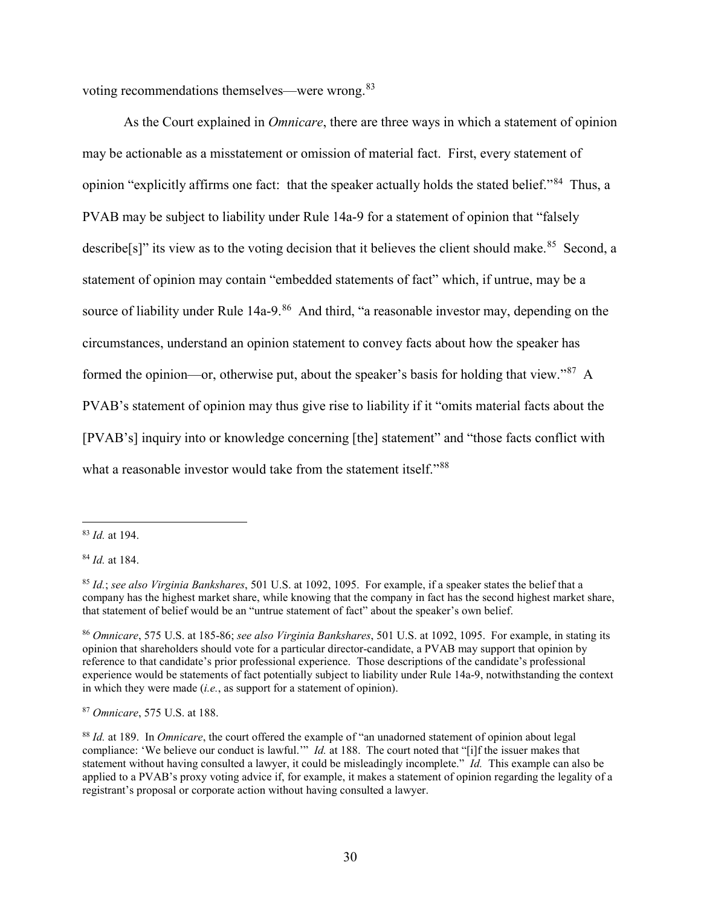voting recommendations themselves—were wrong.[83]

As the Court explained in *Omnicare*, there are three ways in which a statement of opinion may be actionable as a misstatement or omission of material fact. First, every statement of opinion "explicitly affirms one fact: that the speaker actually holds the stated belief."[84] Thus, a PVAB may be subject to liability under Rule 14a-9 for a statement of opinion that "falsely describe[s]" its view as to the voting decision that it believes the client should make.[85] Second, a statement of opinion may contain "embedded statements of fact" which, if untrue, may be a source of liability under Rule 14a-9.[86] And third, "a reasonable investor may, depending on the circumstances, understand an opinion statement to convey facts about how the speaker has formed the opinion—or, otherwise put, about the speaker's basis for holding that view."[87] A PVAB's statement of opinion may thus give rise to liability if it "omits material facts about the [PVAB's] inquiry into or knowledge concerning [the] statement" and "those facts conflict with what a reasonable investor would take from the statement itself."[88]

---

[83] *Id.* at 194.

[84] *Id.* at 184.

[85] *Id.*; *see also Virginia Bankshares*, 501 U.S. at 1092, 1095. For example, if a speaker states the belief that a company has the highest market share, while knowing that the company in fact has the second highest market share, that statement of belief would be an "untrue statement of fact" about the speaker's own belief.

[86] *Omnicare*, 575 U.S. at 185-86; *see also Virginia Bankshares*, 501 U.S. at 1092, 1095. For example, in stating its opinion that shareholders should vote for a particular director-candidate, a PVAB may support that opinion by reference to that candidate's prior professional experience. Those descriptions of the candidate's professional experience would be statements of fact potentially subject to liability under Rule 14a-9, notwithstanding the context in which they were made (*i.e.*, as support for a statement of opinion).

[87] *Omnicare*, 575 U.S. at 188.

[88] *Id.* at 189. In *Omnicare*, the court offered the example of "an unadorned statement of opinion about legal compliance: 'We believe our conduct is lawful.'" *Id.* at 188. The court noted that "[i]f the issuer makes that statement without having consulted a lawyer, it could be misleadingly incomplete." *Id.* This example can also be applied to a PVAB's proxy voting advice if, for example, it makes a statement of opinion regarding the legality of a registrant's proposal or corporate action without having consulted a lawyer.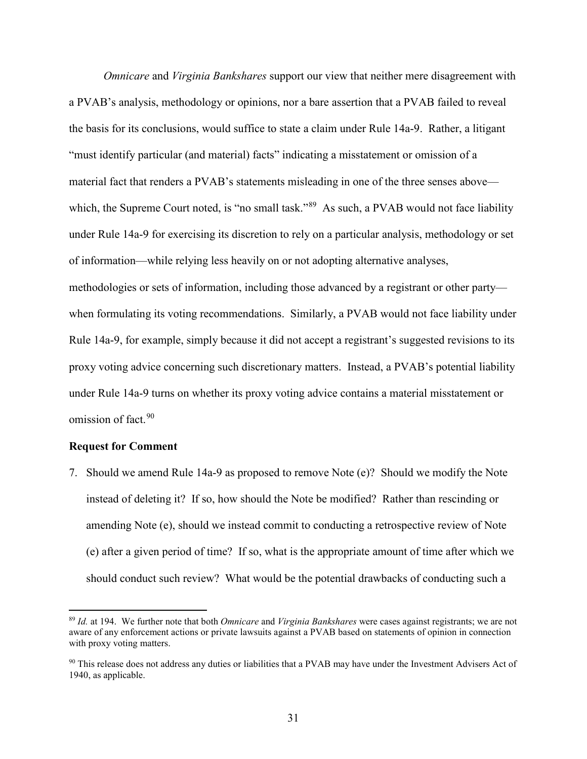*Omnicare* and *Virginia Bankshares* support our view that neither mere disagreement with a PVAB's analysis, methodology or opinions, nor a bare assertion that a PVAB failed to reveal the basis for its conclusions, would suffice to state a claim under Rule 14a-9. Rather, a litigant "must identify particular (and material) facts" indicating a misstatement or omission of a material fact that renders a PVAB's statements misleading in one of the three senses above—which, the Supreme Court noted, is "no small task."[89] As such, a PVAB would not face liability under Rule 14a-9 for exercising its discretion to rely on a particular analysis, methodology or set of information—while relying less heavily on or not adopting alternative analyses, methodologies or sets of information, including those advanced by a registrant or other party—when formulating its voting recommendations. Similarly, a PVAB would not face liability under Rule 14a-9, for example, simply because it did not accept a registrant's suggested revisions to its proxy voting advice concerning such discretionary matters. Instead, a PVAB's potential liability under Rule 14a-9 turns on whether its proxy voting advice contains a material misstatement or omission of fact.[90]

**Request for Comment**

7. Should we amend Rule 14a-9 as proposed to remove Note (e)? Should we modify the Note instead of deleting it? If so, how should the Note be modified? Rather than rescinding or amending Note (e), should we instead commit to conducting a retrospective review of Note (e) after a given period of time? If so, what is the appropriate amount of time after which we should conduct such review? What would be the potential drawbacks of conducting such a

---

[89] *Id.* at 194. We further note that both *Omnicare* and *Virginia Bankshares* were cases against registrants; we are not aware of any enforcement actions or private lawsuits against a PVAB based on statements of opinion in connection with proxy voting matters.

[90] This release does not address any duties or liabilities that a PVAB may have under the Investment Advisers Act of 1940, as applicable.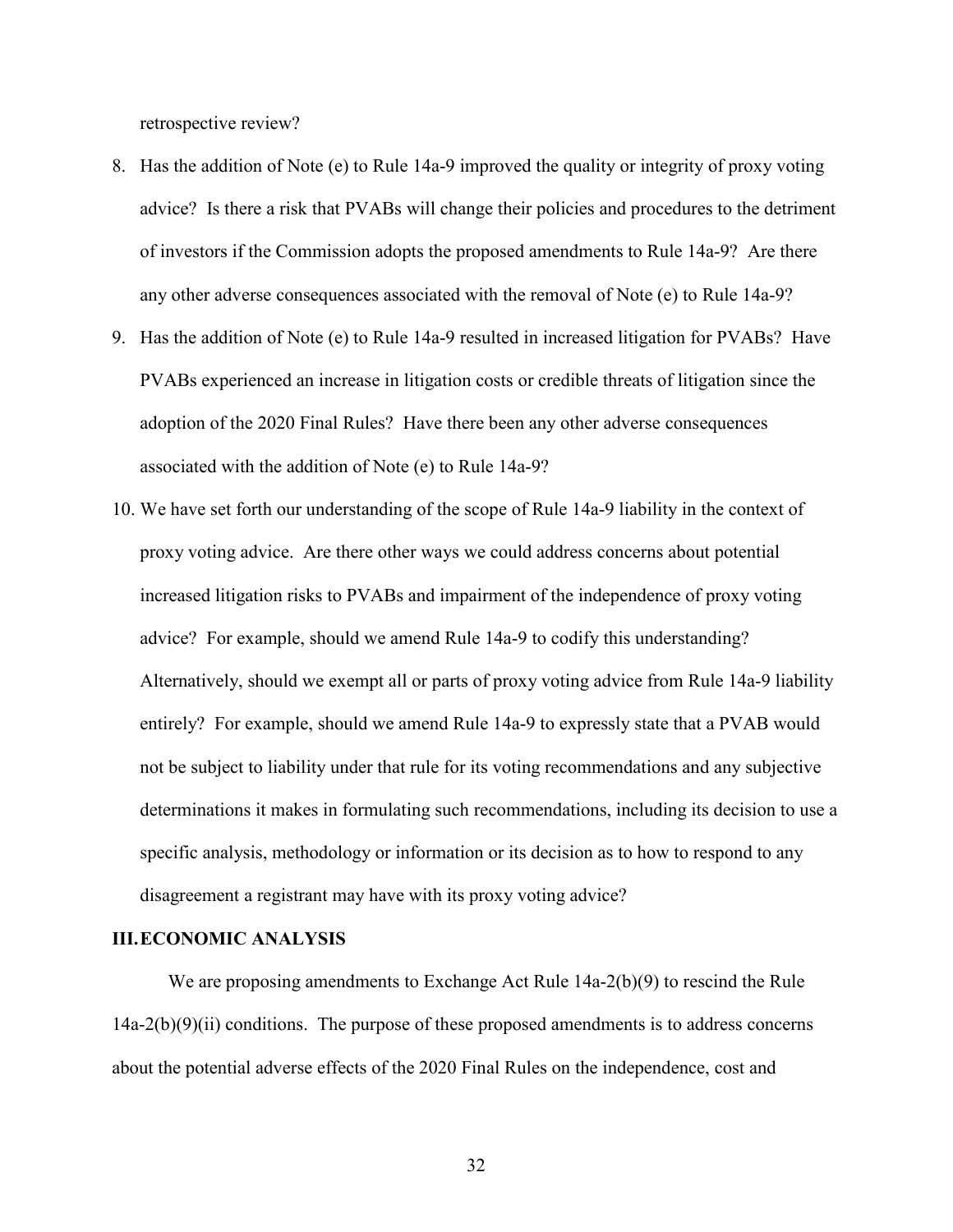retrospective review?

8. Has the addition of Note (e) to Rule 14a-9 improved the quality or integrity of proxy voting advice? Is there a risk that PVABs will change their policies and procedures to the detriment of investors if the Commission adopts the proposed amendments to Rule 14a-9? Are there any other adverse consequences associated with the removal of Note (e) to Rule 14a-9?
9. Has the addition of Note (e) to Rule 14a-9 resulted in increased litigation for PVABs? Have PVABs experienced an increase in litigation costs or credible threats of litigation since the adoption of the 2020 Final Rules? Have there been any other adverse consequences associated with the addition of Note (e) to Rule 14a-9?
10. We have set forth our understanding of the scope of Rule 14a-9 liability in the context of proxy voting advice. Are there other ways we could address concerns about potential increased litigation risks to PVABs and impairment of the independence of proxy voting advice? For example, should we amend Rule 14a-9 to codify this understanding? Alternatively, should we exempt all or parts of proxy voting advice from Rule 14a-9 liability entirely? For example, should we amend Rule 14a-9 to expressly state that a PVAB would not be subject to liability under that rule for its voting recommendations and any subjective determinations it makes in formulating such recommendations, including its decision to use a specific analysis, methodology or information or its decision as to how to respond to any disagreement a registrant may have with its proxy voting advice?

## III. ECONOMIC ANALYSIS

We are proposing amendments to Exchange Act Rule 14a-2(b)(9) to rescind the Rule 14a-2(b)(9)(ii) conditions. The purpose of these proposed amendments is to address concerns about the potential adverse effects of the 2020 Final Rules on the independence, cost and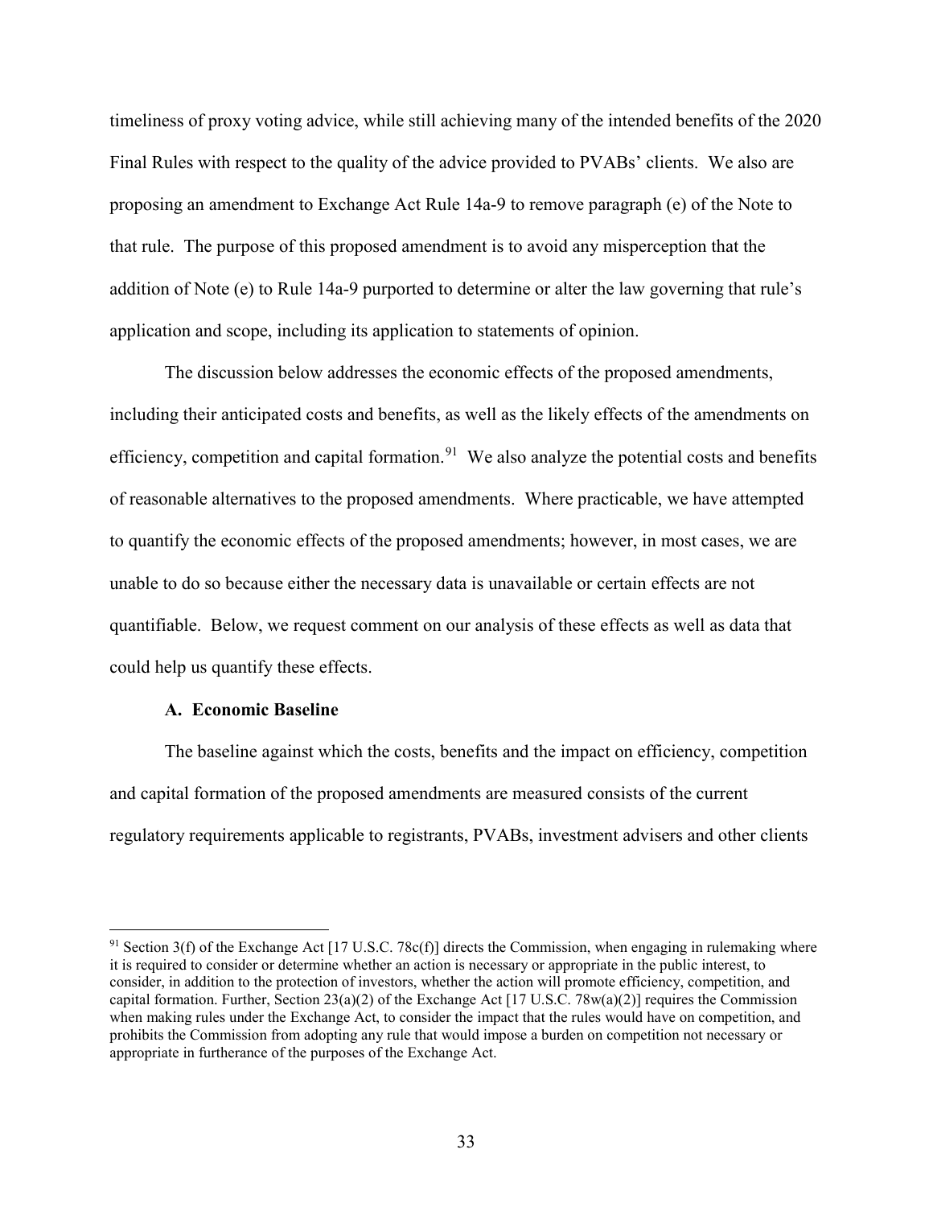timeliness of proxy voting advice, while still achieving many of the intended benefits of the 2020 Final Rules with respect to the quality of the advice provided to PVABs' clients. We also are proposing an amendment to Exchange Act Rule 14a-9 to remove paragraph (e) of the Note to that rule. The purpose of this proposed amendment is to avoid any misperception that the addition of Note (e) to Rule 14a-9 purported to determine or alter the law governing that rule's application and scope, including its application to statements of opinion.

The discussion below addresses the economic effects of the proposed amendments, including their anticipated costs and benefits, as well as the likely effects of the amendments on efficiency, competition and capital formation.[91] We also analyze the potential costs and benefits of reasonable alternatives to the proposed amendments. Where practicable, we have attempted to quantify the economic effects of the proposed amendments; however, in most cases, we are unable to do so because either the necessary data is unavailable or certain effects are not quantifiable. Below, we request comment on our analysis of these effects as well as data that could help us quantify these effects.

### A. Economic Baseline

The baseline against which the costs, benefits and the impact on efficiency, competition and capital formation of the proposed amendments are measured consists of the current regulatory requirements applicable to registrants, PVABs, investment advisers and other clients

[91] Section 3(f) of the Exchange Act [17 U.S.C. 78c(f)] directs the Commission, when engaging in rulemaking where it is required to consider or determine whether an action is necessary or appropriate in the public interest, to consider, in addition to the protection of investors, whether the action will promote efficiency, competition, and capital formation. Further, Section 23(a)(2) of the Exchange Act [17 U.S.C. 78w(a)(2)] requires the Commission when making rules under the Exchange Act, to consider the impact that the rules would have on competition, and prohibits the Commission from adopting any rule that would impose a burden on competition not necessary or appropriate in furtherance of the purposes of the Exchange Act.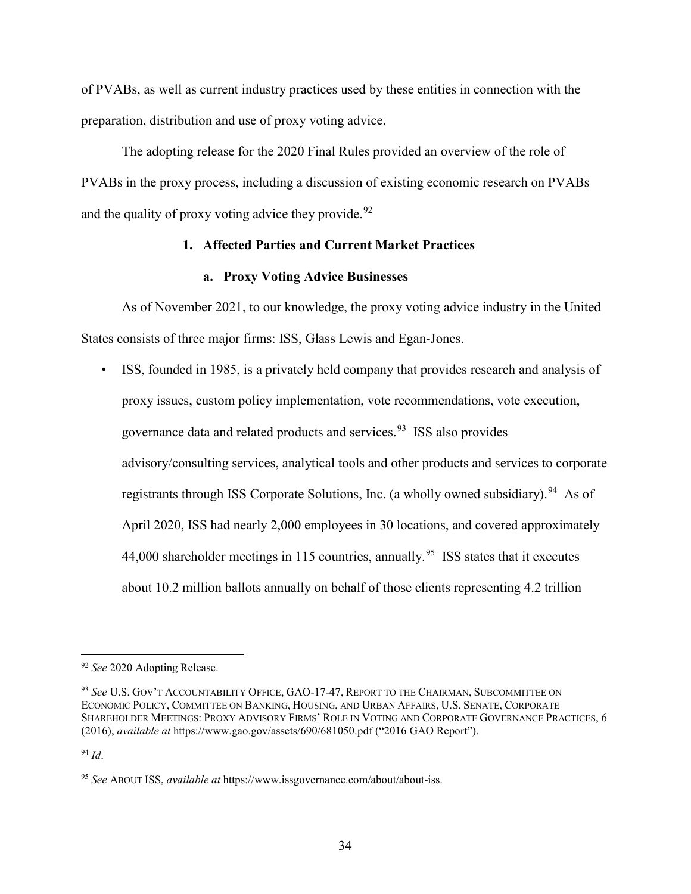of PVABs, as well as current industry practices used by these entities in connection with the preparation, distribution and use of proxy voting advice.

The adopting release for the 2020 Final Rules provided an overview of the role of PVABs in the proxy process, including a discussion of existing economic research on PVABs and the quality of proxy voting advice they provide.[92]

### 1. Affected Parties and Current Market Practices

#### a. Proxy Voting Advice Businesses

As of November 2021, to our knowledge, the proxy voting advice industry in the United States consists of three major firms: ISS, Glass Lewis and Egan-Jones.

- ISS, founded in 1985, is a privately held company that provides research and analysis of proxy issues, custom policy implementation, vote recommendations, vote execution, governance data and related products and services.[93] ISS also provides advisory/consulting services, analytical tools and other products and services to corporate registrants through ISS Corporate Solutions, Inc. (a wholly owned subsidiary).[94] As of April 2020, ISS had nearly 2,000 employees in 30 locations, and covered approximately 44,000 shareholder meetings in 115 countries, annually.[95] ISS states that it executes about 10.2 million ballots annually on behalf of those clients representing 4.2 trillion

---

[92] *See* 2020 Adopting Release.

[93] *See* U.S. GOV'T ACCOUNTABILITY OFFICE, GAO-17-47, REPORT TO THE CHAIRMAN, SUBCOMMITTEE ON ECONOMIC POLICY, COMMITTEE ON BANKING, HOUSING, AND URBAN AFFAIRS, U.S. SENATE, CORPORATE SHAREHOLDER MEETINGS: PROXY ADVISORY FIRMS' ROLE IN VOTING AND CORPORATE GOVERNANCE PRACTICES, 6 (2016), *available at* https://www.gao.gov/assets/690/681050.pdf ("2016 GAO Report").

[94] *Id*.

[95] *See* ABOUT ISS, *available at* https://www.issgovernance.com/about/about-iss.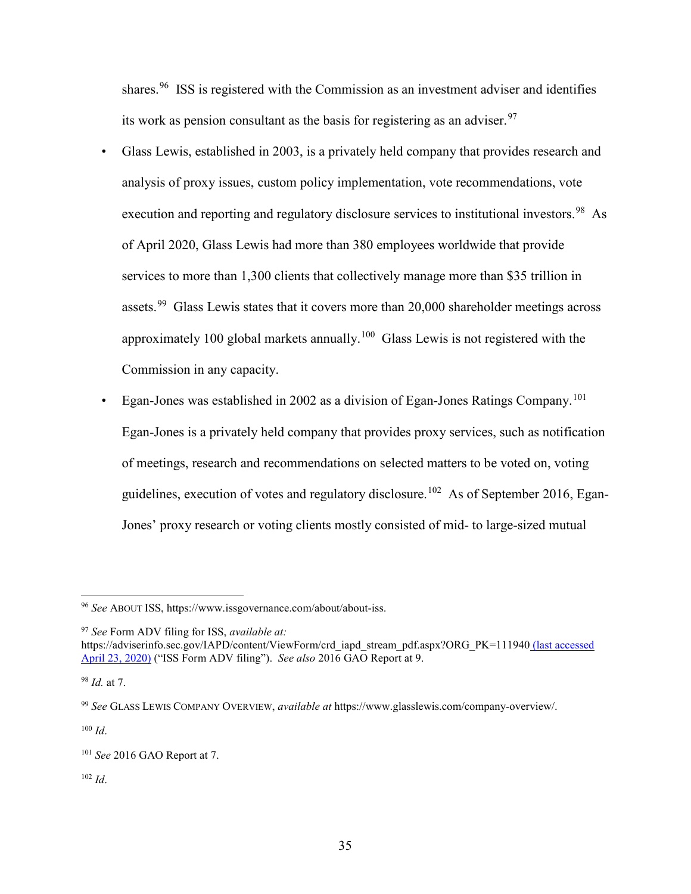shares.[96] ISS is registered with the Commission as an investment adviser and identifies its work as pension consultant as the basis for registering as an adviser.[97]

- Glass Lewis, established in 2003, is a privately held company that provides research and analysis of proxy issues, custom policy implementation, vote recommendations, vote execution and reporting and regulatory disclosure services to institutional investors.[98] As of April 2020, Glass Lewis had more than 380 employees worldwide that provide services to more than 1,300 clients that collectively manage more than $35 trillion in assets.[99] Glass Lewis states that it covers more than 20,000 shareholder meetings across approximately 100 global markets annually.[100] Glass Lewis is not registered with the Commission in any capacity.
- Egan-Jones was established in 2002 as a division of Egan-Jones Ratings Company.[101] Egan-Jones is a privately held company that provides proxy services, such as notification of meetings, research and recommendations on selected matters to be voted on, voting guidelines, execution of votes and regulatory disclosure.[102] As of September 2016, Egan-Jones' proxy research or voting clients mostly consisted of mid- to large-sized mutual

---

[96] *See* About ISS, https://www.issgovernance.com/about/about-iss.

[97] *See* Form ADV filing for ISS, *available at:* https://adviserinfo.sec.gov/IAPD/content/ViewForm/crd_iapd_stream_pdf.aspx?ORG_PK=111940 (last accessed April 23, 2020) ("ISS Form ADV filing"). *See also* 2016 GAO Report at 9.

[98] *Id.* at 7.

[99] *See* Glass Lewis Company Overview, *available at* https://www.glasslewis.com/company-overview/.

[100] *Id*.

[101] *See* 2016 GAO Report at 7.

[102] *Id*.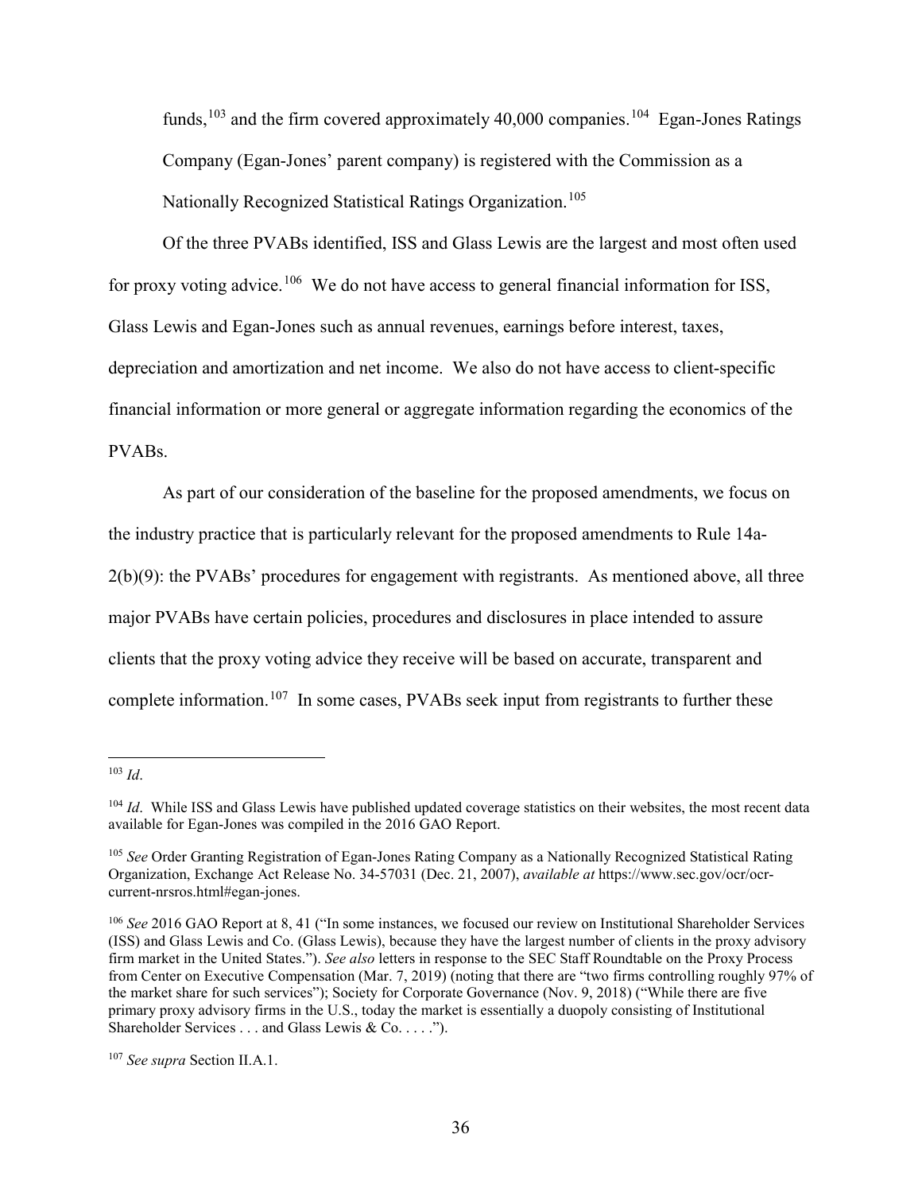funds,[103] and the firm covered approximately 40,000 companies.[104] Egan-Jones Ratings Company (Egan-Jones' parent company) is registered with the Commission as a Nationally Recognized Statistical Ratings Organization.[105]

Of the three PVABs identified, ISS and Glass Lewis are the largest and most often used for proxy voting advice.[106] We do not have access to general financial information for ISS, Glass Lewis and Egan-Jones such as annual revenues, earnings before interest, taxes, depreciation and amortization and net income. We also do not have access to client-specific financial information or more general or aggregate information regarding the economics of the PVABs.

As part of our consideration of the baseline for the proposed amendments, we focus on the industry practice that is particularly relevant for the proposed amendments to Rule 14a-2(b)(9): the PVABs' procedures for engagement with registrants. As mentioned above, all three major PVABs have certain policies, procedures and disclosures in place intended to assure clients that the proxy voting advice they receive will be based on accurate, transparent and complete information.[107] In some cases, PVABs seek input from registrants to further these

---

[103] *Id*.

[104] *Id*. While ISS and Glass Lewis have published updated coverage statistics on their websites, the most recent data available for Egan-Jones was compiled in the 2016 GAO Report.

[105] *See* Order Granting Registration of Egan-Jones Rating Company as a Nationally Recognized Statistical Rating Organization, Exchange Act Release No. 34-57031 (Dec. 21, 2007), *available at* https://www.sec.gov/ocr/ocr-current-nrsros.html#egan-jones.

[106] *See* 2016 GAO Report at 8, 41 ("In some instances, we focused our review on Institutional Shareholder Services (ISS) and Glass Lewis and Co. (Glass Lewis), because they have the largest number of clients in the proxy advisory firm market in the United States."). *See also* letters in response to the SEC Staff Roundtable on the Proxy Process from Center on Executive Compensation (Mar. 7, 2019) (noting that there are "two firms controlling roughly 97% of the market share for such services"); Society for Corporate Governance (Nov. 9, 2018) ("While there are five primary proxy advisory firms in the U.S., today the market is essentially a duopoly consisting of Institutional Shareholder Services . . . and Glass Lewis & Co. . . . .").

[107] *See supra* Section II.A.1.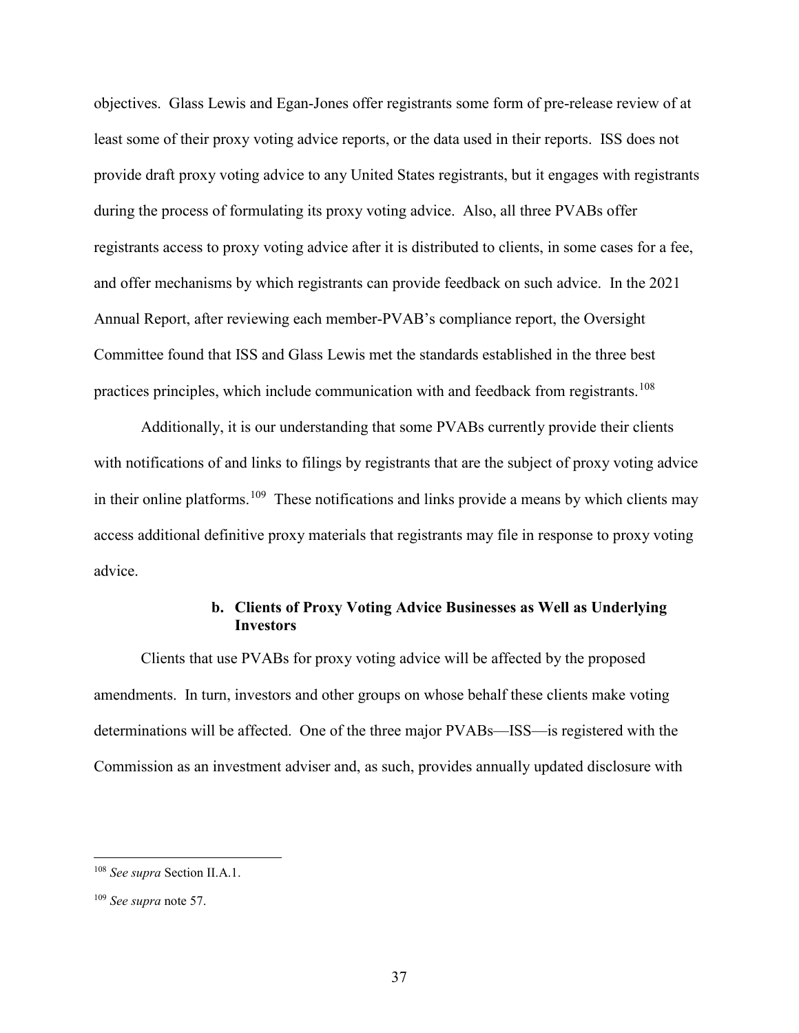objectives. Glass Lewis and Egan-Jones offer registrants some form of pre-release review of at least some of their proxy voting advice reports, or the data used in their reports. ISS does not provide draft proxy voting advice to any United States registrants, but it engages with registrants during the process of formulating its proxy voting advice. Also, all three PVABs offer registrants access to proxy voting advice after it is distributed to clients, in some cases for a fee, and offer mechanisms by which registrants can provide feedback on such advice. In the 2021 Annual Report, after reviewing each member-PVAB's compliance report, the Oversight Committee found that ISS and Glass Lewis met the standards established in the three best practices principles, which include communication with and feedback from registrants.[108]

Additionally, it is our understanding that some PVABs currently provide their clients with notifications of and links to filings by registrants that are the subject of proxy voting advice in their online platforms.[109] These notifications and links provide a means by which clients may access additional definitive proxy materials that registrants may file in response to proxy voting advice.

#### b. Clients of Proxy Voting Advice Businesses as Well as Underlying Investors

Clients that use PVABs for proxy voting advice will be affected by the proposed amendments. In turn, investors and other groups on whose behalf these clients make voting determinations will be affected. One of the three major PVABs—ISS—is registered with the Commission as an investment adviser and, as such, provides annually updated disclosure with

---

[108] *See supra* Section II.A.1.

[109] *See supra* note 57.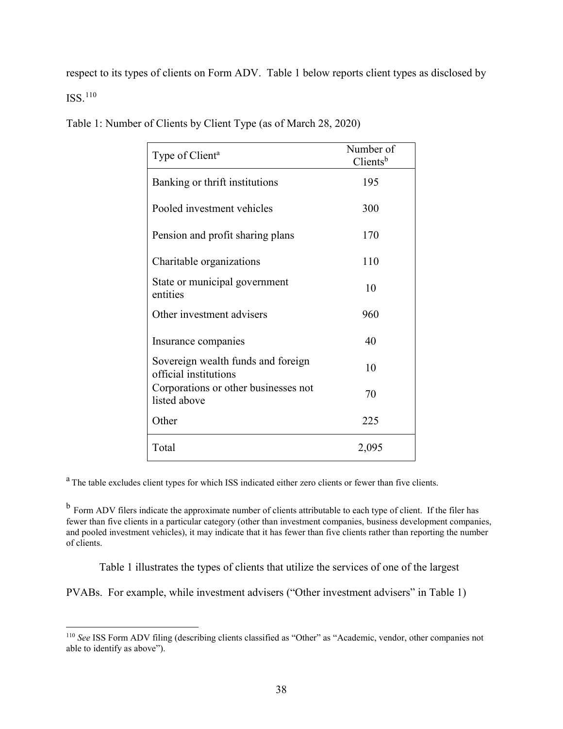respect to its types of clients on Form ADV. Table 1 below reports client types as disclosed by ISS.[110]

Table 1: Number of Clients by Client Type (as of March 28, 2020)

| Type of Client[a] | Number of Clients[b] |
|---|---|
| Banking or thrift institutions | 195 |
| Pooled investment vehicles | 300 |
| Pension and profit sharing plans | 170 |
| Charitable organizations | 110 |
| State or municipal government entities | 10 |
| Other investment advisers | 960 |
| Insurance companies | 40 |
| Sovereign wealth funds and foreign official institutions | 10 |
| Corporations or other businesses not listed above | 70 |
| Other | 225 |
| Total | 2,095 |

[a] The table excludes client types for which ISS indicated either zero clients or fewer than five clients.

[b] Form ADV filers indicate the approximate number of clients attributable to each type of client. If the filer has fewer than five clients in a particular category (other than investment companies, business development companies, and pooled investment vehicles), it may indicate that it has fewer than five clients rather than reporting the number of clients.

Table 1 illustrates the types of clients that utilize the services of one of the largest PVABs. For example, while investment advisers ("Other investment advisers" in Table 1)

[110] *See* ISS Form ADV filing (describing clients classified as "Other" as "Academic, vendor, other companies not able to identify as above").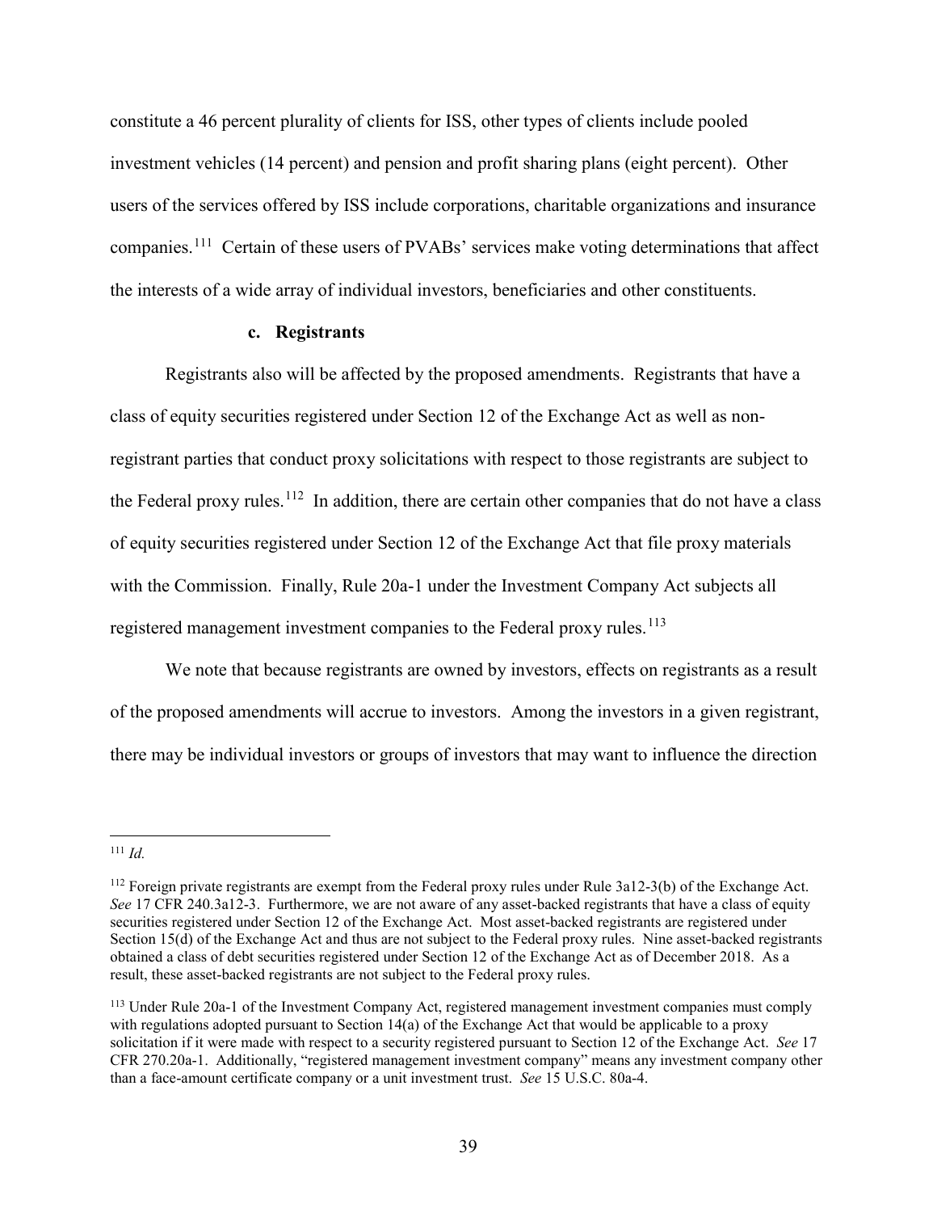constitute a 46 percent plurality of clients for ISS, other types of clients include pooled investment vehicles (14 percent) and pension and profit sharing plans (eight percent). Other users of the services offered by ISS include corporations, charitable organizations and insurance companies.[111] Certain of these users of PVABs' services make voting determinations that affect the interests of a wide array of individual investors, beneficiaries and other constituents.

**c. Registrants**

Registrants also will be affected by the proposed amendments. Registrants that have a class of equity securities registered under Section 12 of the Exchange Act as well as non-registrant parties that conduct proxy solicitations with respect to those registrants are subject to the Federal proxy rules.[112] In addition, there are certain other companies that do not have a class of equity securities registered under Section 12 of the Exchange Act that file proxy materials with the Commission. Finally, Rule 20a-1 under the Investment Company Act subjects all registered management investment companies to the Federal proxy rules.[113]

We note that because registrants are owned by investors, effects on registrants as a result of the proposed amendments will accrue to investors. Among the investors in a given registrant, there may be individual investors or groups of investors that may want to influence the direction

---

[111] *Id.*

[112] Foreign private registrants are exempt from the Federal proxy rules under Rule 3a12-3(b) of the Exchange Act. *See* 17 CFR 240.3a12-3. Furthermore, we are not aware of any asset-backed registrants that have a class of equity securities registered under Section 12 of the Exchange Act. Most asset-backed registrants are registered under Section 15(d) of the Exchange Act and thus are not subject to the Federal proxy rules. Nine asset-backed registrants obtained a class of debt securities registered under Section 12 of the Exchange Act as of December 2018. As a result, these asset-backed registrants are not subject to the Federal proxy rules.

[113] Under Rule 20a-1 of the Investment Company Act, registered management investment companies must comply with regulations adopted pursuant to Section 14(a) of the Exchange Act that would be applicable to a proxy solicitation if it were made with respect to a security registered pursuant to Section 12 of the Exchange Act. *See* 17 CFR 270.20a-1. Additionally, "registered management investment company" means any investment company other than a face-amount certificate company or a unit investment trust. *See* 15 U.S.C. 80a-4.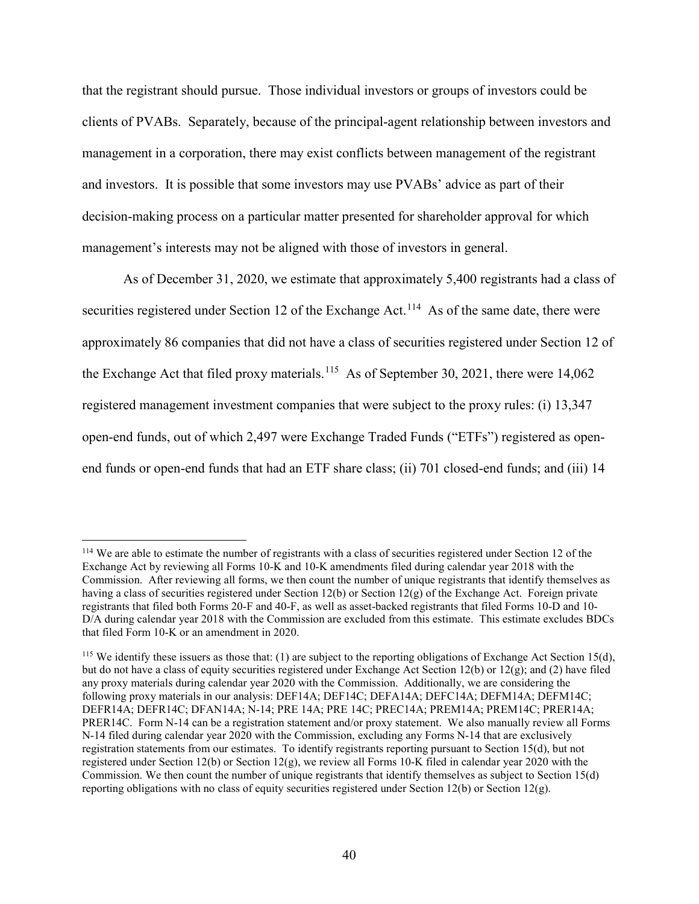that the registrant should pursue. Those individual investors or groups of investors could be clients of PVABs. Separately, because of the principal-agent relationship between investors and management in a corporation, there may exist conflicts between management of the registrant and investors. It is possible that some investors may use PVABs' advice as part of their decision-making process on a particular matter presented for shareholder approval for which management's interests may not be aligned with those of investors in general.

As of December 31, 2020, we estimate that approximately 5,400 registrants had a class of securities registered under Section 12 of the Exchange Act.[114] As of the same date, there were approximately 86 companies that did not have a class of securities registered under Section 12 of the Exchange Act that filed proxy materials.[115] As of September 30, 2021, there were 14,062 registered management investment companies that were subject to the proxy rules: (i) 13,347 open-end funds, out of which 2,497 were Exchange Traded Funds ("ETFs") registered as open-end funds or open-end funds that had an ETF share class; (ii) 701 closed-end funds; and (iii) 14

---

[114] We are able to estimate the number of registrants with a class of securities registered under Section 12 of the Exchange Act by reviewing all Forms 10-K and 10-K amendments filed during calendar year 2018 with the Commission. After reviewing all forms, we then count the number of unique registrants that identify themselves as having a class of securities registered under Section 12(b) or Section 12(g) of the Exchange Act. Foreign private registrants that filed both Forms 20-F and 40-F, as well as asset-backed registrants that filed Forms 10-D and 10-D/A during calendar year 2018 with the Commission are excluded from this estimate. This estimate excludes BDCs that filed Form 10-K or an amendment in 2020.

[115] We identify these issuers as those that: (1) are subject to the reporting obligations of Exchange Act Section 15(d), but do not have a class of equity securities registered under Exchange Act Section 12(b) or 12(g); and (2) have filed any proxy materials during calendar year 2020 with the Commission. Additionally, we are considering the following proxy materials in our analysis: DEF14A; DEF14C; DEFA14A; DEFC14A; DEFM14A; DEFM14C; DEFR14A; DEFR14C; DFAN14A; N-14; PRE 14A; PRE 14C; PREC14A; PREM14A; PREM14C; PRER14A; PRER14C. Form N-14 can be a registration statement and/or proxy statement. We also manually review all Forms N-14 filed during calendar year 2020 with the Commission, excluding any Forms N-14 that are exclusively registration statements from our estimates. To identify registrants reporting pursuant to Section 15(d), but not registered under Section 12(b) or Section 12(g), we review all Forms 10-K filed in calendar year 2020 with the Commission. We then count the number of unique registrants that identify themselves as subject to Section 15(d) reporting obligations with no class of equity securities registered under Section 12(b) or Section 12(g).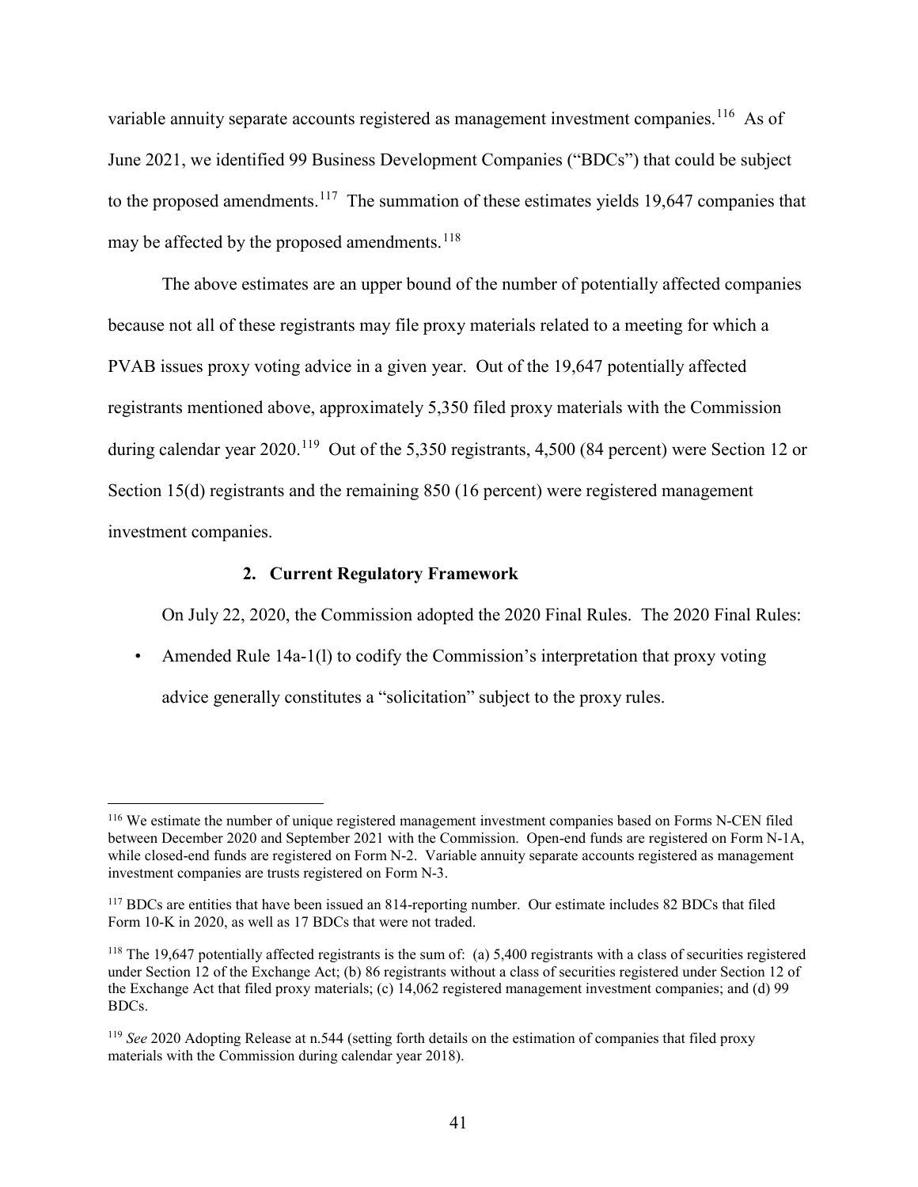variable annuity separate accounts registered as management investment companies.[116] As of June 2021, we identified 99 Business Development Companies ("BDCs") that could be subject to the proposed amendments.[117] The summation of these estimates yields 19,647 companies that may be affected by the proposed amendments.[118]

The above estimates are an upper bound of the number of potentially affected companies because not all of these registrants may file proxy materials related to a meeting for which a PVAB issues proxy voting advice in a given year. Out of the 19,647 potentially affected registrants mentioned above, approximately 5,350 filed proxy materials with the Commission during calendar year 2020.[119] Out of the 5,350 registrants, 4,500 (84 percent) were Section 12 or Section 15(d) registrants and the remaining 850 (16 percent) were registered management investment companies.

### 2. Current Regulatory Framework

On July 22, 2020, the Commission adopted the 2020 Final Rules. The 2020 Final Rules:

- Amended Rule 14a-1(l) to codify the Commission's interpretation that proxy voting advice generally constitutes a "solicitation" subject to the proxy rules.

---

[116] We estimate the number of unique registered management investment companies based on Forms N-CEN filed between December 2020 and September 2021 with the Commission. Open-end funds are registered on Form N-1A, while closed-end funds are registered on Form N-2. Variable annuity separate accounts registered as management investment companies are trusts registered on Form N-3.

[117] BDCs are entities that have been issued an 814-reporting number. Our estimate includes 82 BDCs that filed Form 10-K in 2020, as well as 17 BDCs that were not traded.

[118] The 19,647 potentially affected registrants is the sum of: (a) 5,400 registrants with a class of securities registered under Section 12 of the Exchange Act; (b) 86 registrants without a class of securities registered under Section 12 of the Exchange Act that filed proxy materials; (c) 14,062 registered management investment companies; and (d) 99 BDCs.

[119] *See* 2020 Adopting Release at n.544 (setting forth details on the estimation of companies that filed proxy materials with the Commission during calendar year 2018).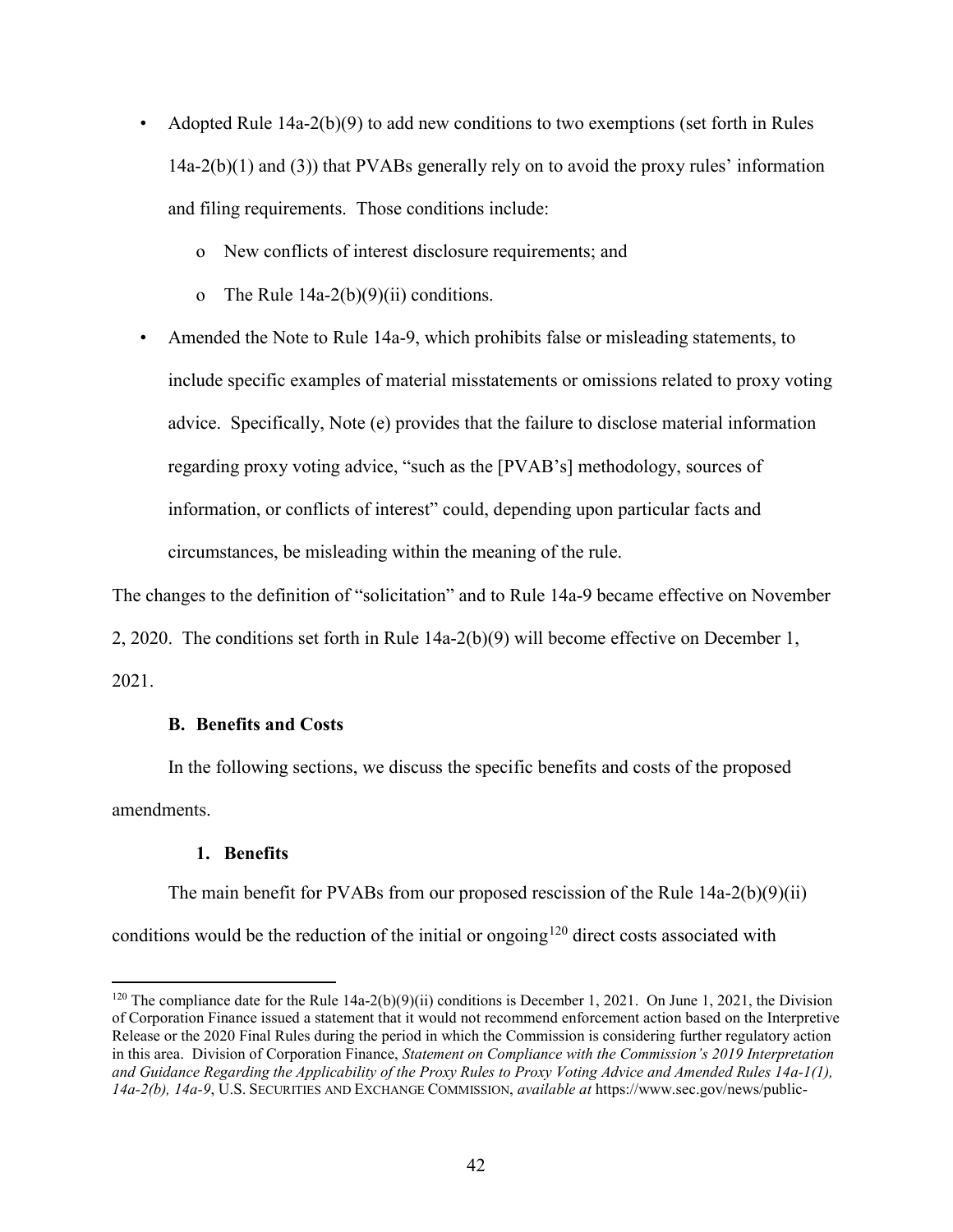- Adopted Rule 14a-2(b)(9) to add new conditions to two exemptions (set forth in Rules 14a-2(b)(1) and (3)) that PVABs generally rely on to avoid the proxy rules' information and filing requirements. Those conditions include:
    - New conflicts of interest disclosure requirements; and
    - The Rule 14a-2(b)(9)(ii) conditions.
- Amended the Note to Rule 14a-9, which prohibits false or misleading statements, to include specific examples of material misstatements or omissions related to proxy voting advice. Specifically, Note (e) provides that the failure to disclose material information regarding proxy voting advice, "such as the [PVAB's] methodology, sources of information, or conflicts of interest" could, depending upon particular facts and circumstances, be misleading within the meaning of the rule.

The changes to the definition of "solicitation" and to Rule 14a-9 became effective on November 2, 2020. The conditions set forth in Rule 14a-2(b)(9) will become effective on December 1, 2021.

### B. Benefits and Costs

In the following sections, we discuss the specific benefits and costs of the proposed amendments.

#### 1. Benefits

The main benefit for PVABs from our proposed rescission of the Rule 14a-2(b)(9)(ii) conditions would be the reduction of the initial or ongoing[120] direct costs associated with

---

[120] The compliance date for the Rule 14a-2(b)(9)(ii) conditions is December 1, 2021. On June 1, 2021, the Division of Corporation Finance issued a statement that it would not recommend enforcement action based on the Interpretive Release or the 2020 Final Rules during the period in which the Commission is considering further regulatory action in this area. Division of Corporation Finance, *Statement on Compliance with the Commission's 2019 Interpretation and Guidance Regarding the Applicability of the Proxy Rules to Proxy Voting Advice and Amended Rules 14a-1(1), 14a-2(b), 14a-9*, U.S. SECURITIES AND EXCHANGE COMMISSION, *available at* https://www.sec.gov/news/public-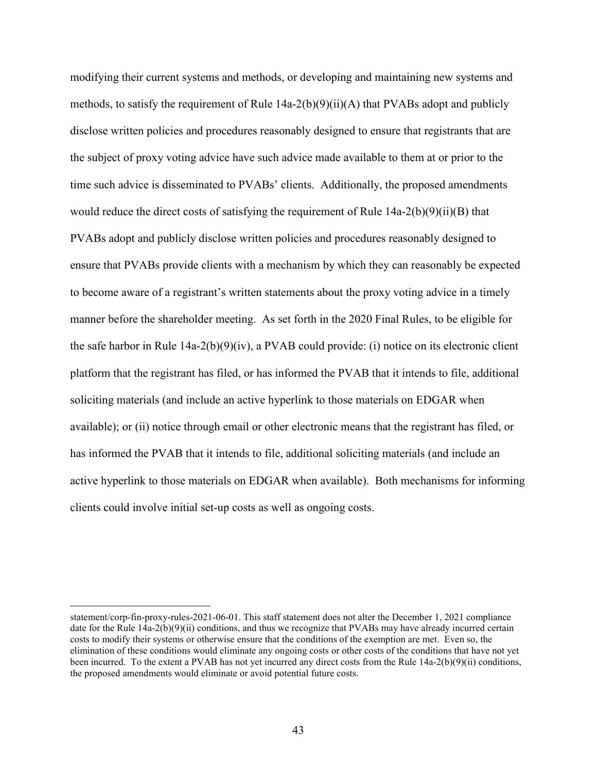modifying their current systems and methods, or developing and maintaining new systems and methods, to satisfy the requirement of Rule 14a-2(b)(9)(ii)(A) that PVABs adopt and publicly disclose written policies and procedures reasonably designed to ensure that registrants that are the subject of proxy voting advice have such advice made available to them at or prior to the time such advice is disseminated to PVABs' clients. Additionally, the proposed amendments would reduce the direct costs of satisfying the requirement of Rule 14a-2(b)(9)(ii)(B) that PVABs adopt and publicly disclose written policies and procedures reasonably designed to ensure that PVABs provide clients with a mechanism by which they can reasonably be expected to become aware of a registrant's written statements about the proxy voting advice in a timely manner before the shareholder meeting. As set forth in the 2020 Final Rules, to be eligible for the safe harbor in Rule 14a-2(b)(9)(iv), a PVAB could provide: (i) notice on its electronic client platform that the registrant has filed, or has informed the PVAB that it intends to file, additional soliciting materials (and include an active hyperlink to those materials on EDGAR when available); or (ii) notice through email or other electronic means that the registrant has filed, or has informed the PVAB that it intends to file, additional soliciting materials (and include an active hyperlink to those materials on EDGAR when available). Both mechanisms for informing clients could involve initial set-up costs as well as ongoing costs.

---

statement/corp-fin-proxy-rules-2021-06-01. This staff statement does not alter the December 1, 2021 compliance date for the Rule 14a-2(b)(9)(ii) conditions, and thus we recognize that PVABs may have already incurred certain costs to modify their systems or otherwise ensure that the conditions of the exemption are met. Even so, the elimination of these conditions would eliminate any ongoing costs or other costs of the conditions that have not yet been incurred. To the extent a PVAB has not yet incurred any direct costs from the Rule 14a-2(b)(9)(ii) conditions, the proposed amendments would eliminate or avoid potential future costs.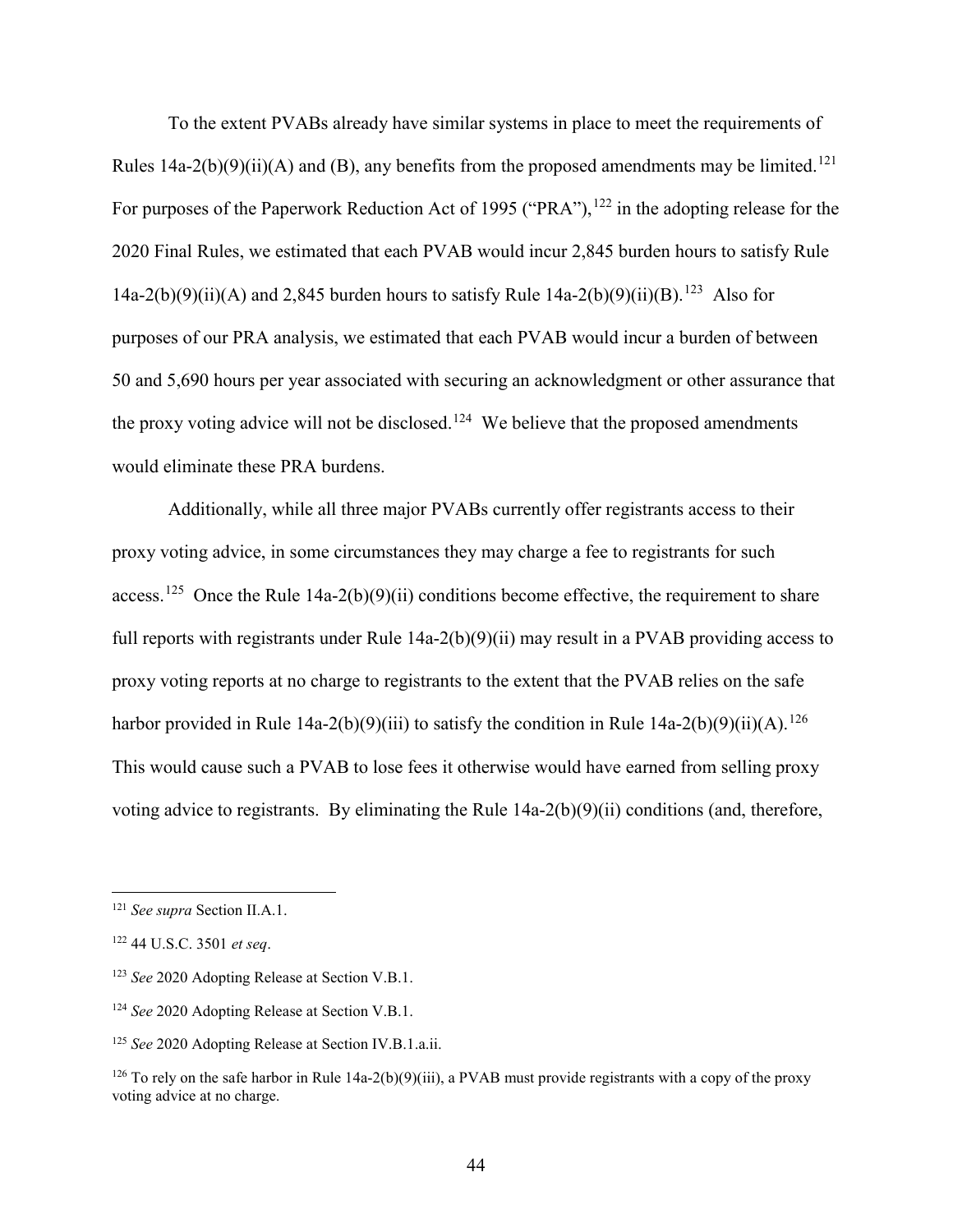To the extent PVABs already have similar systems in place to meet the requirements of Rules 14a-2(b)(9)(ii)(A) and (B), any benefits from the proposed amendments may be limited.[121] For purposes of the Paperwork Reduction Act of 1995 ("PRA"),[122] in the adopting release for the 2020 Final Rules, we estimated that each PVAB would incur 2,845 burden hours to satisfy Rule 14a-2(b)(9)(ii)(A) and 2,845 burden hours to satisfy Rule 14a-2(b)(9)(ii)(B).[123] Also for purposes of our PRA analysis, we estimated that each PVAB would incur a burden of between 50 and 5,690 hours per year associated with securing an acknowledgment or other assurance that the proxy voting advice will not be disclosed.[124] We believe that the proposed amendments would eliminate these PRA burdens.

Additionally, while all three major PVABs currently offer registrants access to their proxy voting advice, in some circumstances they may charge a fee to registrants for such access.[125] Once the Rule 14a-2(b)(9)(ii) conditions become effective, the requirement to share full reports with registrants under Rule 14a-2(b)(9)(ii) may result in a PVAB providing access to proxy voting reports at no charge to registrants to the extent that the PVAB relies on the safe harbor provided in Rule 14a-2(b)(9)(iii) to satisfy the condition in Rule 14a-2(b)(9)(ii)(A).[126] This would cause such a PVAB to lose fees it otherwise would have earned from selling proxy voting advice to registrants. By eliminating the Rule 14a-2(b)(9)(ii) conditions (and, therefore,

---

[121] *See supra* Section II.A.1.

[122] 44 U.S.C. 3501 *et seq*.

[123] *See* 2020 Adopting Release at Section V.B.1.

[124] *See* 2020 Adopting Release at Section V.B.1.

[125] *See* 2020 Adopting Release at Section IV.B.1.a.ii.

[126] To rely on the safe harbor in Rule 14a-2(b)(9)(iii), a PVAB must provide registrants with a copy of the proxy voting advice at no charge.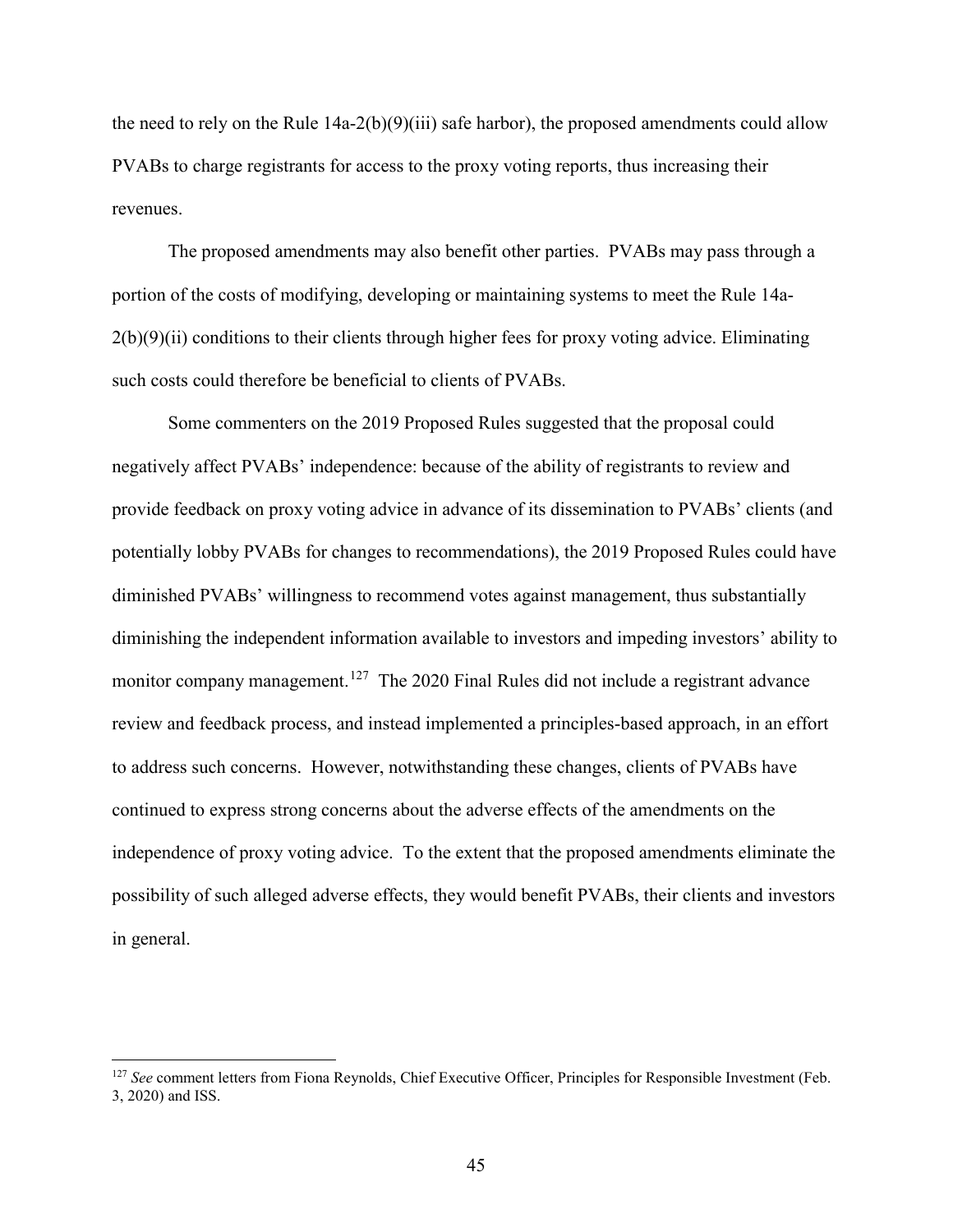the need to rely on the Rule 14a-2(b)(9)(iii) safe harbor), the proposed amendments could allow PVABs to charge registrants for access to the proxy voting reports, thus increasing their revenues.

The proposed amendments may also benefit other parties. PVABs may pass through a portion of the costs of modifying, developing or maintaining systems to meet the Rule 14a-2(b)(9)(ii) conditions to their clients through higher fees for proxy voting advice. Eliminating such costs could therefore be beneficial to clients of PVABs.

Some commenters on the 2019 Proposed Rules suggested that the proposal could negatively affect PVABs' independence: because of the ability of registrants to review and provide feedback on proxy voting advice in advance of its dissemination to PVABs' clients (and potentially lobby PVABs for changes to recommendations), the 2019 Proposed Rules could have diminished PVABs' willingness to recommend votes against management, thus substantially diminishing the independent information available to investors and impeding investors' ability to monitor company management.[127] The 2020 Final Rules did not include a registrant advance review and feedback process, and instead implemented a principles-based approach, in an effort to address such concerns. However, notwithstanding these changes, clients of PVABs have continued to express strong concerns about the adverse effects of the amendments on the independence of proxy voting advice. To the extent that the proposed amendments eliminate the possibility of such alleged adverse effects, they would benefit PVABs, their clients and investors in general.

---

[127] *See* comment letters from Fiona Reynolds, Chief Executive Officer, Principles for Responsible Investment (Feb. 3, 2020) and ISS.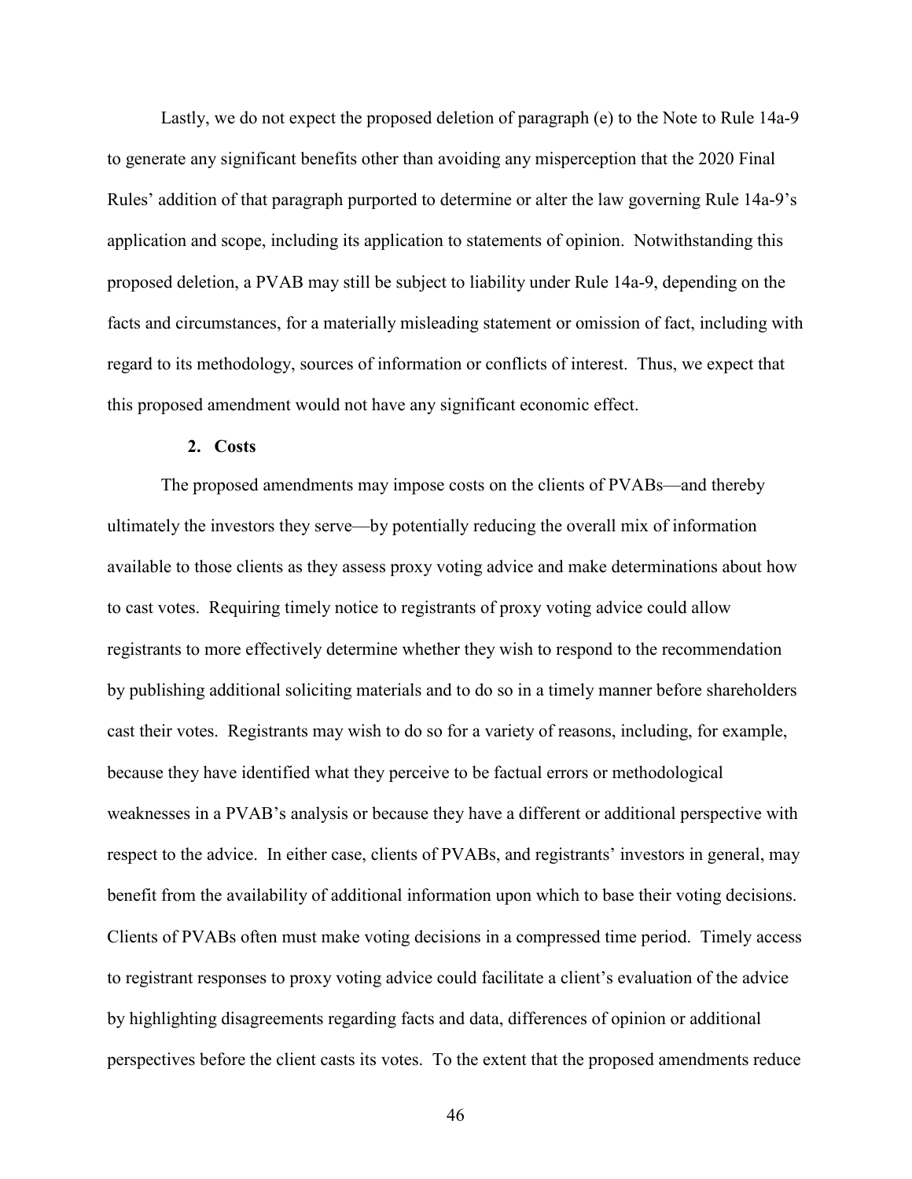Lastly, we do not expect the proposed deletion of paragraph (e) to the Note to Rule 14a-9 to generate any significant benefits other than avoiding any misperception that the 2020 Final Rules' addition of that paragraph purported to determine or alter the law governing Rule 14a-9's application and scope, including its application to statements of opinion. Notwithstanding this proposed deletion, a PVAB may still be subject to liability under Rule 14a-9, depending on the facts and circumstances, for a materially misleading statement or omission of fact, including with regard to its methodology, sources of information or conflicts of interest. Thus, we expect that this proposed amendment would not have any significant economic effect.

### 2. Costs

The proposed amendments may impose costs on the clients of PVABs—and thereby ultimately the investors they serve—by potentially reducing the overall mix of information available to those clients as they assess proxy voting advice and make determinations about how to cast votes. Requiring timely notice to registrants of proxy voting advice could allow registrants to more effectively determine whether they wish to respond to the recommendation by publishing additional soliciting materials and to do so in a timely manner before shareholders cast their votes. Registrants may wish to do so for a variety of reasons, including, for example, because they have identified what they perceive to be factual errors or methodological weaknesses in a PVAB's analysis or because they have a different or additional perspective with respect to the advice. In either case, clients of PVABs, and registrants' investors in general, may benefit from the availability of additional information upon which to base their voting decisions. Clients of PVABs often must make voting decisions in a compressed time period. Timely access to registrant responses to proxy voting advice could facilitate a client's evaluation of the advice by highlighting disagreements regarding facts and data, differences of opinion or additional perspectives before the client casts its votes. To the extent that the proposed amendments reduce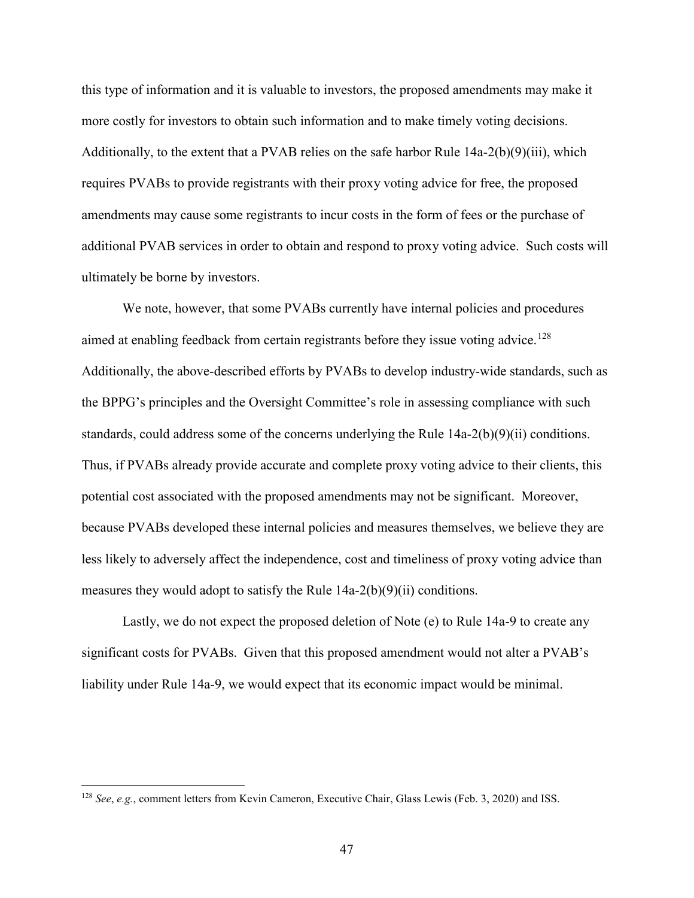this type of information and it is valuable to investors, the proposed amendments may make it more costly for investors to obtain such information and to make timely voting decisions. Additionally, to the extent that a PVAB relies on the safe harbor Rule 14a-2(b)(9)(iii), which requires PVABs to provide registrants with their proxy voting advice for free, the proposed amendments may cause some registrants to incur costs in the form of fees or the purchase of additional PVAB services in order to obtain and respond to proxy voting advice. Such costs will ultimately be borne by investors.

We note, however, that some PVABs currently have internal policies and procedures aimed at enabling feedback from certain registrants before they issue voting advice.[128] Additionally, the above-described efforts by PVABs to develop industry-wide standards, such as the BPPG's principles and the Oversight Committee's role in assessing compliance with such standards, could address some of the concerns underlying the Rule 14a-2(b)(9)(ii) conditions. Thus, if PVABs already provide accurate and complete proxy voting advice to their clients, this potential cost associated with the proposed amendments may not be significant. Moreover, because PVABs developed these internal policies and measures themselves, we believe they are less likely to adversely affect the independence, cost and timeliness of proxy voting advice than measures they would adopt to satisfy the Rule 14a-2(b)(9)(ii) conditions.

Lastly, we do not expect the proposed deletion of Note (e) to Rule 14a-9 to create any significant costs for PVABs. Given that this proposed amendment would not alter a PVAB's liability under Rule 14a-9, we would expect that its economic impact would be minimal.

---

[128] *See*, *e.g.*, comment letters from Kevin Cameron, Executive Chair, Glass Lewis (Feb. 3, 2020) and ISS.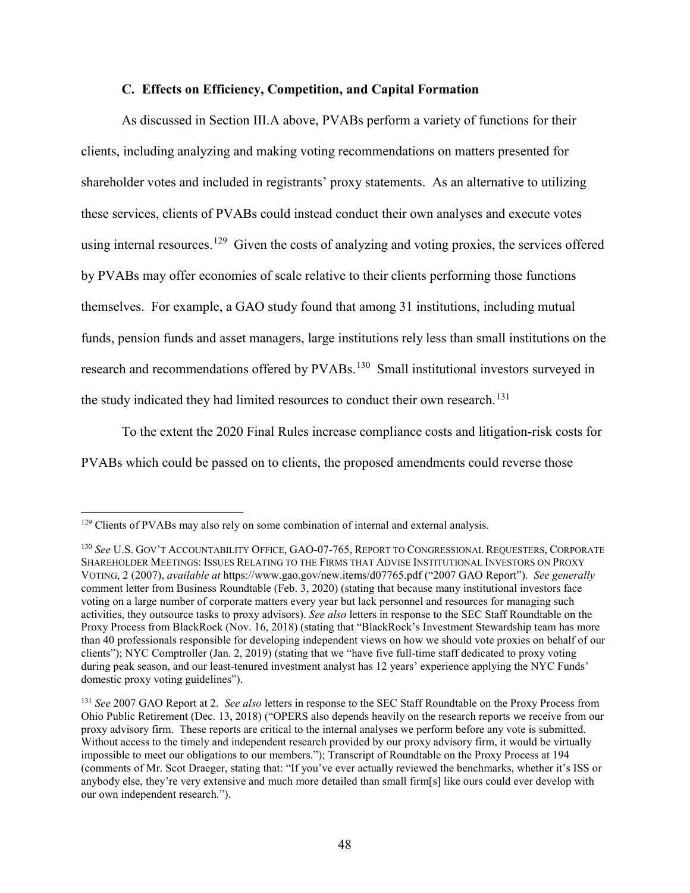### C. Effects on Efficiency, Competition, and Capital Formation

As discussed in Section III.A above, PVABs perform a variety of functions for their clients, including analyzing and making voting recommendations on matters presented for shareholder votes and included in registrants' proxy statements. As an alternative to utilizing these services, clients of PVABs could instead conduct their own analyses and execute votes using internal resources.[129] Given the costs of analyzing and voting proxies, the services offered by PVABs may offer economies of scale relative to their clients performing those functions themselves. For example, a GAO study found that among 31 institutions, including mutual funds, pension funds and asset managers, large institutions rely less than small institutions on the research and recommendations offered by PVABs.[130] Small institutional investors surveyed in the study indicated they had limited resources to conduct their own research.[131]

To the extent the 2020 Final Rules increase compliance costs and litigation-risk costs for PVABs which could be passed on to clients, the proposed amendments could reverse those

---

[129] Clients of PVABs may also rely on some combination of internal and external analysis.

[130] *See* U.S. GOV'T ACCOUNTABILITY OFFICE, GAO-07-765, REPORT TO CONGRESSIONAL REQUESTERS, CORPORATE SHAREHOLDER MEETINGS: ISSUES RELATING TO THE FIRMS THAT ADVISE INSTITUTIONAL INVESTORS ON PROXY VOTING, 2 (2007), *available at* https://www.gao.gov/new.items/d07765.pdf ("2007 GAO Report"). *See generally* comment letter from Business Roundtable (Feb. 3, 2020) (stating that because many institutional investors face voting on a large number of corporate matters every year but lack personnel and resources for managing such activities, they outsource tasks to proxy advisors). *See also* letters in response to the SEC Staff Roundtable on the Proxy Process from BlackRock (Nov. 16, 2018) (stating that "BlackRock's Investment Stewardship team has more than 40 professionals responsible for developing independent views on how we should vote proxies on behalf of our clients"); NYC Comptroller (Jan. 2, 2019) (stating that we "have five full-time staff dedicated to proxy voting during peak season, and our least-tenured investment analyst has 12 years' experience applying the NYC Funds' domestic proxy voting guidelines").

[131] *See* 2007 GAO Report at 2. *See also* letters in response to the SEC Staff Roundtable on the Proxy Process from Ohio Public Retirement (Dec. 13, 2018) ("OPERS also depends heavily on the research reports we receive from our proxy advisory firm. These reports are critical to the internal analyses we perform before any vote is submitted. Without access to the timely and independent research provided by our proxy advisory firm, it would be virtually impossible to meet our obligations to our members."); Transcript of Roundtable on the Proxy Process at 194 (comments of Mr. Scot Draeger, stating that: "If you've ever actually reviewed the benchmarks, whether it's ISS or anybody else, they're very extensive and much more detailed than small firm[s] like ours could ever develop with our own independent research.").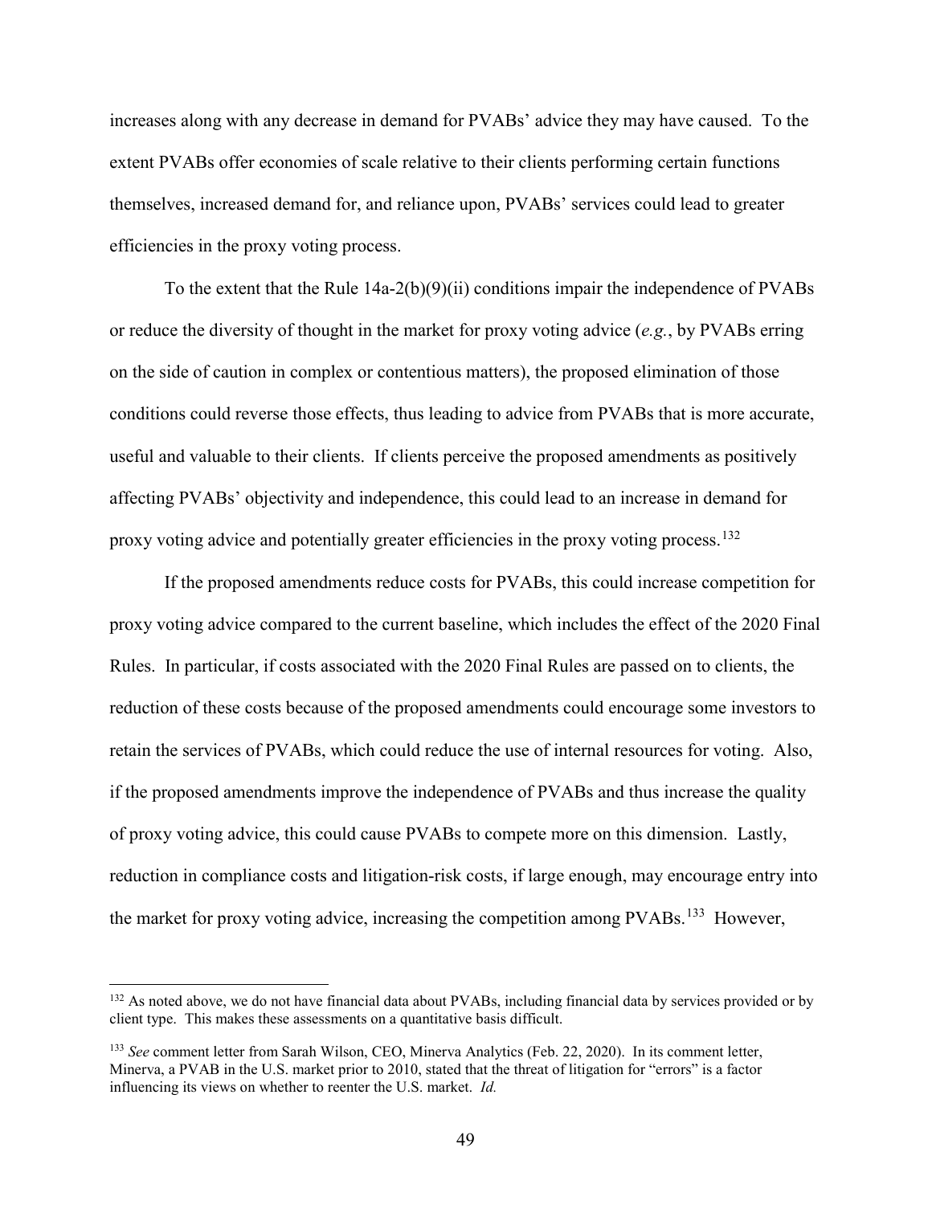increases along with any decrease in demand for PVABs' advice they may have caused. To the extent PVABs offer economies of scale relative to their clients performing certain functions themselves, increased demand for, and reliance upon, PVABs' services could lead to greater efficiencies in the proxy voting process.

To the extent that the Rule 14a-2(b)(9)(ii) conditions impair the independence of PVABs or reduce the diversity of thought in the market for proxy voting advice (*e.g.*, by PVABs erring on the side of caution in complex or contentious matters), the proposed elimination of those conditions could reverse those effects, thus leading to advice from PVABs that is more accurate, useful and valuable to their clients. If clients perceive the proposed amendments as positively affecting PVABs' objectivity and independence, this could lead to an increase in demand for proxy voting advice and potentially greater efficiencies in the proxy voting process.[132]

If the proposed amendments reduce costs for PVABs, this could increase competition for proxy voting advice compared to the current baseline, which includes the effect of the 2020 Final Rules. In particular, if costs associated with the 2020 Final Rules are passed on to clients, the reduction of these costs because of the proposed amendments could encourage some investors to retain the services of PVABs, which could reduce the use of internal resources for voting. Also, if the proposed amendments improve the independence of PVABs and thus increase the quality of proxy voting advice, this could cause PVABs to compete more on this dimension. Lastly, reduction in compliance costs and litigation-risk costs, if large enough, may encourage entry into the market for proxy voting advice, increasing the competition among PVABs.[133] However,

---

[132] As noted above, we do not have financial data about PVABs, including financial data by services provided or by client type. This makes these assessments on a quantitative basis difficult.

[133] *See* comment letter from Sarah Wilson, CEO, Minerva Analytics (Feb. 22, 2020). In its comment letter, Minerva, a PVAB in the U.S. market prior to 2010, stated that the threat of litigation for "errors" is a factor influencing its views on whether to reenter the U.S. market. *Id.*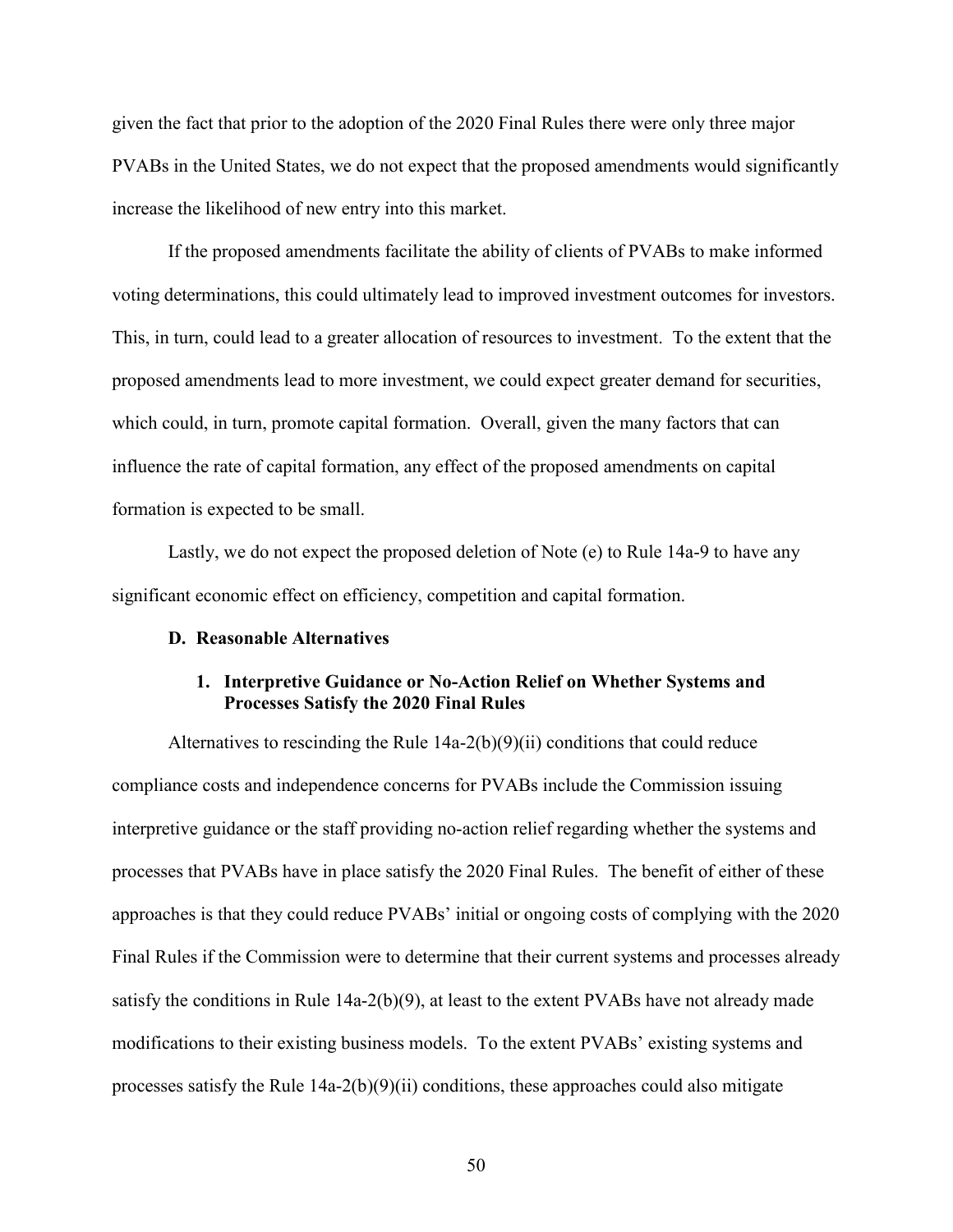given the fact that prior to the adoption of the 2020 Final Rules there were only three major PVABs in the United States, we do not expect that the proposed amendments would significantly increase the likelihood of new entry into this market.

If the proposed amendments facilitate the ability of clients of PVABs to make informed voting determinations, this could ultimately lead to improved investment outcomes for investors. This, in turn, could lead to a greater allocation of resources to investment. To the extent that the proposed amendments lead to more investment, we could expect greater demand for securities, which could, in turn, promote capital formation. Overall, given the many factors that can influence the rate of capital formation, any effect of the proposed amendments on capital formation is expected to be small.

Lastly, we do not expect the proposed deletion of Note (e) to Rule 14a-9 to have any significant economic effect on efficiency, competition and capital formation.

### D. Reasonable Alternatives

#### 1. Interpretive Guidance or No-Action Relief on Whether Systems and Processes Satisfy the 2020 Final Rules

Alternatives to rescinding the Rule 14a-2(b)(9)(ii) conditions that could reduce compliance costs and independence concerns for PVABs include the Commission issuing interpretive guidance or the staff providing no-action relief regarding whether the systems and processes that PVABs have in place satisfy the 2020 Final Rules. The benefit of either of these approaches is that they could reduce PVABs' initial or ongoing costs of complying with the 2020 Final Rules if the Commission were to determine that their current systems and processes already satisfy the conditions in Rule 14a-2(b)(9), at least to the extent PVABs have not already made modifications to their existing business models. To the extent PVABs' existing systems and processes satisfy the Rule 14a-2(b)(9)(ii) conditions, these approaches could also mitigate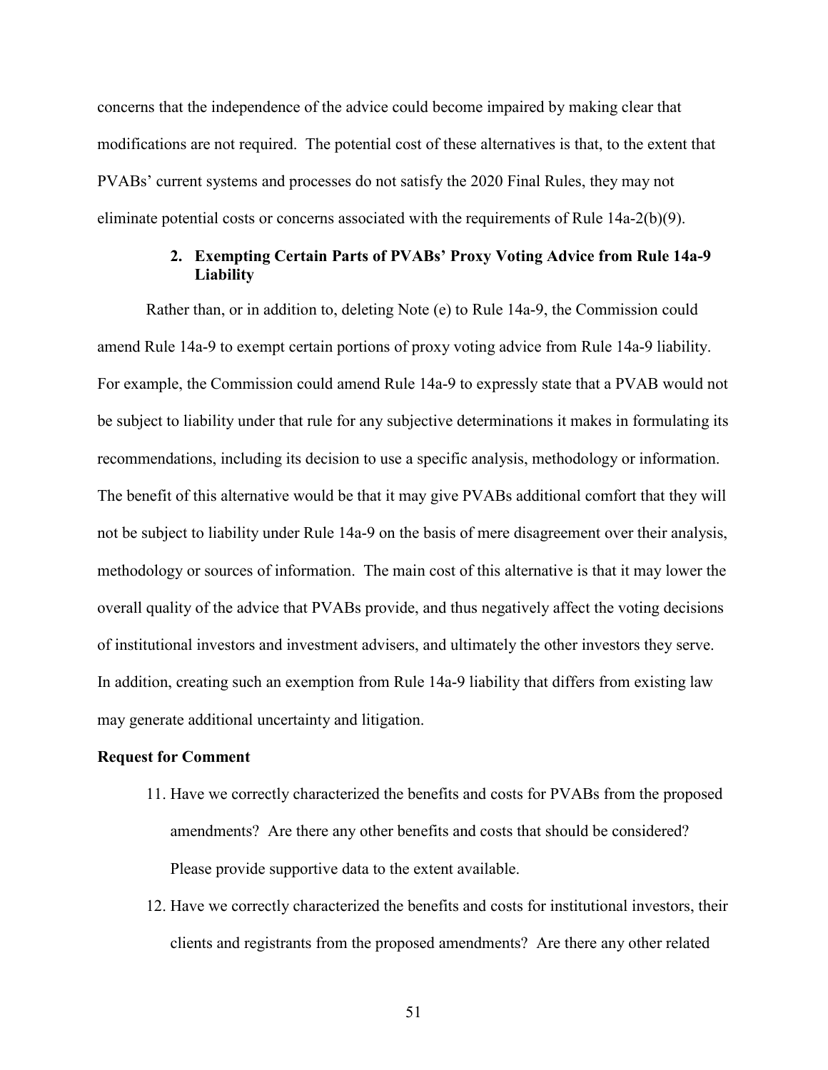concerns that the independence of the advice could become impaired by making clear that modifications are not required. The potential cost of these alternatives is that, to the extent that PVABs' current systems and processes do not satisfy the 2020 Final Rules, they may not eliminate potential costs or concerns associated with the requirements of Rule 14a-2(b)(9).

### 2. Exempting Certain Parts of PVABs' Proxy Voting Advice from Rule 14a-9 Liability

Rather than, or in addition to, deleting Note (e) to Rule 14a-9, the Commission could amend Rule 14a-9 to exempt certain portions of proxy voting advice from Rule 14a-9 liability. For example, the Commission could amend Rule 14a-9 to expressly state that a PVAB would not be subject to liability under that rule for any subjective determinations it makes in formulating its recommendations, including its decision to use a specific analysis, methodology or information. The benefit of this alternative would be that it may give PVABs additional comfort that they will not be subject to liability under Rule 14a-9 on the basis of mere disagreement over their analysis, methodology or sources of information. The main cost of this alternative is that it may lower the overall quality of the advice that PVABs provide, and thus negatively affect the voting decisions of institutional investors and investment advisers, and ultimately the other investors they serve. In addition, creating such an exemption from Rule 14a-9 liability that differs from existing law may generate additional uncertainty and litigation.

**Request for Comment**

11. Have we correctly characterized the benefits and costs for PVABs from the proposed amendments? Are there any other benefits and costs that should be considered? Please provide supportive data to the extent available.
12. Have we correctly characterized the benefits and costs for institutional investors, their clients and registrants from the proposed amendments? Are there any other related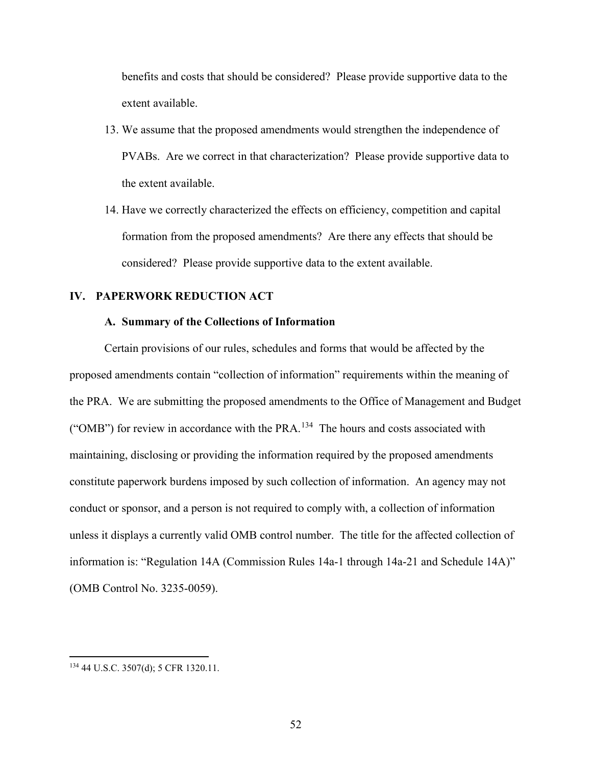benefits and costs that should be considered? Please provide supportive data to the extent available.

13. We assume that the proposed amendments would strengthen the independence of PVABs. Are we correct in that characterization? Please provide supportive data to the extent available.

14. Have we correctly characterized the effects on efficiency, competition and capital formation from the proposed amendments? Are there any effects that should be considered? Please provide supportive data to the extent available.

## IV. PAPERWORK REDUCTION ACT

### A. Summary of the Collections of Information

Certain provisions of our rules, schedules and forms that would be affected by the proposed amendments contain "collection of information" requirements within the meaning of the PRA. We are submitting the proposed amendments to the Office of Management and Budget ("OMB") for review in accordance with the PRA.[134] The hours and costs associated with maintaining, disclosing or providing the information required by the proposed amendments constitute paperwork burdens imposed by such collection of information. An agency may not conduct or sponsor, and a person is not required to comply with, a collection of information unless it displays a currently valid OMB control number. The title for the affected collection of information is: "Regulation 14A (Commission Rules 14a-1 through 14a-21 and Schedule 14A)" (OMB Control No. 3235-0059).

---

[134] 44 U.S.C. 3507(d); 5 CFR 1320.11.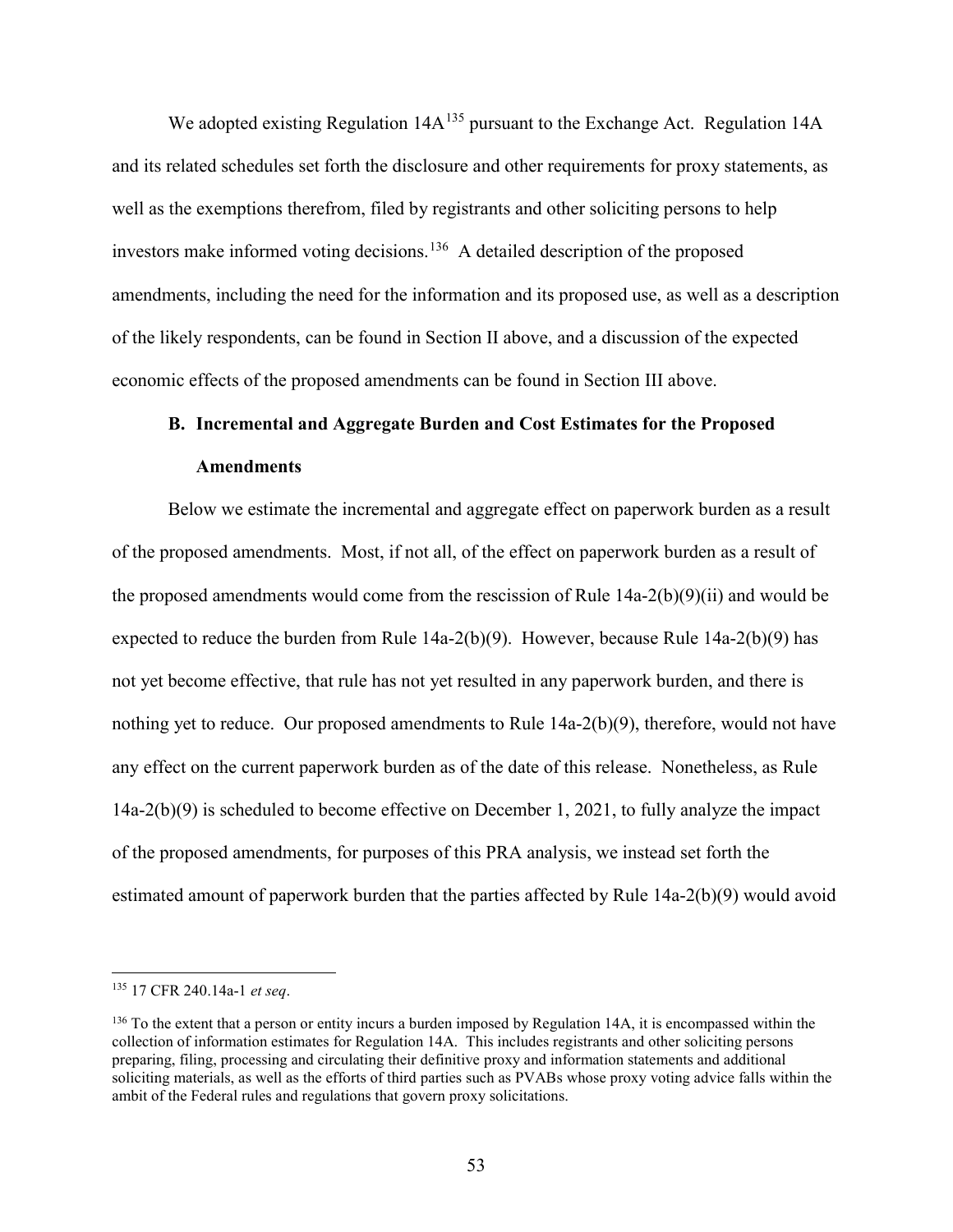We adopted existing Regulation 14A[135] pursuant to the Exchange Act. Regulation 14A and its related schedules set forth the disclosure and other requirements for proxy statements, as well as the exemptions therefrom, filed by registrants and other soliciting persons to help investors make informed voting decisions.[136] A detailed description of the proposed amendments, including the need for the information and its proposed use, as well as a description of the likely respondents, can be found in Section II above, and a discussion of the expected economic effects of the proposed amendments can be found in Section III above.

### B. Incremental and Aggregate Burden and Cost Estimates for the Proposed Amendments

Below we estimate the incremental and aggregate effect on paperwork burden as a result of the proposed amendments. Most, if not all, of the effect on paperwork burden as a result of the proposed amendments would come from the rescission of Rule 14a-2(b)(9)(ii) and would be expected to reduce the burden from Rule 14a-2(b)(9). However, because Rule 14a-2(b)(9) has not yet become effective, that rule has not yet resulted in any paperwork burden, and there is nothing yet to reduce. Our proposed amendments to Rule 14a-2(b)(9), therefore, would not have any effect on the current paperwork burden as of the date of this release. Nonetheless, as Rule 14a-2(b)(9) is scheduled to become effective on December 1, 2021, to fully analyze the impact of the proposed amendments, for purposes of this PRA analysis, we instead set forth the estimated amount of paperwork burden that the parties affected by Rule 14a-2(b)(9) would avoid

---

[135] 17 CFR 240.14a-1 *et seq*.

[136] To the extent that a person or entity incurs a burden imposed by Regulation 14A, it is encompassed within the collection of information estimates for Regulation 14A. This includes registrants and other soliciting persons preparing, filing, processing and circulating their definitive proxy and information statements and additional soliciting materials, as well as the efforts of third parties such as PVABs whose proxy voting advice falls within the ambit of the Federal rules and regulations that govern proxy solicitations.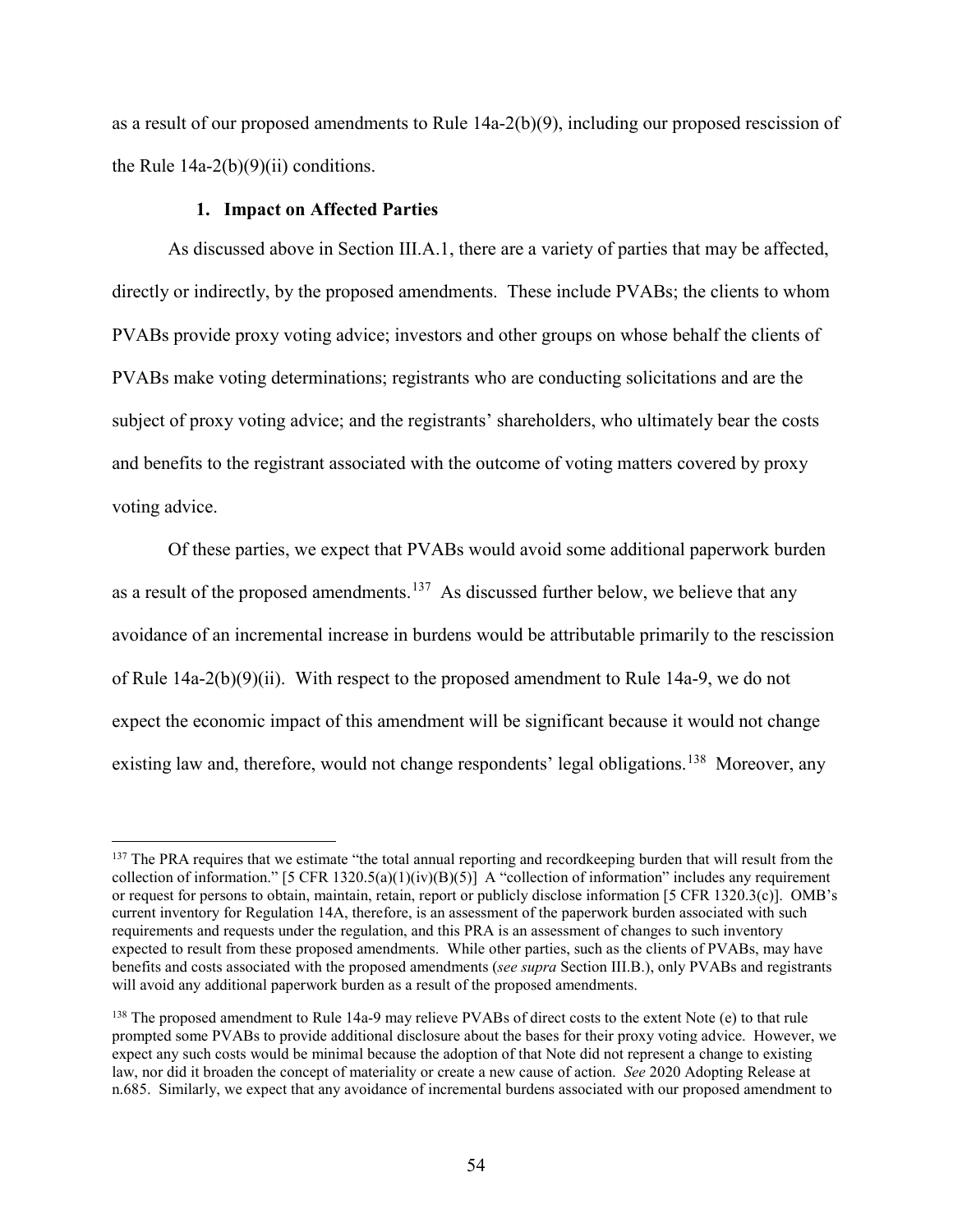as a result of our proposed amendments to Rule 14a-2(b)(9), including our proposed rescission of the Rule 14a-2(b)(9)(ii) conditions.

### 1. Impact on Affected Parties

As discussed above in Section III.A.1, there are a variety of parties that may be affected, directly or indirectly, by the proposed amendments. These include PVABs; the clients to whom PVABs provide proxy voting advice; investors and other groups on whose behalf the clients of PVABs make voting determinations; registrants who are conducting solicitations and are the subject of proxy voting advice; and the registrants' shareholders, who ultimately bear the costs and benefits to the registrant associated with the outcome of voting matters covered by proxy voting advice.

Of these parties, we expect that PVABs would avoid some additional paperwork burden as a result of the proposed amendments.[137] As discussed further below, we believe that any avoidance of an incremental increase in burdens would be attributable primarily to the rescission of Rule 14a-2(b)(9)(ii). With respect to the proposed amendment to Rule 14a-9, we do not expect the economic impact of this amendment will be significant because it would not change existing law and, therefore, would not change respondents' legal obligations.[138] Moreover, any

---

[137] The PRA requires that we estimate "the total annual reporting and recordkeeping burden that will result from the collection of information." [5 CFR 1320.5(a)(1)(iv)(B)(5)] A "collection of information" includes any requirement or request for persons to obtain, maintain, retain, report or publicly disclose information [5 CFR 1320.3(c)]. OMB's current inventory for Regulation 14A, therefore, is an assessment of the paperwork burden associated with such requirements and requests under the regulation, and this PRA is an assessment of changes to such inventory expected to result from these proposed amendments. While other parties, such as the clients of PVABs, may have benefits and costs associated with the proposed amendments (*see supra* Section III.B.), only PVABs and registrants will avoid any additional paperwork burden as a result of the proposed amendments.

[138] The proposed amendment to Rule 14a-9 may relieve PVABs of direct costs to the extent Note (e) to that rule prompted some PVABs to provide additional disclosure about the bases for their proxy voting advice. However, we expect any such costs would be minimal because the adoption of that Note did not represent a change to existing law, nor did it broaden the concept of materiality or create a new cause of action. *See* 2020 Adopting Release at n.685. Similarly, we expect that any avoidance of incremental burdens associated with our proposed amendment to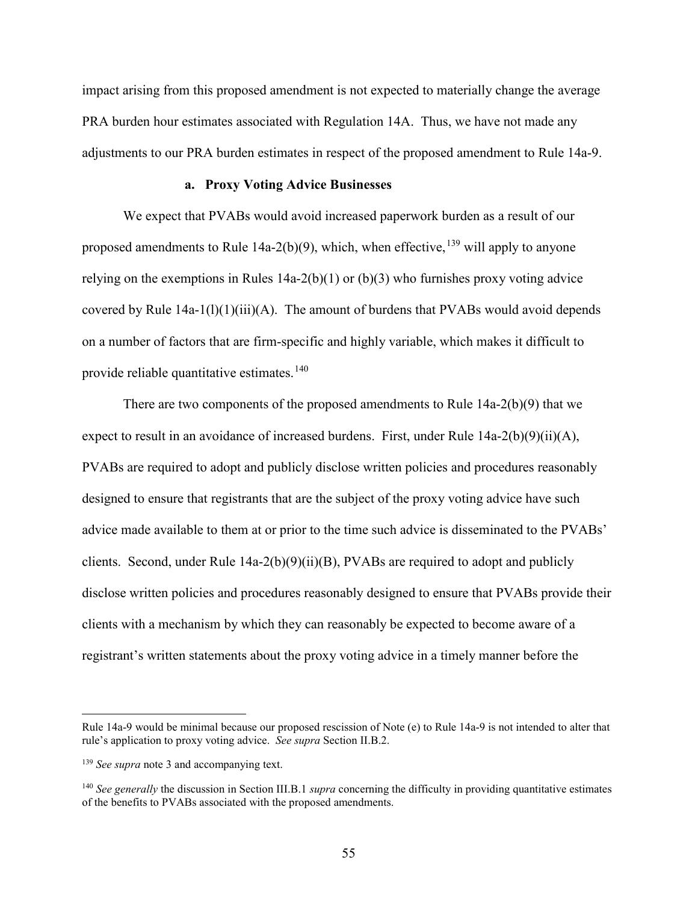impact arising from this proposed amendment is not expected to materially change the average PRA burden hour estimates associated with Regulation 14A. Thus, we have not made any adjustments to our PRA burden estimates in respect of the proposed amendment to Rule 14a-9.

### a. Proxy Voting Advice Businesses

We expect that PVABs would avoid increased paperwork burden as a result of our proposed amendments to Rule 14a-2(b)(9), which, when effective,[139] will apply to anyone relying on the exemptions in Rules 14a-2(b)(1) or (b)(3) who furnishes proxy voting advice covered by Rule 14a-1(l)(1)(iii)(A). The amount of burdens that PVABs would avoid depends on a number of factors that are firm-specific and highly variable, which makes it difficult to provide reliable quantitative estimates.[140]

There are two components of the proposed amendments to Rule 14a-2(b)(9) that we expect to result in an avoidance of increased burdens. First, under Rule 14a-2(b)(9)(ii)(A), PVABs are required to adopt and publicly disclose written policies and procedures reasonably designed to ensure that registrants that are the subject of the proxy voting advice have such advice made available to them at or prior to the time such advice is disseminated to the PVABs' clients. Second, under Rule 14a-2(b)(9)(ii)(B), PVABs are required to adopt and publicly disclose written policies and procedures reasonably designed to ensure that PVABs provide their clients with a mechanism by which they can reasonably be expected to become aware of a registrant's written statements about the proxy voting advice in a timely manner before the

---

Rule 14a-9 would be minimal because our proposed rescission of Note (e) to Rule 14a-9 is not intended to alter that rule's application to proxy voting advice. *See supra* Section II.B.2.

[139] *See supra* note 3 and accompanying text.

[140] *See generally* the discussion in Section III.B.1 *supra* concerning the difficulty in providing quantitative estimates of the benefits to PVABs associated with the proposed amendments.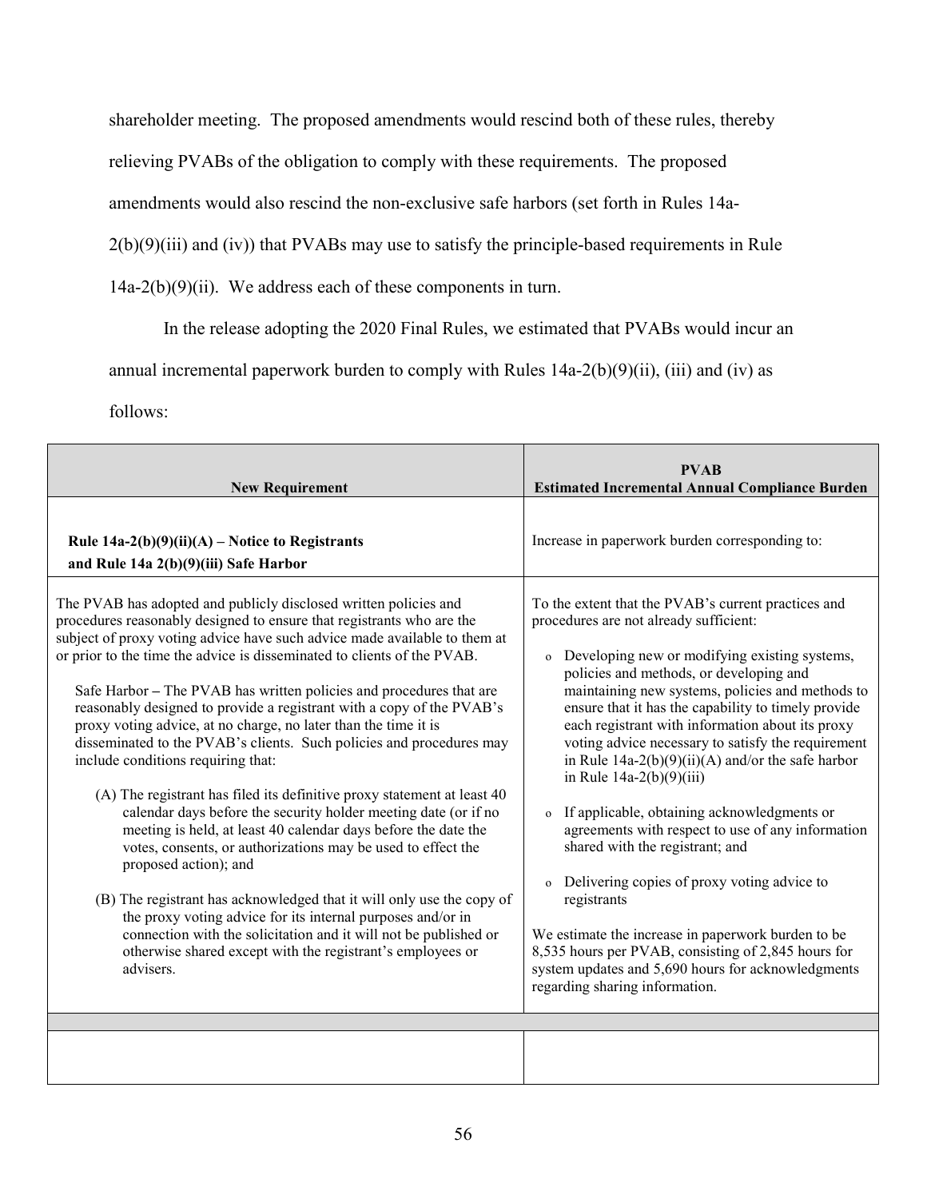shareholder meeting. The proposed amendments would rescind both of these rules, thereby relieving PVABs of the obligation to comply with these requirements. The proposed amendments would also rescind the non-exclusive safe harbors (set forth in Rules 14a-2(b)(9)(iii) and (iv)) that PVABs may use to satisfy the principle-based requirements in Rule 14a-2(b)(9)(ii). We address each of these components in turn.

In the release adopting the 2020 Final Rules, we estimated that PVABs would incur an annual incremental paperwork burden to comply with Rules 14a-2(b)(9)(ii), (iii) and (iv) as follows:

| New Requirement | PVAB Estimated Incremental Annual Compliance Burden |
|---|---|
| **Rule 14a-2(b)(9)(ii)(A) – Notice to Registrants and Rule 14a 2(b)(9)(iii) Safe Harbor** | Increase in paperwork burden corresponding to: |
| The PVAB has adopted and publicly disclosed written policies and procedures reasonably designed to ensure that registrants who are the subject of proxy voting advice have such advice made available to them at or prior to the time the advice is disseminated to clients of the PVAB.<br><br>Safe Harbor – The PVAB has written policies and procedures that are reasonably designed to provide a registrant with a copy of the PVAB's proxy voting advice, at no charge, no later than the time it is disseminated to the PVAB's clients. Such policies and procedures may include conditions requiring that:<br><br>(A) The registrant has filed its definitive proxy statement at least 40 calendar days before the security holder meeting date (or if no meeting is held, at least 40 calendar days before the date the votes, consents, or authorizations may be used to effect the proposed action); and<br><br>(B) The registrant has acknowledged that it will only use the copy of the proxy voting advice for its internal purposes and/or in connection with the solicitation and it will not be published or otherwise shared except with the registrant's employees or advisers. | To the extent that the PVAB's current practices and procedures are not already sufficient:<br><br>o Developing new or modifying existing systems, policies and methods, or developing and maintaining new systems, policies and methods to ensure that it has the capability to timely provide each registrant with information about its proxy voting advice necessary to satisfy the requirement in Rule 14a-2(b)(9)(ii)(A) and/or the safe harbor in Rule 14a-2(b)(9)(iii)<br><br>o If applicable, obtaining acknowledgments or agreements with respect to use of any information shared with the registrant; and<br><br>o Delivering copies of proxy voting advice to registrants<br><br>We estimate the increase in paperwork burden to be 8,535 hours per PVAB, consisting of 2,845 hours for system updates and 5,690 hours for acknowledgments regarding sharing information. |
| | |
| | |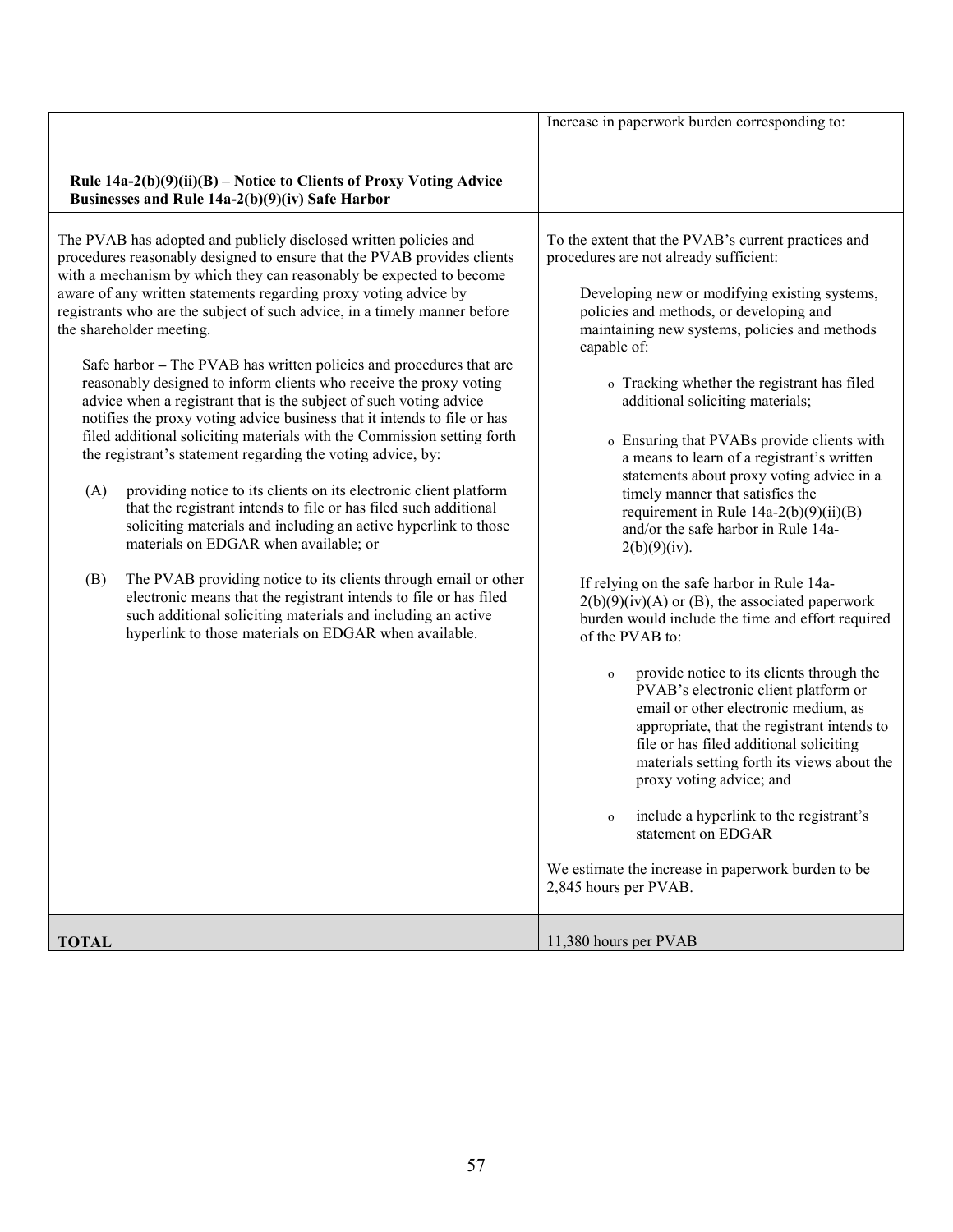| **Rule 14a-2(b)(9)(ii)(B) – Notice to Clients of Proxy Voting Advice Businesses and Rule 14a-2(b)(9)(iv) Safe Harbor** | Increase in paperwork burden corresponding to: |
|---|---|
| The PVAB has adopted and publicly disclosed written policies and procedures reasonably designed to ensure that the PVAB provides clients with a mechanism by which they can reasonably be expected to become aware of any written statements regarding proxy voting advice by registrants who are the subject of such advice, in a timely manner before the shareholder meeting.<br><br>Safe harbor – The PVAB has written policies and procedures that are reasonably designed to inform clients who receive the proxy voting advice when a registrant that is the subject of such voting advice notifies the proxy voting advice business that it intends to file or has filed additional soliciting materials with the Commission setting forth the registrant's statement regarding the voting advice, by:<br><br>(A) providing notice to its clients on its electronic client platform that the registrant intends to file or has filed such additional soliciting materials and including an active hyperlink to those materials on EDGAR when available; or<br><br>(B) The PVAB providing notice to its clients through email or other electronic means that the registrant intends to file or has filed such additional soliciting materials and including an active hyperlink to those materials on EDGAR when available. | To the extent that the PVAB's current practices and procedures are not already sufficient:<br><br>Developing new or modifying existing systems, policies and methods, or developing and maintaining new systems, policies and methods capable of:<br><br>o Tracking whether the registrant has filed additional soliciting materials;<br><br>o Ensuring that PVABs provide clients with a means to learn of a registrant's written statements about proxy voting advice in a timely manner that satisfies the requirement in Rule 14a-2(b)(9)(ii)(B) and/or the safe harbor in Rule 14a-2(b)(9)(iv).<br><br>If relying on the safe harbor in Rule 14a-2(b)(9)(iv)(A) or (B), the associated paperwork burden would include the time and effort required of the PVAB to:<br><br>o provide notice to its clients through the PVAB's electronic client platform or email or other electronic medium, as appropriate, that the registrant intends to file or has filed additional soliciting materials setting forth its views about the proxy voting advice; and<br><br>o include a hyperlink to the registrant's statement on EDGAR<br><br>We estimate the increase in paperwork burden to be 2,845 hours per PVAB. |
| **TOTAL** | 11,380 hours per PVAB |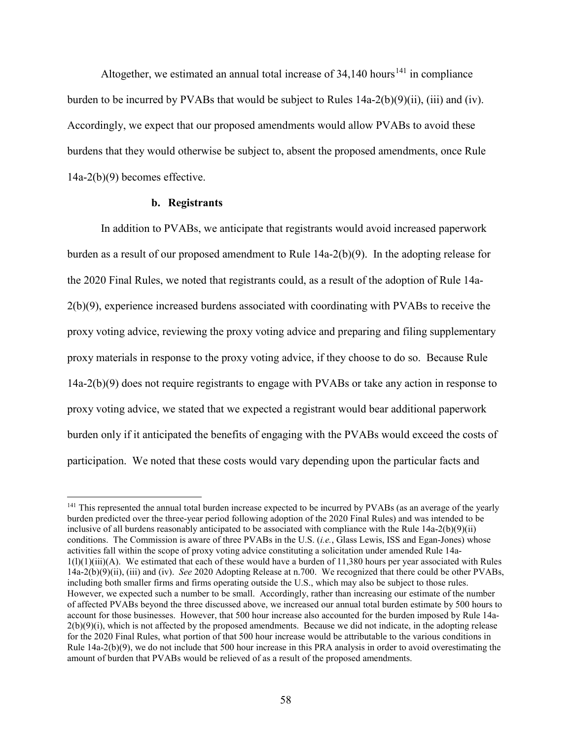Altogether, we estimated an annual total increase of 34,140 hours[141] in compliance burden to be incurred by PVABs that would be subject to Rules 14a-2(b)(9)(ii), (iii) and (iv). Accordingly, we expect that our proposed amendments would allow PVABs to avoid these burdens that they would otherwise be subject to, absent the proposed amendments, once Rule 14a-2(b)(9) becomes effective.

#### b. Registrants

In addition to PVABs, we anticipate that registrants would avoid increased paperwork burden as a result of our proposed amendment to Rule 14a-2(b)(9). In the adopting release for the 2020 Final Rules, we noted that registrants could, as a result of the adoption of Rule 14a-2(b)(9), experience increased burdens associated with coordinating with PVABs to receive the proxy voting advice, reviewing the proxy voting advice and preparing and filing supplementary proxy materials in response to the proxy voting advice, if they choose to do so. Because Rule 14a-2(b)(9) does not require registrants to engage with PVABs or take any action in response to proxy voting advice, we stated that we expected a registrant would bear additional paperwork burden only if it anticipated the benefits of engaging with the PVABs would exceed the costs of participation. We noted that these costs would vary depending upon the particular facts and

---

[141] This represented the annual total burden increase expected to be incurred by PVABs (as an average of the yearly burden predicted over the three-year period following adoption of the 2020 Final Rules) and was intended to be inclusive of all burdens reasonably anticipated to be associated with compliance with the Rule 14a-2(b)(9)(ii) conditions. The Commission is aware of three PVABs in the U.S. (*i.e.*, Glass Lewis, ISS and Egan-Jones) whose activities fall within the scope of proxy voting advice constituting a solicitation under amended Rule 14a-1(l)(1)(iii)(A). We estimated that each of these would have a burden of 11,380 hours per year associated with Rules 14a-2(b)(9)(ii), (iii) and (iv). *See* 2020 Adopting Release at n.700. We recognized that there could be other PVABs, including both smaller firms and firms operating outside the U.S., which may also be subject to those rules. However, we expected such a number to be small. Accordingly, rather than increasing our estimate of the number of affected PVABs beyond the three discussed above, we increased our annual total burden estimate by 500 hours to account for those businesses. However, that 500 hour increase also accounted for the burden imposed by Rule 14a-2(b)(9)(i), which is not affected by the proposed amendments. Because we did not indicate, in the adopting release for the 2020 Final Rules, what portion of that 500 hour increase would be attributable to the various conditions in Rule 14a-2(b)(9), we do not include that 500 hour increase in this PRA analysis in order to avoid overestimating the amount of burden that PVABs would be relieved of as a result of the proposed amendments.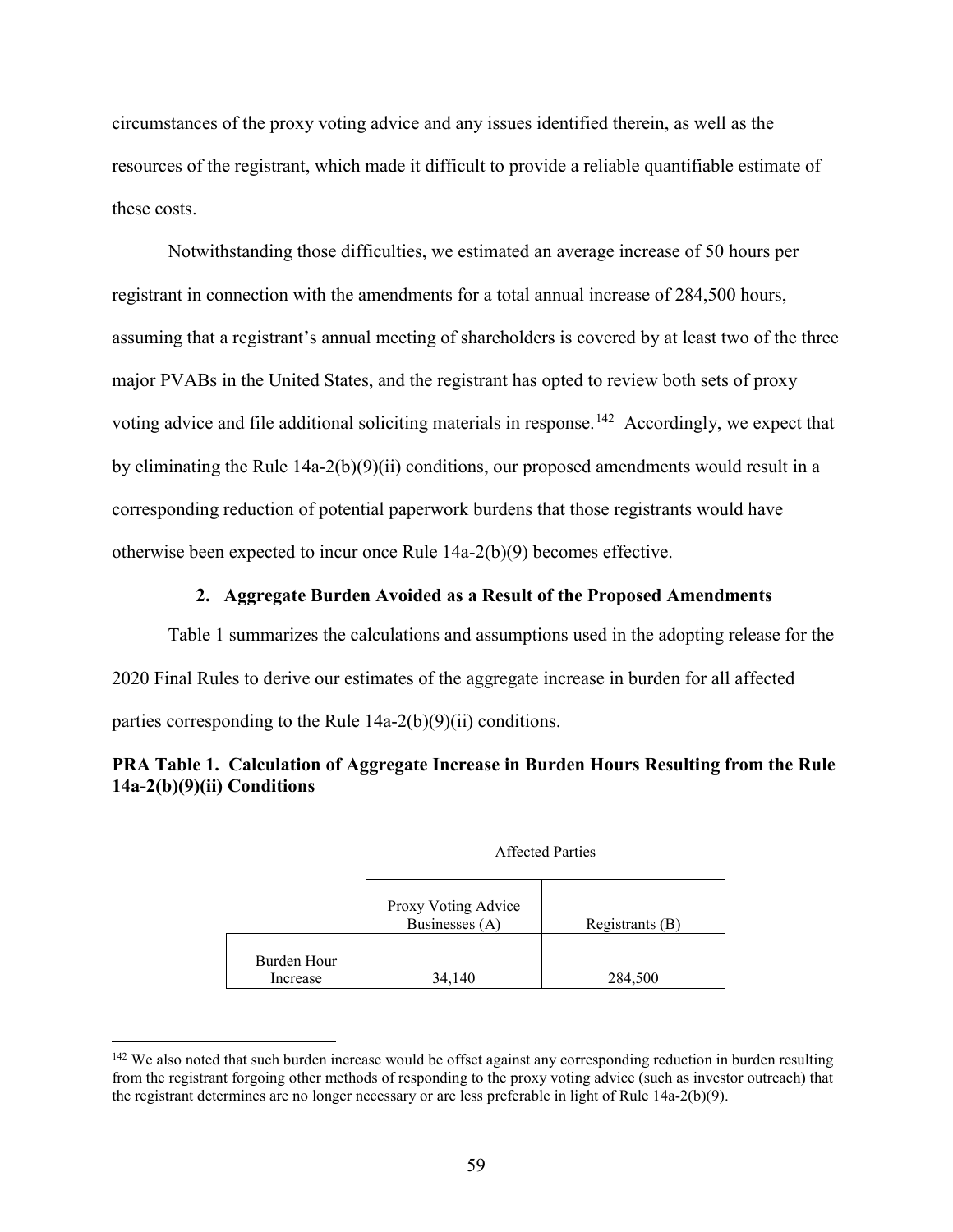circumstances of the proxy voting advice and any issues identified therein, as well as the resources of the registrant, which made it difficult to provide a reliable quantifiable estimate of these costs.

Notwithstanding those difficulties, we estimated an average increase of 50 hours per registrant in connection with the amendments for a total annual increase of 284,500 hours, assuming that a registrant's annual meeting of shareholders is covered by at least two of the three major PVABs in the United States, and the registrant has opted to review both sets of proxy voting advice and file additional soliciting materials in response.[142] Accordingly, we expect that by eliminating the Rule 14a-2(b)(9)(ii) conditions, our proposed amendments would result in a corresponding reduction of potential paperwork burdens that those registrants would have otherwise been expected to incur once Rule 14a-2(b)(9) becomes effective.

### 2. Aggregate Burden Avoided as a Result of the Proposed Amendments

Table 1 summarizes the calculations and assumptions used in the adopting release for the 2020 Final Rules to derive our estimates of the aggregate increase in burden for all affected parties corresponding to the Rule 14a-2(b)(9)(ii) conditions.

**PRA Table 1. Calculation of Aggregate Increase in Burden Hours Resulting from the Rule 14a-2(b)(9)(ii) Conditions**

| | Affected Parties | |
|---|---|---|
| | Proxy Voting Advice Businesses (A) | Registrants (B) |
| Burden Hour Increase | 34,140 | 284,500 |

[142] We also noted that such burden increase would be offset against any corresponding reduction in burden resulting from the registrant forgoing other methods of responding to the proxy voting advice (such as investor outreach) that the registrant determines are no longer necessary or are less preferable in light of Rule 14a-2(b)(9).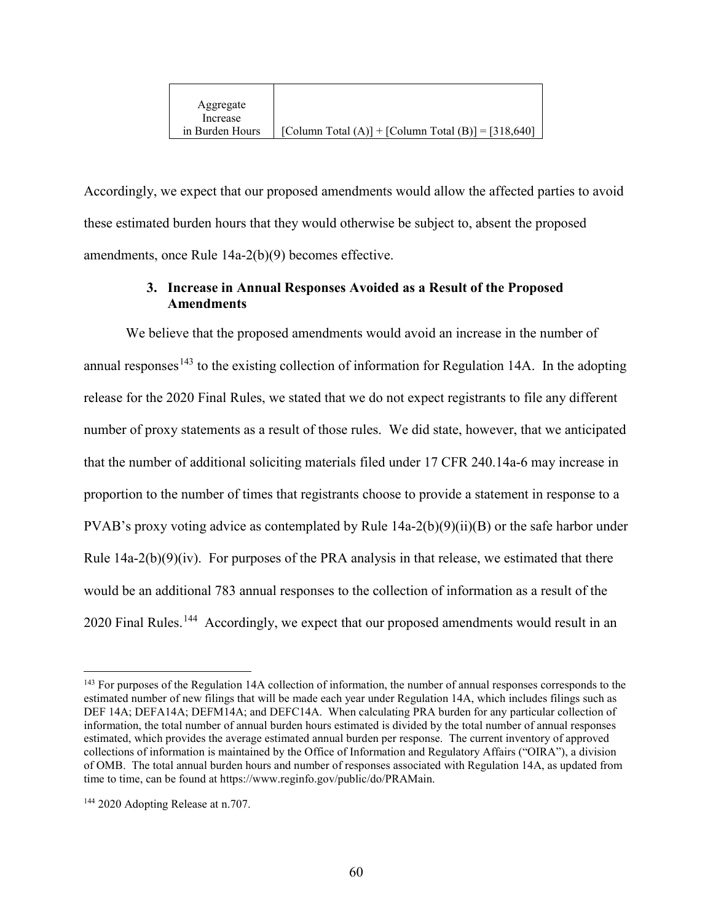| Aggregate Increase in Burden Hours | [Column Total (A)] + [Column Total (B)] = [318,640] |
|---|---|

Accordingly, we expect that our proposed amendments would allow the affected parties to avoid these estimated burden hours that they would otherwise be subject to, absent the proposed amendments, once Rule 14a-2(b)(9) becomes effective.

### 3. Increase in Annual Responses Avoided as a Result of the Proposed Amendments

We believe that the proposed amendments would avoid an increase in the number of annual responses[143] to the existing collection of information for Regulation 14A. In the adopting release for the 2020 Final Rules, we stated that we do not expect registrants to file any different number of proxy statements as a result of those rules. We did state, however, that we anticipated that the number of additional soliciting materials filed under 17 CFR 240.14a-6 may increase in proportion to the number of times that registrants choose to provide a statement in response to a PVAB's proxy voting advice as contemplated by Rule 14a-2(b)(9)(ii)(B) or the safe harbor under Rule 14a-2(b)(9)(iv). For purposes of the PRA analysis in that release, we estimated that there would be an additional 783 annual responses to the collection of information as a result of the 2020 Final Rules.[144] Accordingly, we expect that our proposed amendments would result in an

[143] For purposes of the Regulation 14A collection of information, the number of annual responses corresponds to the estimated number of new filings that will be made each year under Regulation 14A, which includes filings such as DEF 14A; DEFA14A; DEFM14A; and DEFC14A. When calculating PRA burden for any particular collection of information, the total number of annual burden hours estimated is divided by the total number of annual responses estimated, which provides the average estimated annual burden per response. The current inventory of approved collections of information is maintained by the Office of Information and Regulatory Affairs ("OIRA"), a division of OMB. The total annual burden hours and number of responses associated with Regulation 14A, as updated from time to time, can be found at https://www.reginfo.gov/public/do/PRAMain.

[144] 2020 Adopting Release at n.707.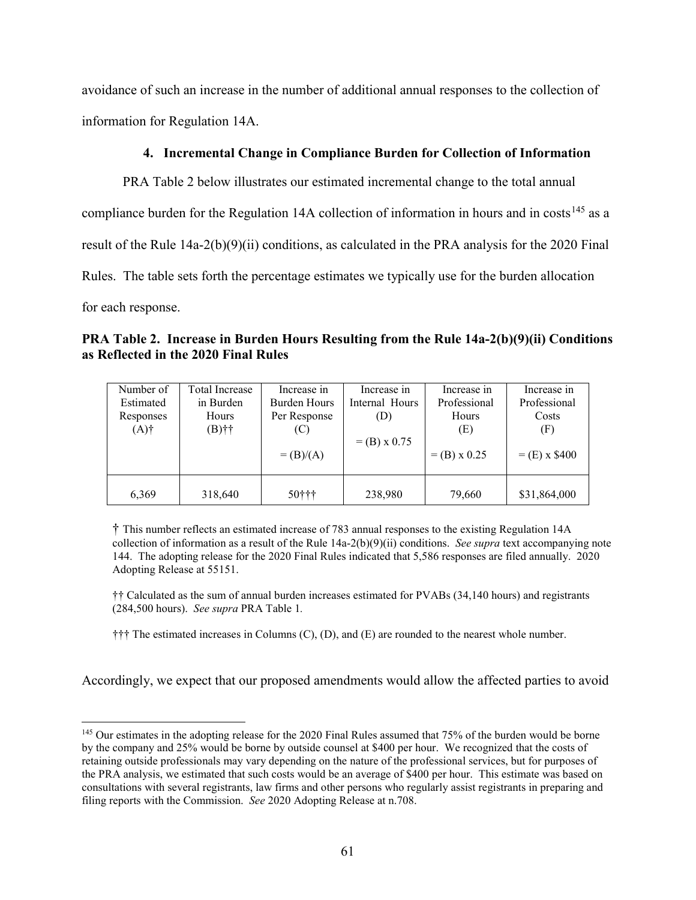avoidance of such an increase in the number of additional annual responses to the collection of information for Regulation 14A.

### 4. Incremental Change in Compliance Burden for Collection of Information

PRA Table 2 below illustrates our estimated incremental change to the total annual compliance burden for the Regulation 14A collection of information in hours and in costs[145] as a result of the Rule 14a-2(b)(9)(ii) conditions, as calculated in the PRA analysis for the 2020 Final Rules. The table sets forth the percentage estimates we typically use for the burden allocation for each response.

**PRA Table 2. Increase in Burden Hours Resulting from the Rule 14a-2(b)(9)(ii) Conditions as Reflected in the 2020 Final Rules**

| Number of Estimated Responses (A)† | Total Increase in Burden Hours (B)†† | Increase in Burden Hours Per Response (C) = (B)/(A) | Increase in Internal Hours (D) = (B) x 0.75 | Increase in Professional Hours (E) = (B) x 0.25 | Increase in Professional Costs (F) = (E) x $400 |
|---|---|---|---|---|---|
| 6,369 | 318,640 | 50††† | 238,980 | 79,660 | $31,864,000 |

† This number reflects an estimated increase of 783 annual responses to the existing Regulation 14A collection of information as a result of the Rule 14a-2(b)(9)(ii) conditions. *See supra* text accompanying note 144. The adopting release for the 2020 Final Rules indicated that 5,586 responses are filed annually. 2020 Adopting Release at 55151.

†† Calculated as the sum of annual burden increases estimated for PVABs (34,140 hours) and registrants (284,500 hours). *See supra* PRA Table 1.

††† The estimated increases in Columns (C), (D), and (E) are rounded to the nearest whole number.

Accordingly, we expect that our proposed amendments would allow the affected parties to avoid

[145] Our estimates in the adopting release for the 2020 Final Rules assumed that 75% of the burden would be borne by the company and 25% would be borne by outside counsel at $400 per hour. We recognized that the costs of retaining outside professionals may vary depending on the nature of the professional services, but for purposes of the PRA analysis, we estimated that such costs would be an average of $400 per hour. This estimate was based on consultations with several registrants, law firms and other persons who regularly assist registrants in preparing and filing reports with the Commission. *See* 2020 Adopting Release at n.708.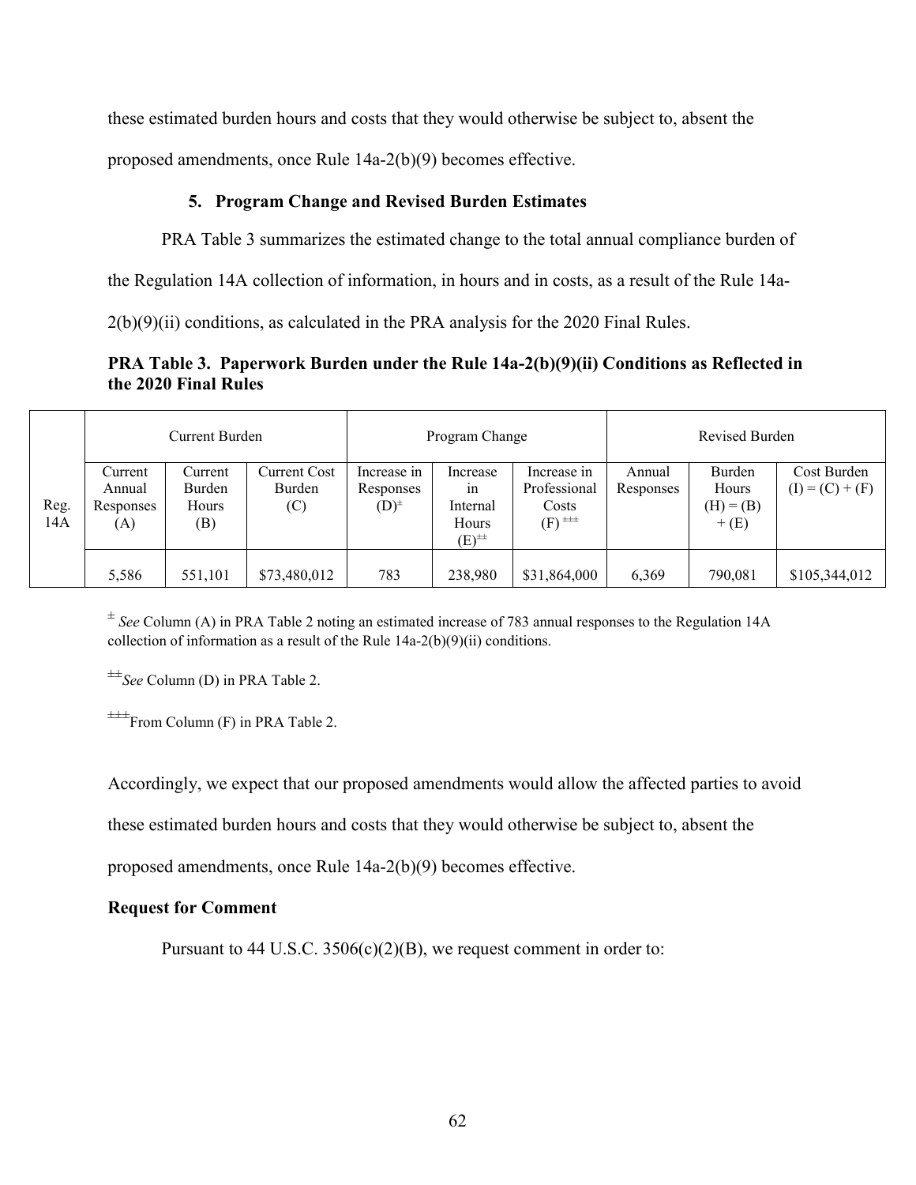these estimated burden hours and costs that they would otherwise be subject to, absent the proposed amendments, once Rule 14a-2(b)(9) becomes effective.

### 5. Program Change and Revised Burden Estimates

PRA Table 3 summarizes the estimated change to the total annual compliance burden of the Regulation 14A collection of information, in hours and in costs, as a result of the Rule 14a-2(b)(9)(ii) conditions, as calculated in the PRA analysis for the 2020 Final Rules.

**PRA Table 3. Paperwork Burden under the Rule 14a-2(b)(9)(ii) Conditions as Reflected in the 2020 Final Rules**

| | Current Burden | | | Program Change | | | Revised Burden | | |
|---|---|---|---|---|---|---|---|---|---|
| Reg. 14A | Current Annual Responses (A) | Current Burden Hours (B) | Current Cost Burden (C) | Increase in Responses (D)[±] | Increase in Internal Hours (E)[±±] | Increase in Professional Costs (F)[±±±] | Annual Responses | Burden Hours (H) = (B) + (E) | Cost Burden (I) = (C) + (F) |
| | 5,586 | 551,101 | $73,480,012 | 783 | 238,980 | $31,864,000 | 6,369 | 790,081 | $105,344,012 |

[±] *See* Column (A) in PRA Table 2 noting an estimated increase of 783 annual responses to the Regulation 14A collection of information as a result of the Rule 14a-2(b)(9)(ii) conditions.

[±±] *See* Column (D) in PRA Table 2.

[±±±] From Column (F) in PRA Table 2.

Accordingly, we expect that our proposed amendments would allow the affected parties to avoid these estimated burden hours and costs that they would otherwise be subject to, absent the proposed amendments, once Rule 14a-2(b)(9) becomes effective.

**Request for Comment**

Pursuant to 44 U.S.C. 3506(c)(2)(B), we request comment in order to: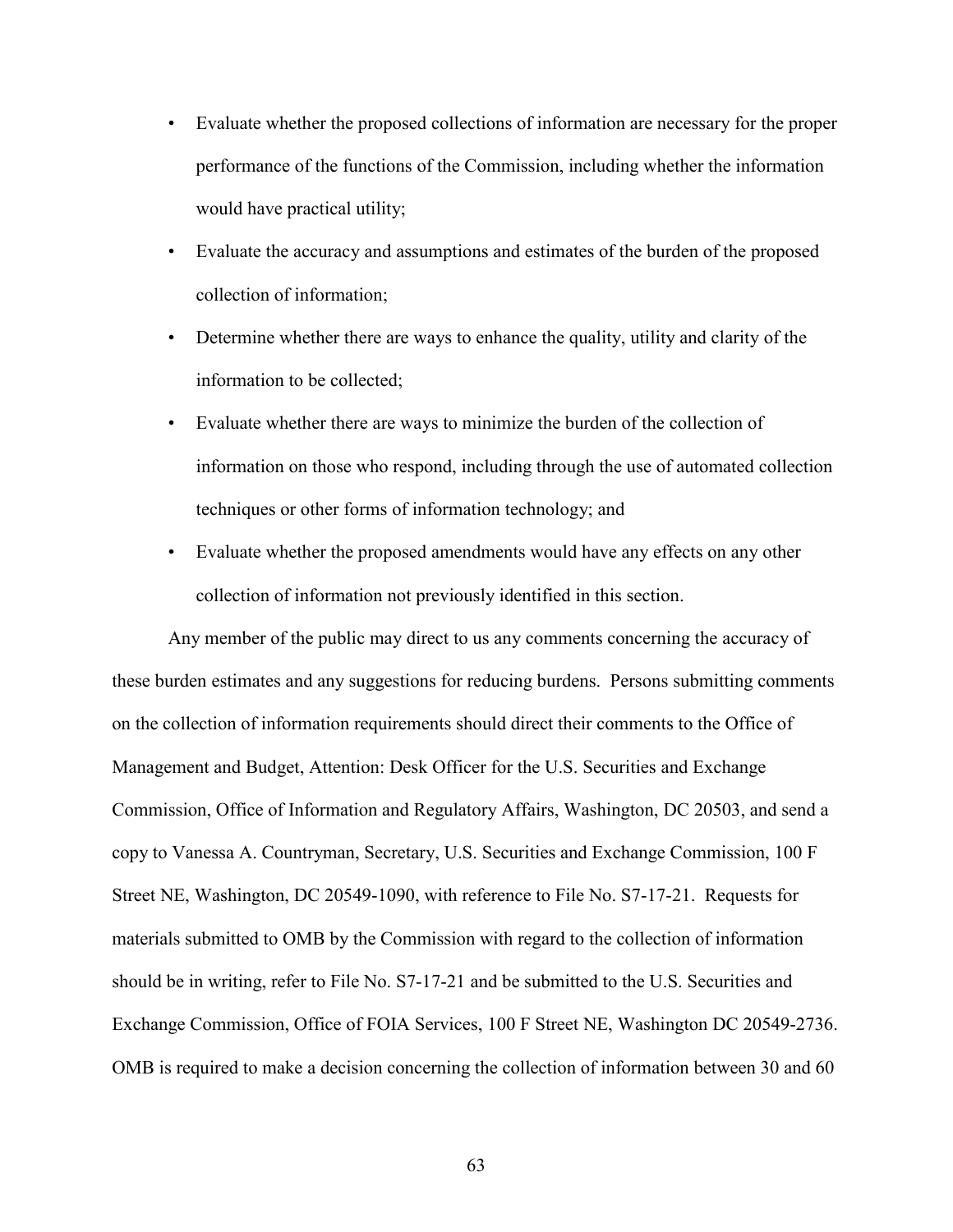- Evaluate whether the proposed collections of information are necessary for the proper performance of the functions of the Commission, including whether the information would have practical utility;
- Evaluate the accuracy and assumptions and estimates of the burden of the proposed collection of information;
- Determine whether there are ways to enhance the quality, utility and clarity of the information to be collected;
- Evaluate whether there are ways to minimize the burden of the collection of information on those who respond, including through the use of automated collection techniques or other forms of information technology; and
- Evaluate whether the proposed amendments would have any effects on any other collection of information not previously identified in this section.

Any member of the public may direct to us any comments concerning the accuracy of these burden estimates and any suggestions for reducing burdens. Persons submitting comments on the collection of information requirements should direct their comments to the Office of Management and Budget, Attention: Desk Officer for the U.S. Securities and Exchange Commission, Office of Information and Regulatory Affairs, Washington, DC 20503, and send a copy to Vanessa A. Countryman, Secretary, U.S. Securities and Exchange Commission, 100 F Street NE, Washington, DC 20549-1090, with reference to File No. S7-17-21. Requests for materials submitted to OMB by the Commission with regard to the collection of information should be in writing, refer to File No. S7-17-21 and be submitted to the U.S. Securities and Exchange Commission, Office of FOIA Services, 100 F Street NE, Washington DC 20549-2736. OMB is required to make a decision concerning the collection of information between 30 and 60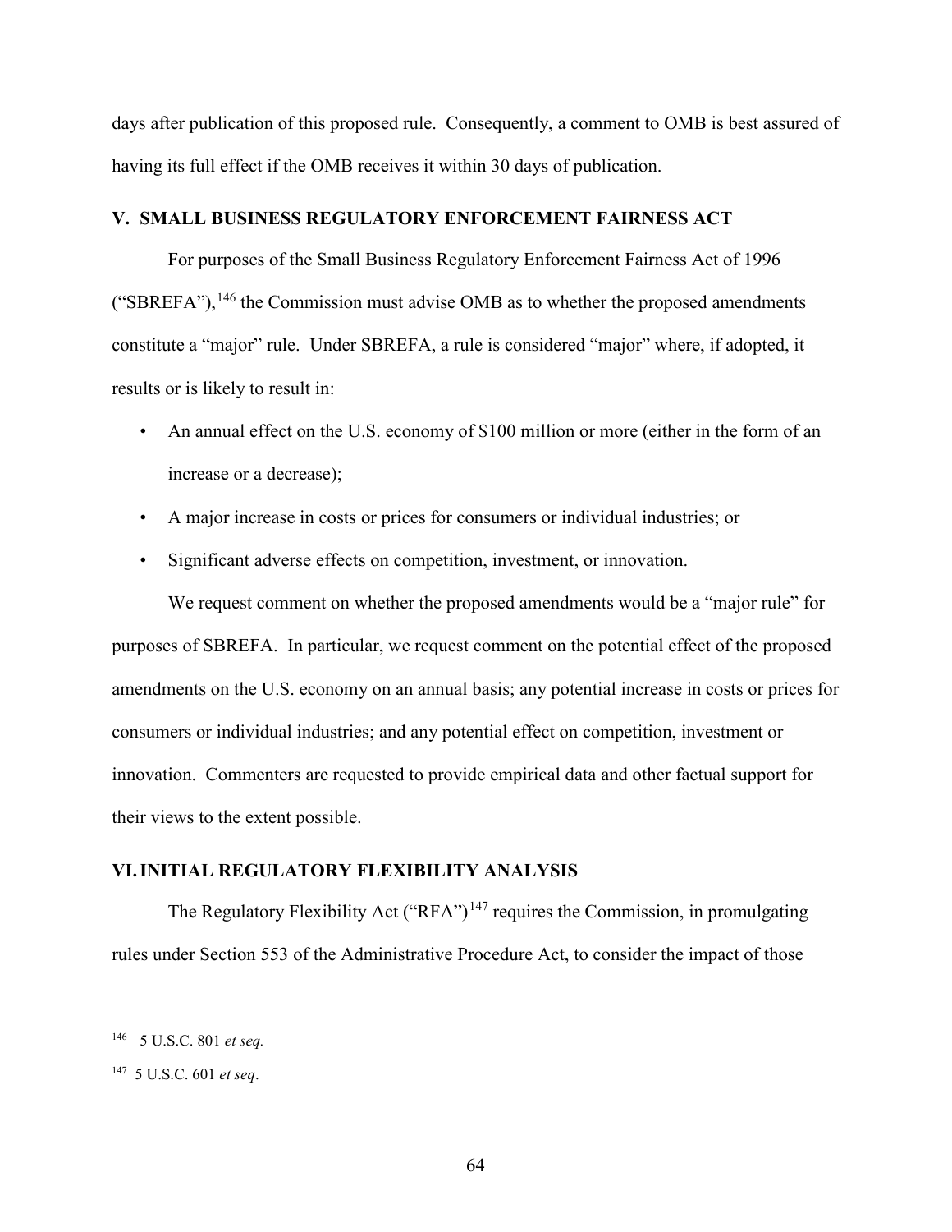days after publication of this proposed rule. Consequently, a comment to OMB is best assured of having its full effect if the OMB receives it within 30 days of publication.

## V. SMALL BUSINESS REGULATORY ENFORCEMENT FAIRNESS ACT

For purposes of the Small Business Regulatory Enforcement Fairness Act of 1996 ("SBREFA"),[146] the Commission must advise OMB as to whether the proposed amendments constitute a "major" rule. Under SBREFA, a rule is considered "major" where, if adopted, it results or is likely to result in:

- An annual effect on the U.S. economy of $100 million or more (either in the form of an increase or a decrease);
- A major increase in costs or prices for consumers or individual industries; or
- Significant adverse effects on competition, investment, or innovation.

We request comment on whether the proposed amendments would be a "major rule" for purposes of SBREFA. In particular, we request comment on the potential effect of the proposed amendments on the U.S. economy on an annual basis; any potential increase in costs or prices for consumers or individual industries; and any potential effect on competition, investment or innovation. Commenters are requested to provide empirical data and other factual support for their views to the extent possible.

## VI. INITIAL REGULATORY FLEXIBILITY ANALYSIS

The Regulatory Flexibility Act ("RFA")[147] requires the Commission, in promulgating rules under Section 553 of the Administrative Procedure Act, to consider the impact of those

---

[146] 5 U.S.C. 801 *et seq.*

[147] 5 U.S.C. 601 *et seq*.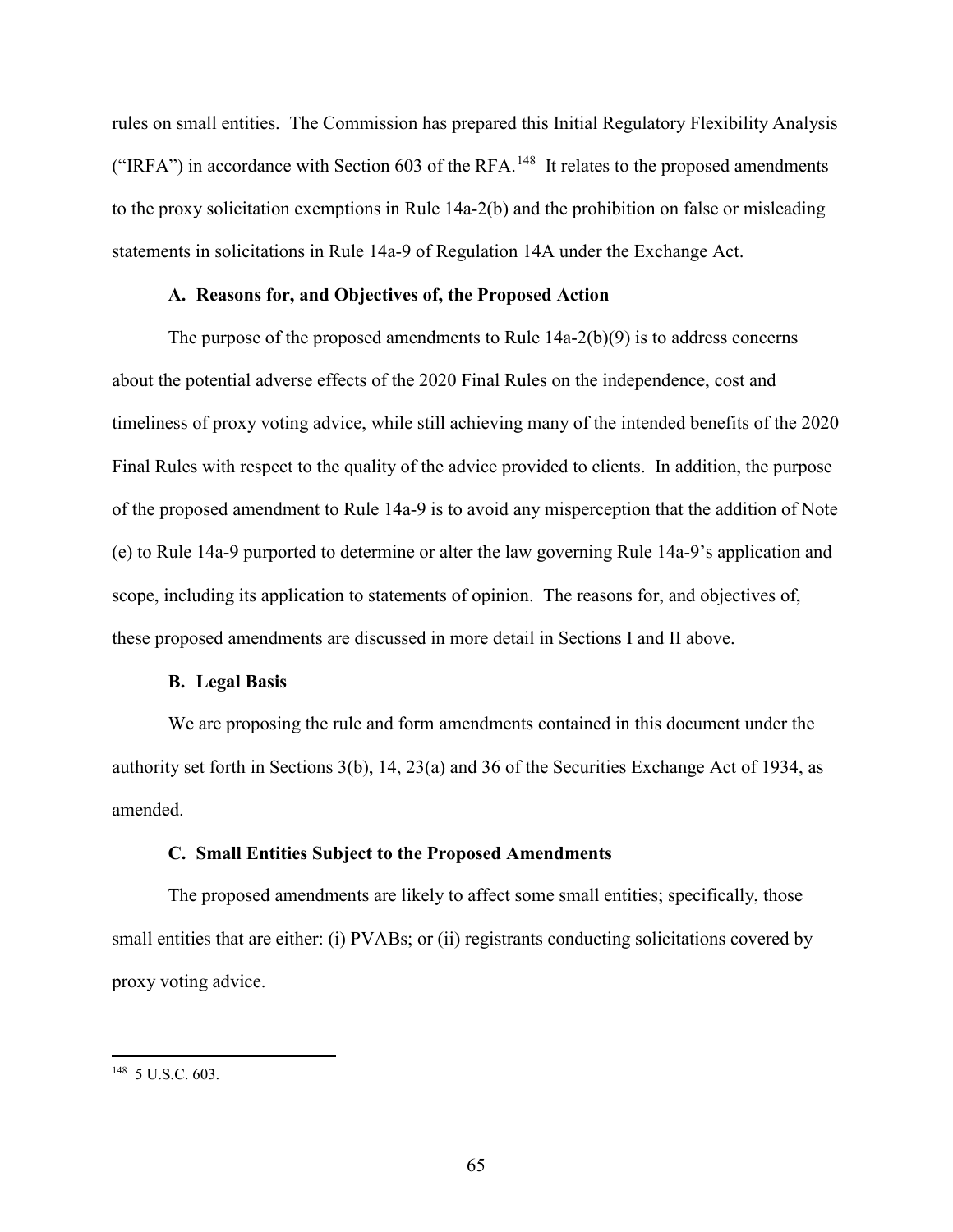rules on small entities. The Commission has prepared this Initial Regulatory Flexibility Analysis ("IRFA") in accordance with Section 603 of the RFA.[148] It relates to the proposed amendments to the proxy solicitation exemptions in Rule 14a-2(b) and the prohibition on false or misleading statements in solicitations in Rule 14a-9 of Regulation 14A under the Exchange Act.

### A. Reasons for, and Objectives of, the Proposed Action

The purpose of the proposed amendments to Rule 14a-2(b)(9) is to address concerns about the potential adverse effects of the 2020 Final Rules on the independence, cost and timeliness of proxy voting advice, while still achieving many of the intended benefits of the 2020 Final Rules with respect to the quality of the advice provided to clients. In addition, the purpose of the proposed amendment to Rule 14a-9 is to avoid any misperception that the addition of Note (e) to Rule 14a-9 purported to determine or alter the law governing Rule 14a-9's application and scope, including its application to statements of opinion. The reasons for, and objectives of, these proposed amendments are discussed in more detail in Sections I and II above.

### B. Legal Basis

We are proposing the rule and form amendments contained in this document under the authority set forth in Sections 3(b), 14, 23(a) and 36 of the Securities Exchange Act of 1934, as amended.

### C. Small Entities Subject to the Proposed Amendments

The proposed amendments are likely to affect some small entities; specifically, those small entities that are either: (i) PVABs; or (ii) registrants conducting solicitations covered by proxy voting advice.

---

[148] 5 U.S.C. 603.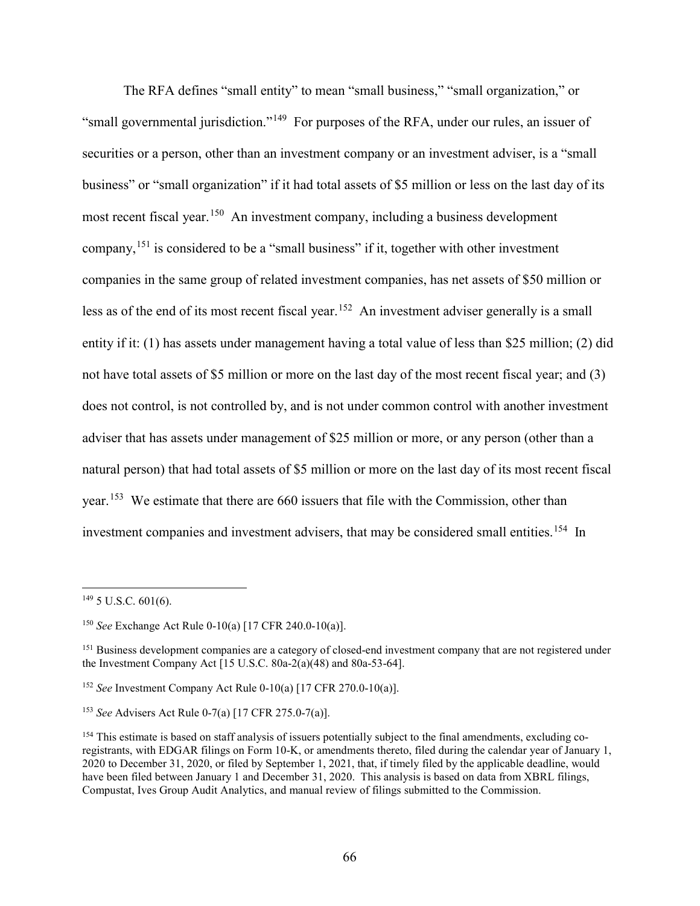The RFA defines "small entity" to mean "small business," "small organization," or "small governmental jurisdiction."[149] For purposes of the RFA, under our rules, an issuer of securities or a person, other than an investment company or an investment adviser, is a "small business" or "small organization" if it had total assets of $5 million or less on the last day of its most recent fiscal year.[150] An investment company, including a business development company,[151] is considered to be a "small business" if it, together with other investment companies in the same group of related investment companies, has net assets of $50 million or less as of the end of its most recent fiscal year.[152] An investment adviser generally is a small entity if it: (1) has assets under management having a total value of less than $25 million; (2) did not have total assets of $5 million or more on the last day of the most recent fiscal year; and (3) does not control, is not controlled by, and is not under common control with another investment adviser that has assets under management of $25 million or more, or any person (other than a natural person) that had total assets of $5 million or more on the last day of its most recent fiscal year.[153] We estimate that there are 660 issuers that file with the Commission, other than investment companies and investment advisers, that may be considered small entities.[154] In

---

[149] 5 U.S.C. 601(6).

[150] *See* Exchange Act Rule 0-10(a) [17 CFR 240.0-10(a)].

[151] Business development companies are a category of closed-end investment company that are not registered under the Investment Company Act [15 U.S.C. 80a-2(a)(48) and 80a-53-64].

[152] *See* Investment Company Act Rule 0-10(a) [17 CFR 270.0-10(a)].

[153] *See* Advisers Act Rule 0-7(a) [17 CFR 275.0-7(a)].

[154] This estimate is based on staff analysis of issuers potentially subject to the final amendments, excluding co-registrants, with EDGAR filings on Form 10-K, or amendments thereto, filed during the calendar year of January 1, 2020 to December 31, 2020, or filed by September 1, 2021, that, if timely filed by the applicable deadline, would have been filed between January 1 and December 31, 2020. This analysis is based on data from XBRL filings, Compustat, Ives Group Audit Analytics, and manual review of filings submitted to the Commission.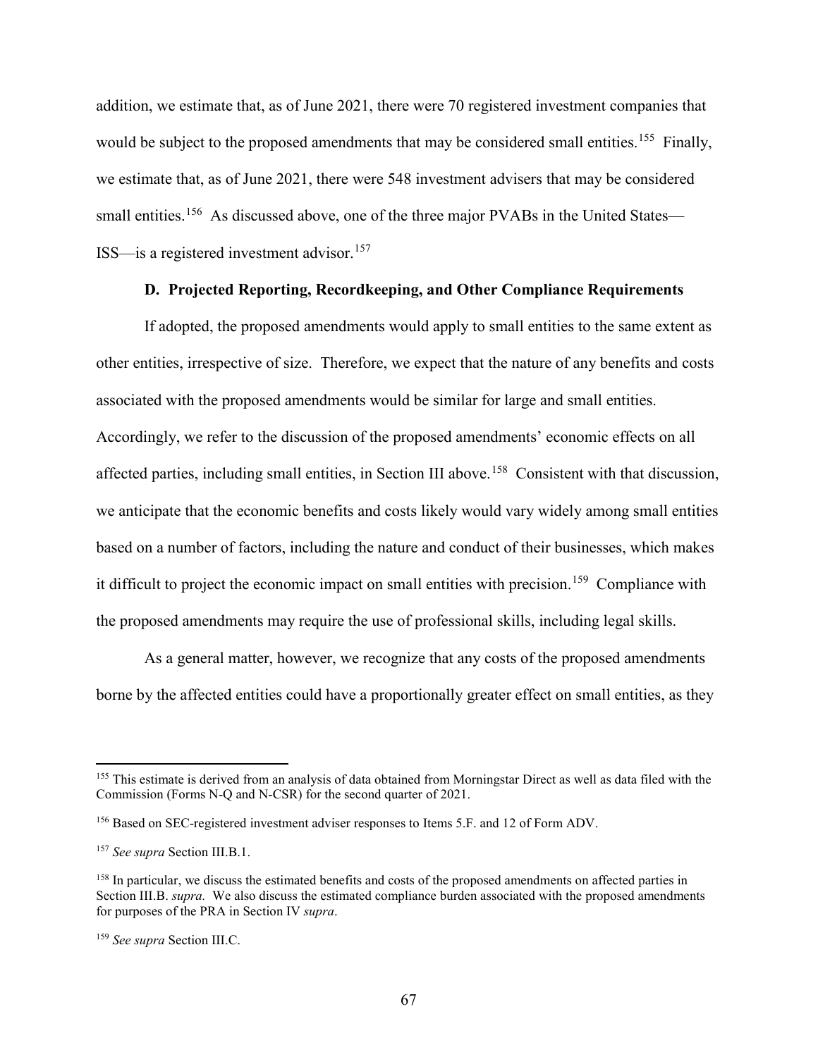addition, we estimate that, as of June 2021, there were 70 registered investment companies that would be subject to the proposed amendments that may be considered small entities.[155] Finally, we estimate that, as of June 2021, there were 548 investment advisers that may be considered small entities.[156] As discussed above, one of the three major PVABs in the United States—ISS—is a registered investment advisor.[157]

### D. Projected Reporting, Recordkeeping, and Other Compliance Requirements

If adopted, the proposed amendments would apply to small entities to the same extent as other entities, irrespective of size. Therefore, we expect that the nature of any benefits and costs associated with the proposed amendments would be similar for large and small entities. Accordingly, we refer to the discussion of the proposed amendments' economic effects on all affected parties, including small entities, in Section III above.[158] Consistent with that discussion, we anticipate that the economic benefits and costs likely would vary widely among small entities based on a number of factors, including the nature and conduct of their businesses, which makes it difficult to project the economic impact on small entities with precision.[159] Compliance with the proposed amendments may require the use of professional skills, including legal skills.

As a general matter, however, we recognize that any costs of the proposed amendments borne by the affected entities could have a proportionally greater effect on small entities, as they

---

[155] This estimate is derived from an analysis of data obtained from Morningstar Direct as well as data filed with the Commission (Forms N-Q and N-CSR) for the second quarter of 2021.

[156] Based on SEC-registered investment adviser responses to Items 5.F. and 12 of Form ADV.

[157] *See supra* Section III.B.1.

[158] In particular, we discuss the estimated benefits and costs of the proposed amendments on affected parties in Section III.B. *supra.* We also discuss the estimated compliance burden associated with the proposed amendments for purposes of the PRA in Section IV *supra*.

[159] *See supra* Section III.C.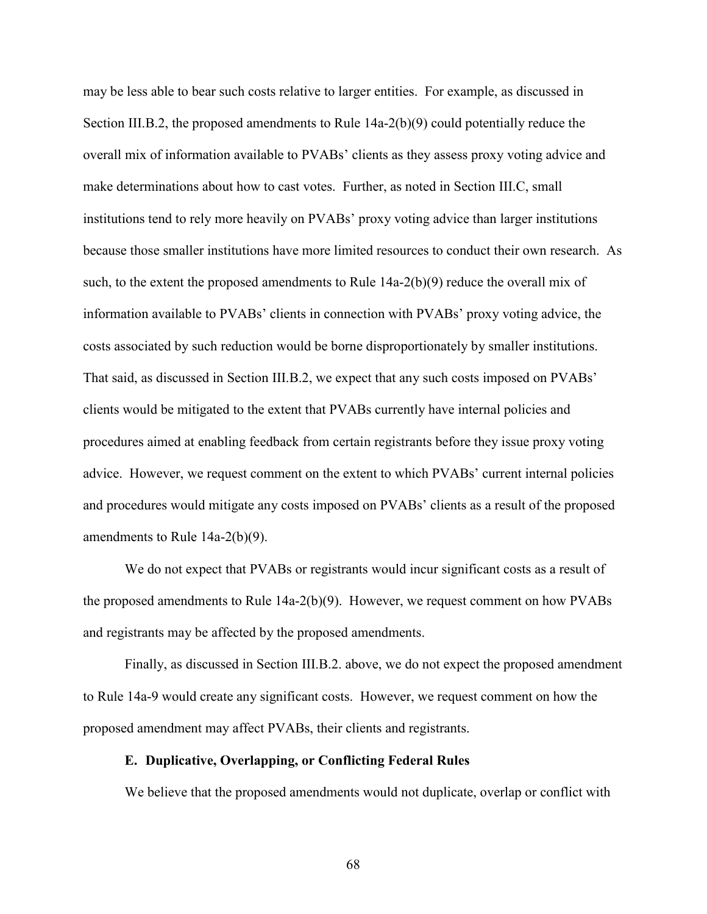may be less able to bear such costs relative to larger entities. For example, as discussed in Section III.B.2, the proposed amendments to Rule 14a-2(b)(9) could potentially reduce the overall mix of information available to PVABs' clients as they assess proxy voting advice and make determinations about how to cast votes. Further, as noted in Section III.C, small institutions tend to rely more heavily on PVABs' proxy voting advice than larger institutions because those smaller institutions have more limited resources to conduct their own research. As such, to the extent the proposed amendments to Rule 14a-2(b)(9) reduce the overall mix of information available to PVABs' clients in connection with PVABs' proxy voting advice, the costs associated by such reduction would be borne disproportionately by smaller institutions. That said, as discussed in Section III.B.2, we expect that any such costs imposed on PVABs' clients would be mitigated to the extent that PVABs currently have internal policies and procedures aimed at enabling feedback from certain registrants before they issue proxy voting advice. However, we request comment on the extent to which PVABs' current internal policies and procedures would mitigate any costs imposed on PVABs' clients as a result of the proposed amendments to Rule 14a-2(b)(9).

We do not expect that PVABs or registrants would incur significant costs as a result of the proposed amendments to Rule 14a-2(b)(9). However, we request comment on how PVABs and registrants may be affected by the proposed amendments.

Finally, as discussed in Section III.B.2. above, we do not expect the proposed amendment to Rule 14a-9 would create any significant costs. However, we request comment on how the proposed amendment may affect PVABs, their clients and registrants.

### E. Duplicative, Overlapping, or Conflicting Federal Rules

We believe that the proposed amendments would not duplicate, overlap or conflict with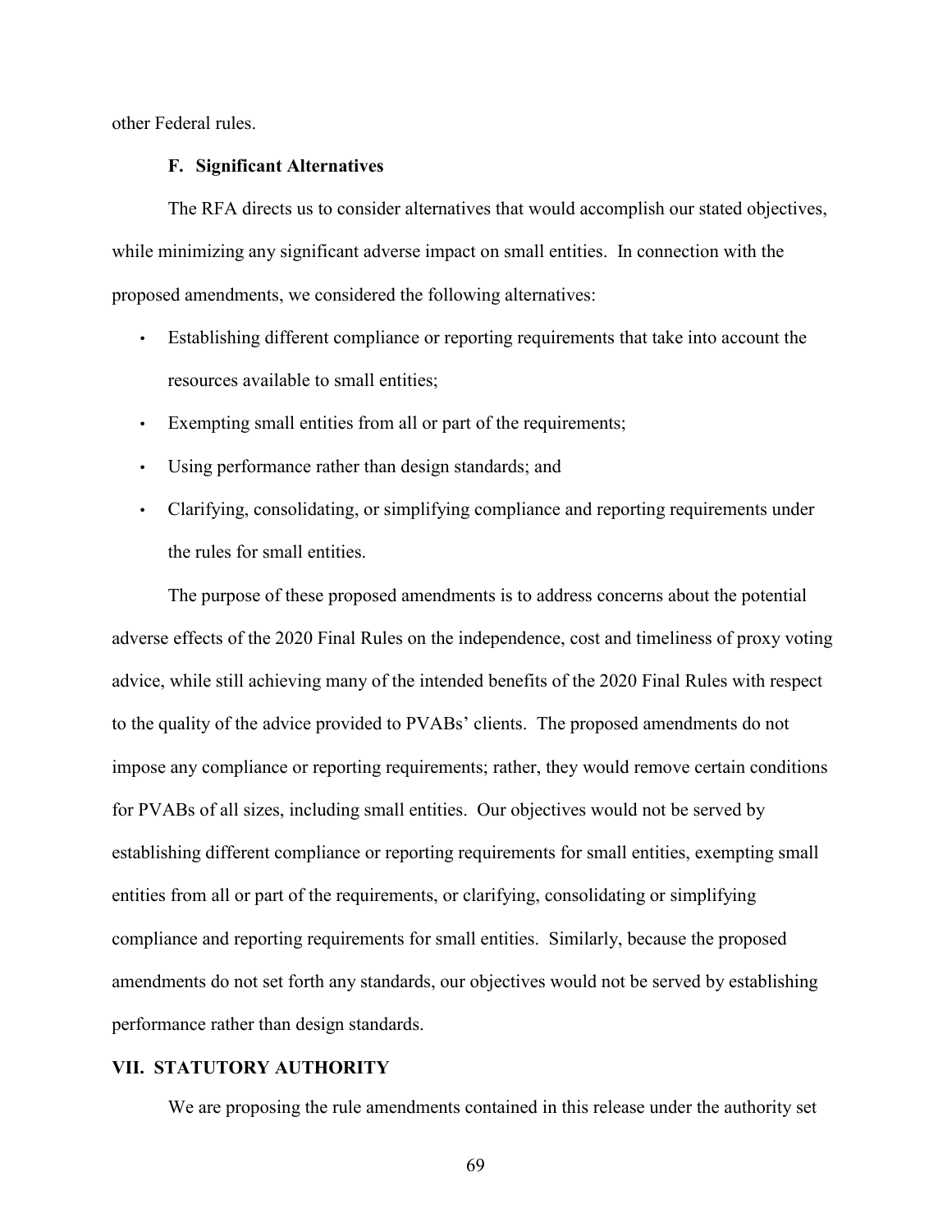other Federal rules.

### F. Significant Alternatives

The RFA directs us to consider alternatives that would accomplish our stated objectives, while minimizing any significant adverse impact on small entities. In connection with the proposed amendments, we considered the following alternatives:

- Establishing different compliance or reporting requirements that take into account the resources available to small entities;
- Exempting small entities from all or part of the requirements;
- Using performance rather than design standards; and
- Clarifying, consolidating, or simplifying compliance and reporting requirements under the rules for small entities.

The purpose of these proposed amendments is to address concerns about the potential adverse effects of the 2020 Final Rules on the independence, cost and timeliness of proxy voting advice, while still achieving many of the intended benefits of the 2020 Final Rules with respect to the quality of the advice provided to PVABs' clients. The proposed amendments do not impose any compliance or reporting requirements; rather, they would remove certain conditions for PVABs of all sizes, including small entities. Our objectives would not be served by establishing different compliance or reporting requirements for small entities, exempting small entities from all or part of the requirements, or clarifying, consolidating or simplifying compliance and reporting requirements for small entities. Similarly, because the proposed amendments do not set forth any standards, our objectives would not be served by establishing performance rather than design standards.

## VII. STATUTORY AUTHORITY

We are proposing the rule amendments contained in this release under the authority set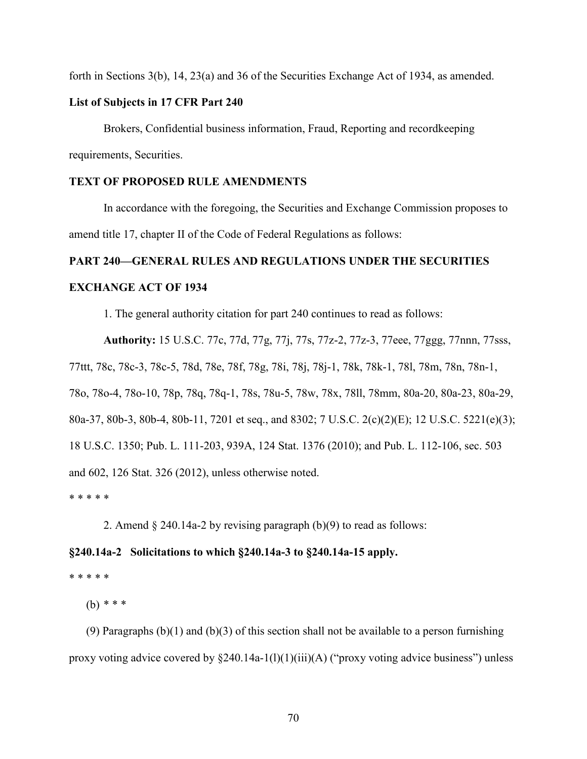forth in Sections 3(b), 14, 23(a) and 36 of the Securities Exchange Act of 1934, as amended.

**List of Subjects in 17 CFR Part 240**

Brokers, Confidential business information, Fraud, Reporting and recordkeeping requirements, Securities.

**TEXT OF PROPOSED RULE AMENDMENTS**

In accordance with the foregoing, the Securities and Exchange Commission proposes to amend title 17, chapter II of the Code of Federal Regulations as follows:

**PART 240—GENERAL RULES AND REGULATIONS UNDER THE SECURITIES EXCHANGE ACT OF 1934**

1. The general authority citation for part 240 continues to read as follows:

**Authority:** 15 U.S.C. 77c, 77d, 77g, 77j, 77s, 77z-2, 77z-3, 77eee, 77ggg, 77nnn, 77sss, 77ttt, 78c, 78c-3, 78c-5, 78d, 78e, 78f, 78g, 78i, 78j, 78j-1, 78k, 78k-1, 78l, 78m, 78n, 78n-1, 78o, 78o-4, 78o-10, 78p, 78q, 78q-1, 78s, 78u-5, 78w, 78x, 78ll, 78mm, 80a-20, 80a-23, 80a-29, 80a-37, 80b-3, 80b-4, 80b-11, 7201 et seq., and 8302; 7 U.S.C. 2(c)(2)(E); 12 U.S.C. 5221(e)(3); 18 U.S.C. 1350; Pub. L. 111-203, 939A, 124 Stat. 1376 (2010); and Pub. L. 112-106, sec. 503 and 602, 126 Stat. 326 (2012), unless otherwise noted.

* * * * *

2. Amend § 240.14a-2 by revising paragraph (b)(9) to read as follows:

**§240.14a-2 Solicitations to which §240.14a-3 to §240.14a-15 apply.**

* * * * *

(b) * * *

(9) Paragraphs (b)(1) and (b)(3) of this section shall not be available to a person furnishing proxy voting advice covered by §240.14a-1(l)(1)(iii)(A) ("proxy voting advice business") unless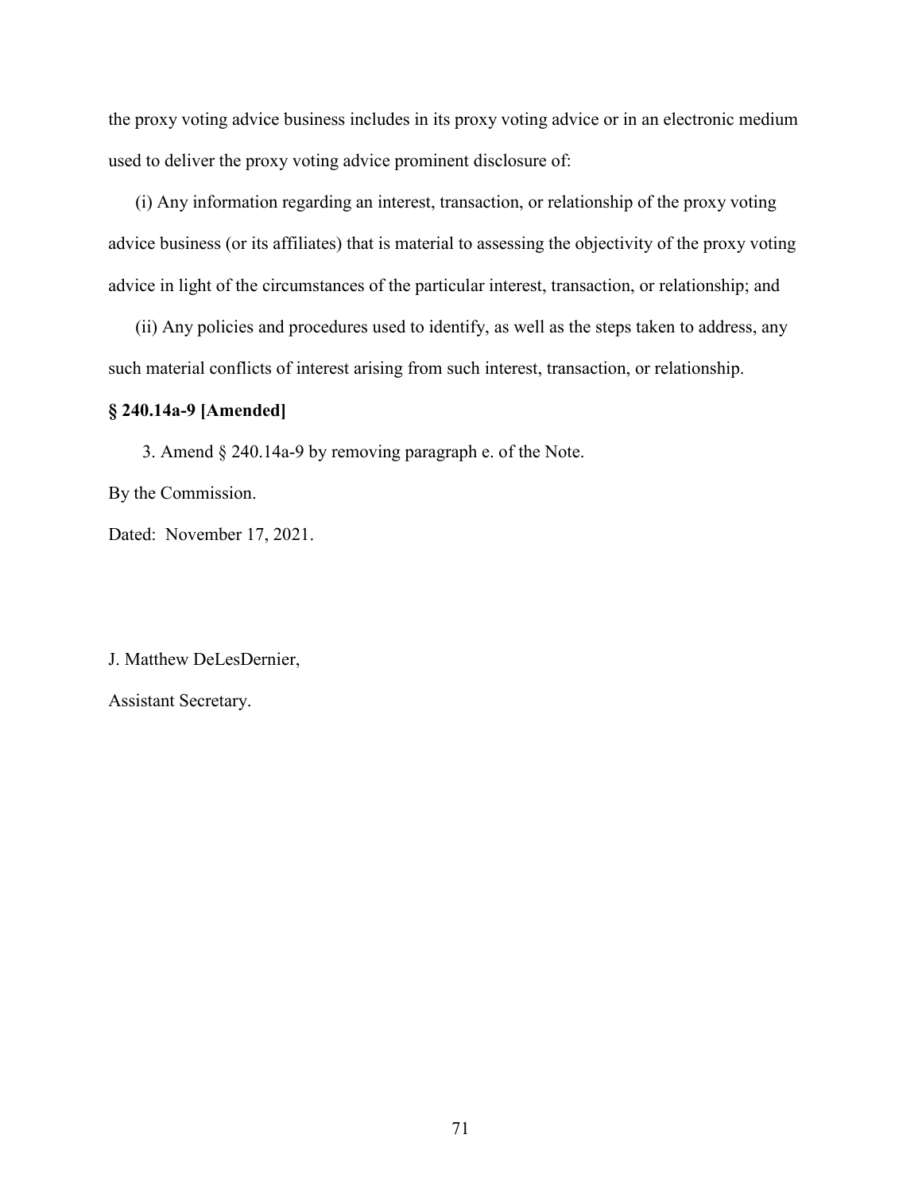the proxy voting advice business includes in its proxy voting advice or in an electronic medium used to deliver the proxy voting advice prominent disclosure of:

(i) Any information regarding an interest, transaction, or relationship of the proxy voting advice business (or its affiliates) that is material to assessing the objectivity of the proxy voting advice in light of the circumstances of the particular interest, transaction, or relationship; and

(ii) Any policies and procedures used to identify, as well as the steps taken to address, any such material conflicts of interest arising from such interest, transaction, or relationship.

**§ 240.14a-9 [Amended]**

3. Amend § 240.14a-9 by removing paragraph e. of the Note.

By the Commission.

Dated: November 17, 2021.

J. Matthew DeLesDernier,

Assistant Secretary.